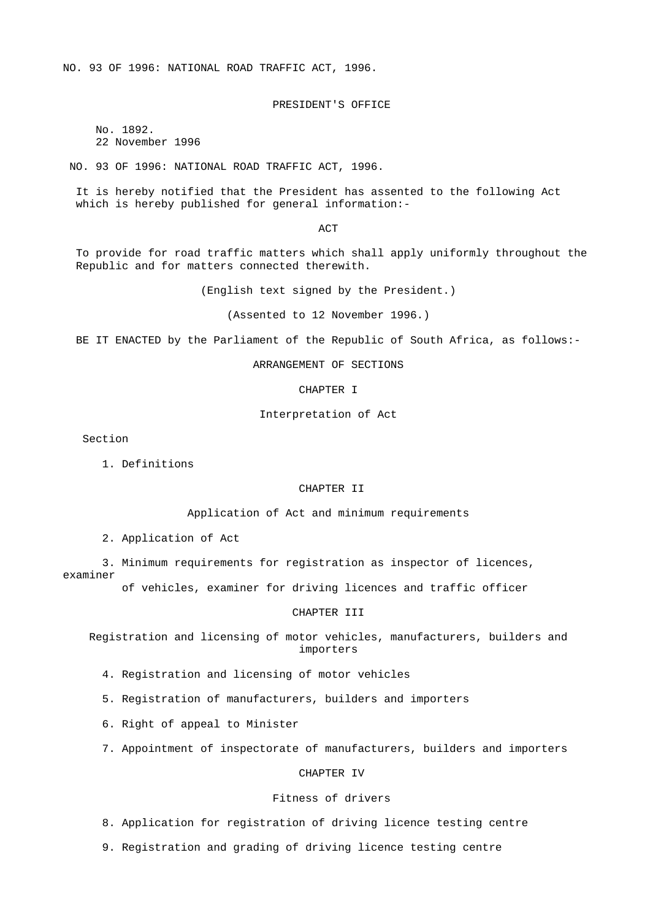NO. 93 OF 1996: NATIONAL ROAD TRAFFIC ACT, 1996.

PRESIDENT'S OFFICE

No. 1892.
22 November 1996

NO. 93 OF 1996: NATIONAL ROAD TRAFFIC ACT, 1996.

It is hereby notified that the President has assented to the following Act which is hereby published for general information:-

# ACT

To provide for road traffic matters which shall apply uniformly throughout the Republic and for matters connected therewith.

(English text signed by the President.)

(Assented to 12 November 1996.)

BE IT ENACTED by the Parliament of the Republic of South Africa, as follows:-

## ARRANGEMENT OF SECTIONS

### CHAPTER I

Interpretation of Act

Section

1. Definitions

### CHAPTER II

Application of Act and minimum requirements

2. Application of Act
3. Minimum requirements for registration as inspector of licences, examiner of vehicles, examiner for driving licences and traffic officer

### CHAPTER III

Registration and licensing of motor vehicles, manufacturers, builders and importers

4. Registration and licensing of motor vehicles
5. Registration of manufacturers, builders and importers
6. Right of appeal to Minister
7. Appointment of inspectorate of manufacturers, builders and importers

### CHAPTER IV

Fitness of drivers

8. Application for registration of driving licence testing centre
9. Registration and grading of driving licence testing centre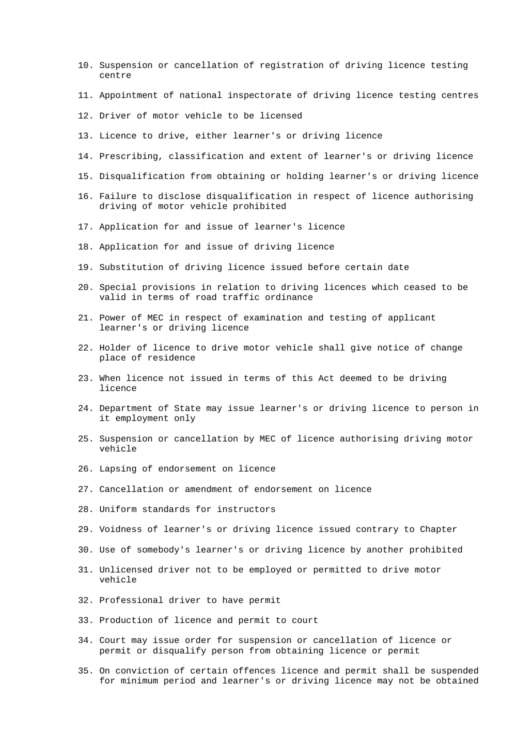10. Suspension or cancellation of registration of driving licence testing centre

11. Appointment of national inspectorate of driving licence testing centres

12. Driver of motor vehicle to be licensed

13. Licence to drive, either learner's or driving licence

14. Prescribing, classification and extent of learner's or driving licence

15. Disqualification from obtaining or holding learner's or driving licence

16. Failure to disclose disqualification in respect of licence authorising driving of motor vehicle prohibited

17. Application for and issue of learner's licence

18. Application for and issue of driving licence

19. Substitution of driving licence issued before certain date

20. Special provisions in relation to driving licences which ceased to be valid in terms of road traffic ordinance

21. Power of MEC in respect of examination and testing of applicant learner's or driving licence

22. Holder of licence to drive motor vehicle shall give notice of change place of residence

23. When licence not issued in terms of this Act deemed to be driving licence

24. Department of State may issue learner's or driving licence to person in it employment only

25. Suspension or cancellation by MEC of licence authorising driving motor vehicle

26. Lapsing of endorsement on licence

27. Cancellation or amendment of endorsement on licence

28. Uniform standards for instructors

29. Voidness of learner's or driving licence issued contrary to Chapter

30. Use of somebody's learner's or driving licence by another prohibited

31. Unlicensed driver not to be employed or permitted to drive motor vehicle

32. Professional driver to have permit

33. Production of licence and permit to court

34. Court may issue order for suspension or cancellation of licence or permit or disqualify person from obtaining licence or permit

35. On conviction of certain offences licence and permit shall be suspended for minimum period and learner's or driving licence may not be obtained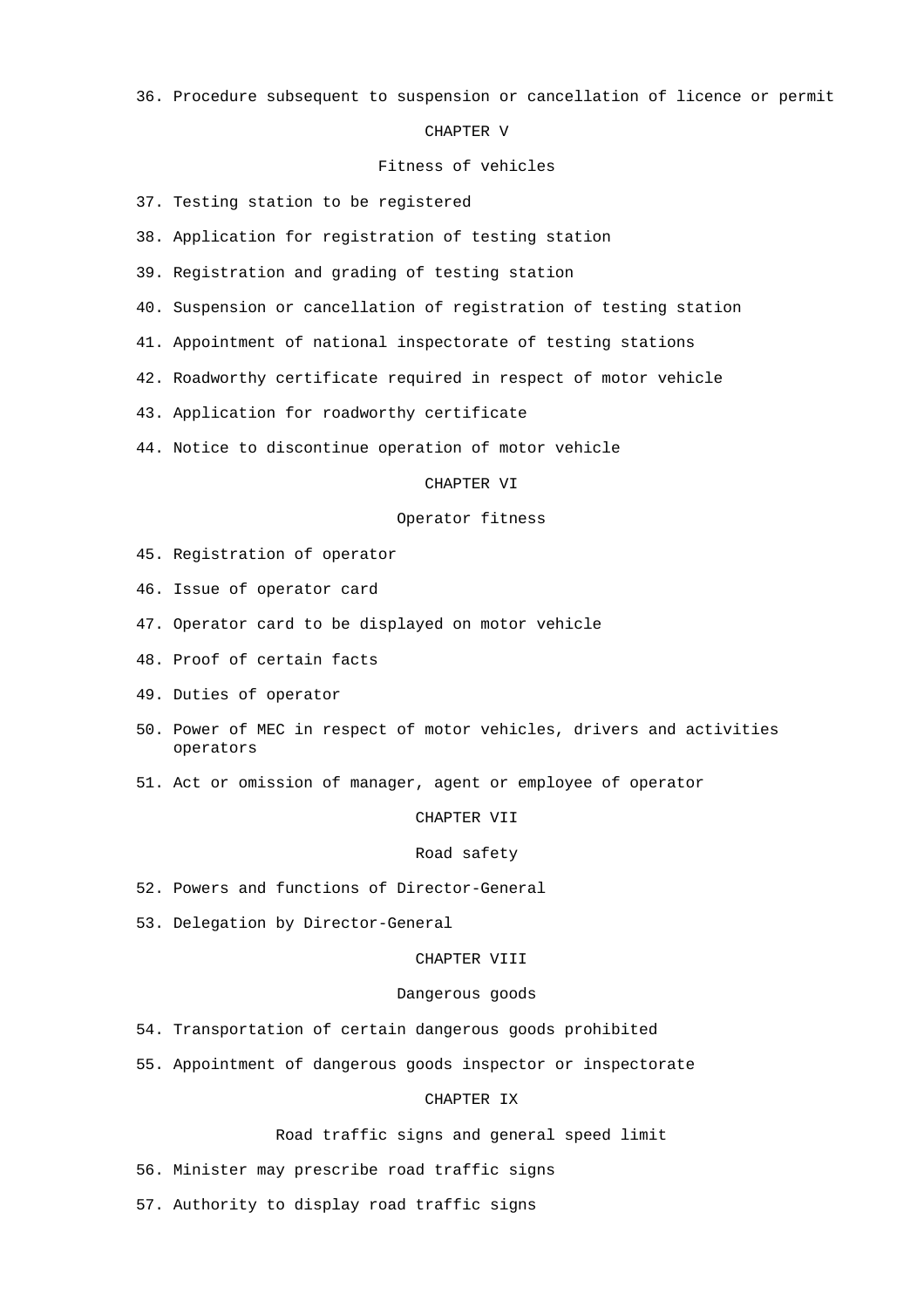36. Procedure subsequent to suspension or cancellation of licence or permit

CHAPTER V

Fitness of vehicles

37. Testing station to be registered

38. Application for registration of testing station

39. Registration and grading of testing station

40. Suspension or cancellation of registration of testing station

41. Appointment of national inspectorate of testing stations

42. Roadworthy certificate required in respect of motor vehicle

43. Application for roadworthy certificate

44. Notice to discontinue operation of motor vehicle

CHAPTER VI

Operator fitness

45. Registration of operator

46. Issue of operator card

47. Operator card to be displayed on motor vehicle

48. Proof of certain facts

49. Duties of operator

50. Power of MEC in respect of motor vehicles, drivers and activities operators

51. Act or omission of manager, agent or employee of operator

CHAPTER VII

Road safety

52. Powers and functions of Director-General

53. Delegation by Director-General

CHAPTER VIII

Dangerous goods

54. Transportation of certain dangerous goods prohibited

55. Appointment of dangerous goods inspector or inspectorate

CHAPTER IX

Road traffic signs and general speed limit

56. Minister may prescribe road traffic signs

57. Authority to display road traffic signs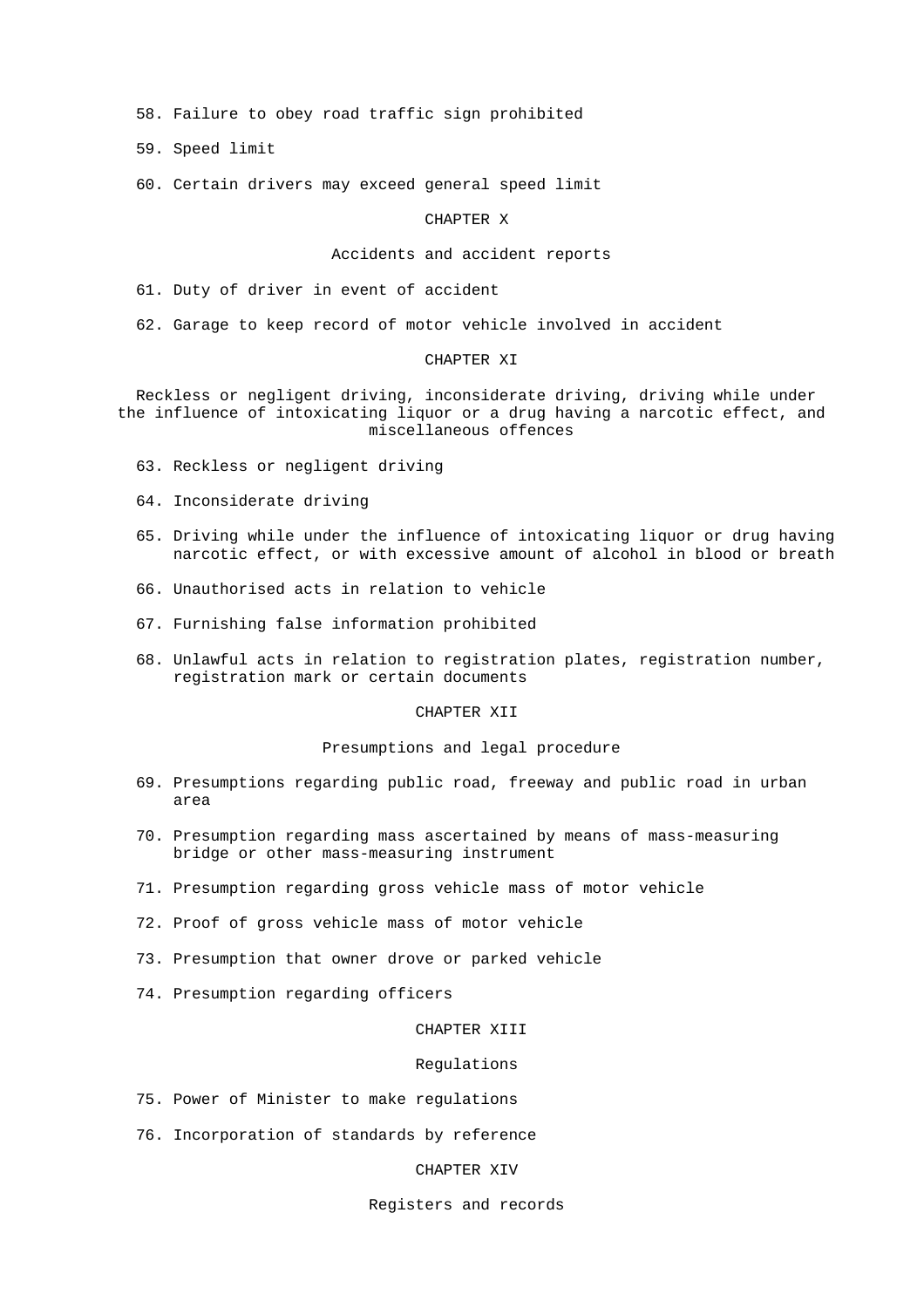58. Failure to obey road traffic sign prohibited

59. Speed limit

60. Certain drivers may exceed general speed limit

## CHAPTER X

### Accidents and accident reports

61. Duty of driver in event of accident

62. Garage to keep record of motor vehicle involved in accident

## CHAPTER XI

### Reckless or negligent driving, inconsiderate driving, driving while under the influence of intoxicating liquor or a drug having a narcotic effect, and miscellaneous offences

63. Reckless or negligent driving

64. Inconsiderate driving

65. Driving while under the influence of intoxicating liquor or drug having narcotic effect, or with excessive amount of alcohol in blood or breath

66. Unauthorised acts in relation to vehicle

67. Furnishing false information prohibited

68. Unlawful acts in relation to registration plates, registration number, registration mark or certain documents

## CHAPTER XII

### Presumptions and legal procedure

69. Presumptions regarding public road, freeway and public road in urban area

70. Presumption regarding mass ascertained by means of mass-measuring bridge or other mass-measuring instrument

71. Presumption regarding gross vehicle mass of motor vehicle

72. Proof of gross vehicle mass of motor vehicle

73. Presumption that owner drove or parked vehicle

74. Presumption regarding officers

## CHAPTER XIII

### Regulations

75. Power of Minister to make regulations

76. Incorporation of standards by reference

## CHAPTER XIV

### Registers and records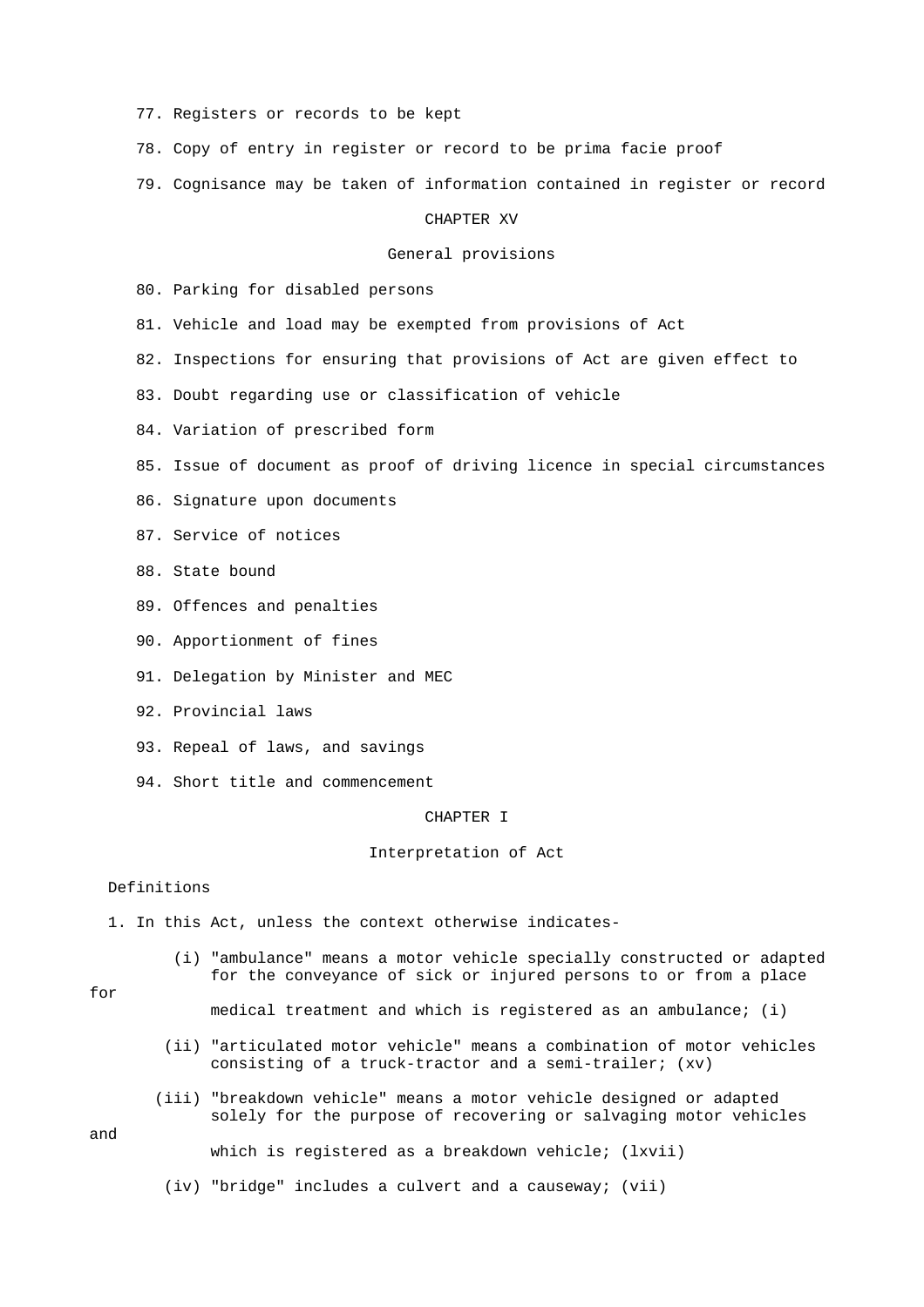77. Registers or records to be kept

78. Copy of entry in register or record to be prima facie proof

79. Cognisance may be taken of information contained in register or record

## CHAPTER XV

### General provisions

80. Parking for disabled persons

81. Vehicle and load may be exempted from provisions of Act

82. Inspections for ensuring that provisions of Act are given effect to

83. Doubt regarding use or classification of vehicle

84. Variation of prescribed form

85. Issue of document as proof of driving licence in special circumstances

86. Signature upon documents

87. Service of notices

88. State bound

89. Offences and penalties

90. Apportionment of fines

91. Delegation by Minister and MEC

92. Provincial laws

93. Repeal of laws, and savings

94. Short title and commencement

## CHAPTER I

### Interpretation of Act

Definitions

1. In this Act, unless the context otherwise indicates-

(i) "ambulance" means a motor vehicle specially constructed or adapted for the conveyance of sick or injured persons to or from a place for medical treatment and which is registered as an ambulance; (i)

(ii) "articulated motor vehicle" means a combination of motor vehicles consisting of a truck-tractor and a semi-trailer; (xv)

(iii) "breakdown vehicle" means a motor vehicle designed or adapted solely for the purpose of recovering or salvaging motor vehicles and which is registered as a breakdown vehicle; (lxvii)

(iv) "bridge" includes a culvert and a causeway; (vii)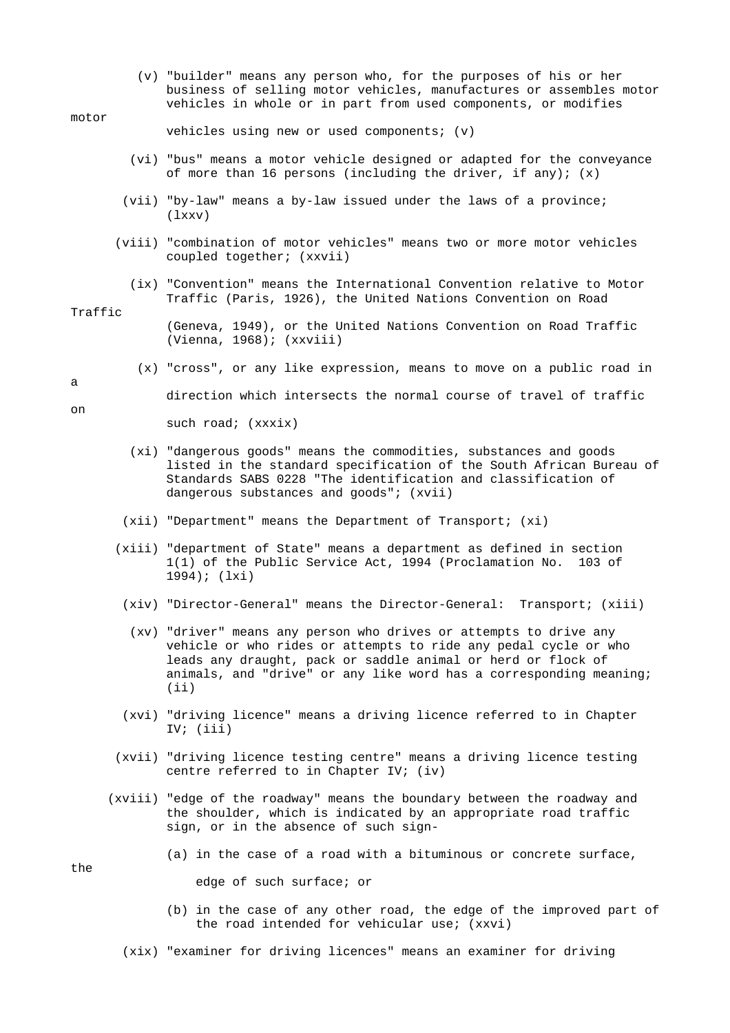(v) "builder" means any person who, for the purposes of his or her business of selling motor vehicles, manufactures or assembles motor vehicles in whole or in part from used components, or modifies motor vehicles using new or used components; (v)

(vi) "bus" means a motor vehicle designed or adapted for the conveyance of more than 16 persons (including the driver, if any); (x)

(vii) "by-law" means a by-law issued under the laws of a province; (lxxv)

(viii) "combination of motor vehicles" means two or more motor vehicles coupled together; (xxvii)

(ix) "Convention" means the International Convention relative to Motor Traffic (Paris, 1926), the United Nations Convention on Road Traffic (Geneva, 1949), or the United Nations Convention on Road Traffic (Vienna, 1968); (xxviii)

(x) "cross", or any like expression, means to move on a public road in a direction which intersects the normal course of travel of traffic on such road; (xxxix)

(xi) "dangerous goods" means the commodities, substances and goods listed in the standard specification of the South African Bureau of Standards SABS 0228 "The identification and classification of dangerous substances and goods"; (xvii)

(xii) "Department" means the Department of Transport; (xi)

(xiii) "department of State" means a department as defined in section 1(1) of the Public Service Act, 1994 (Proclamation No. 103 of 1994); (lxi)

(xiv) "Director-General" means the Director-General: Transport; (xiii)

(xv) "driver" means any person who drives or attempts to drive any vehicle or who rides or attempts to ride any pedal cycle or who leads any draught, pack or saddle animal or herd or flock of animals, and "drive" or any like word has a corresponding meaning; (ii)

(xvi) "driving licence" means a driving licence referred to in Chapter IV; (iii)

(xvii) "driving licence testing centre" means a driving licence testing centre referred to in Chapter IV; (iv)

(xviii) "edge of the roadway" means the boundary between the roadway and the shoulder, which is indicated by an appropriate road traffic sign, or in the absence of such sign-

(a) in the case of a road with a bituminous or concrete surface, the edge of such surface; or

(b) in the case of any other road, the edge of the improved part of the road intended for vehicular use; (xxvi)

(xix) "examiner for driving licences" means an examiner for driving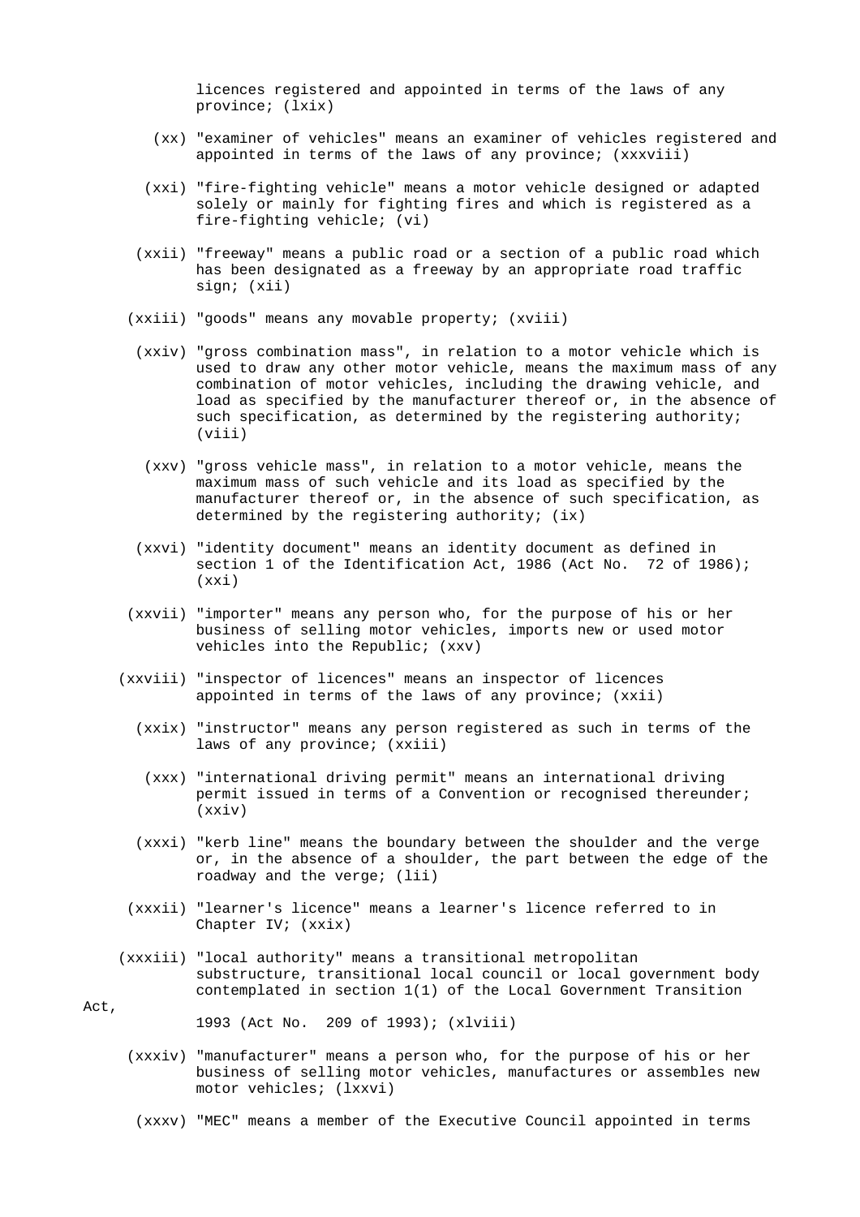licences registered and appointed in terms of the laws of any province; (lxix)

(xx) "examiner of vehicles" means an examiner of vehicles registered and appointed in terms of the laws of any province; (xxxviii)

(xxi) "fire-fighting vehicle" means a motor vehicle designed or adapted solely or mainly for fighting fires and which is registered as a fire-fighting vehicle; (vi)

(xxii) "freeway" means a public road or a section of a public road which has been designated as a freeway by an appropriate road traffic sign; (xii)

(xxiii) "goods" means any movable property; (xviii)

(xxiv) "gross combination mass", in relation to a motor vehicle which is used to draw any other motor vehicle, means the maximum mass of any combination of motor vehicles, including the drawing vehicle, and load as specified by the manufacturer thereof or, in the absence of such specification, as determined by the registering authority; (viii)

(xxv) "gross vehicle mass", in relation to a motor vehicle, means the maximum mass of such vehicle and its load as specified by the manufacturer thereof or, in the absence of such specification, as determined by the registering authority; (ix)

(xxvi) "identity document" means an identity document as defined in section 1 of the Identification Act, 1986 (Act No. 72 of 1986); (xxi)

(xxvii) "importer" means any person who, for the purpose of his or her business of selling motor vehicles, imports new or used motor vehicles into the Republic; (xxv)

(xxviii) "inspector of licences" means an inspector of licences appointed in terms of the laws of any province; (xxii)

(xxix) "instructor" means any person registered as such in terms of the laws of any province; (xxiii)

(xxx) "international driving permit" means an international driving permit issued in terms of a Convention or recognised thereunder; (xxiv)

(xxxi) "kerb line" means the boundary between the shoulder and the verge or, in the absence of a shoulder, the part between the edge of the roadway and the verge; (lii)

(xxxii) "learner's licence" means a learner's licence referred to in Chapter IV; (xxix)

(xxxiii) "local authority" means a transitional metropolitan substructure, transitional local council or local government body contemplated in section 1(1) of the Local Government Transition Act, 1993 (Act No. 209 of 1993); (xlviii)

(xxxiv) "manufacturer" means a person who, for the purpose of his or her business of selling motor vehicles, manufactures or assembles new motor vehicles; (lxxvi)

(xxxv) "MEC" means a member of the Executive Council appointed in terms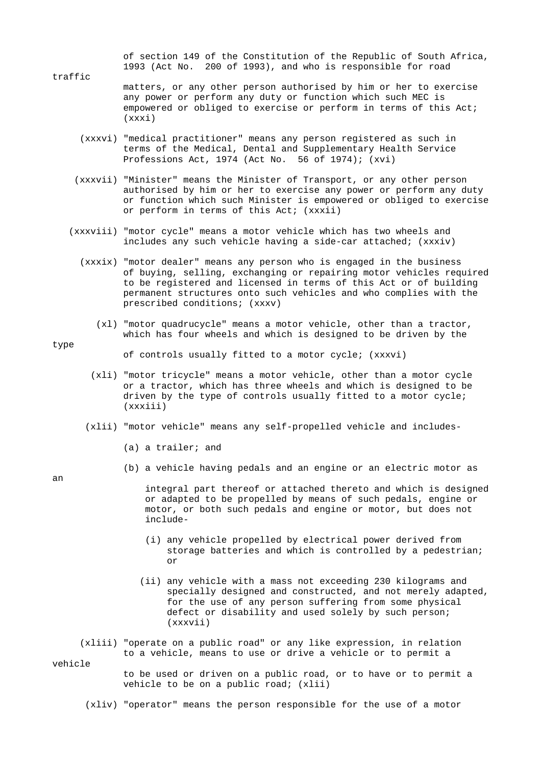of section 149 of the Constitution of the Republic of South Africa, 1993 (Act No. 200 of 1993), and who is responsible for road traffic matters, or any other person authorised by him or her to exercise any power or perform any duty or function which such MEC is empowered or obliged to exercise or perform in terms of this Act; (xxxi)

(xxxvi) "medical practitioner" means any person registered as such in terms of the Medical, Dental and Supplementary Health Service Professions Act, 1974 (Act No. 56 of 1974); (xvi)

(xxxvii) "Minister" means the Minister of Transport, or any other person authorised by him or her to exercise any power or perform any duty or function which such Minister is empowered or obliged to exercise or perform in terms of this Act; (xxxii)

(xxxviii) "motor cycle" means a motor vehicle which has two wheels and includes any such vehicle having a side-car attached; (xxxiv)

(xxxix) "motor dealer" means any person who is engaged in the business of buying, selling, exchanging or repairing motor vehicles required to be registered and licensed in terms of this Act or of building permanent structures onto such vehicles and who complies with the prescribed conditions; (xxxv)

(xl) "motor quadrucycle" means a motor vehicle, other than a tractor, which has four wheels and which is designed to be driven by the type of controls usually fitted to a motor cycle; (xxxvi)

(xli) "motor tricycle" means a motor vehicle, other than a motor cycle or a tractor, which has three wheels and which is designed to be driven by the type of controls usually fitted to a motor cycle; (xxxiii)

(xlii) "motor vehicle" means any self-propelled vehicle and includes-

(a) a trailer; and

(b) a vehicle having pedals and an engine or an electric motor as an integral part thereof or attached thereto and which is designed or adapted to be propelled by means of such pedals, engine or motor, or both such pedals and engine or motor, but does not include-

(i) any vehicle propelled by electrical power derived from storage batteries and which is controlled by a pedestrian; or

(ii) any vehicle with a mass not exceeding 230 kilograms and specially designed and constructed, and not merely adapted, for the use of any person suffering from some physical defect or disability and used solely by such person; (xxxvii)

(xliii) "operate on a public road" or any like expression, in relation to a vehicle, means to use or drive a vehicle or to permit a vehicle to be used or driven on a public road, or to have or to permit a vehicle to be on a public road; (xlii)

(xliv) "operator" means the person responsible for the use of a motor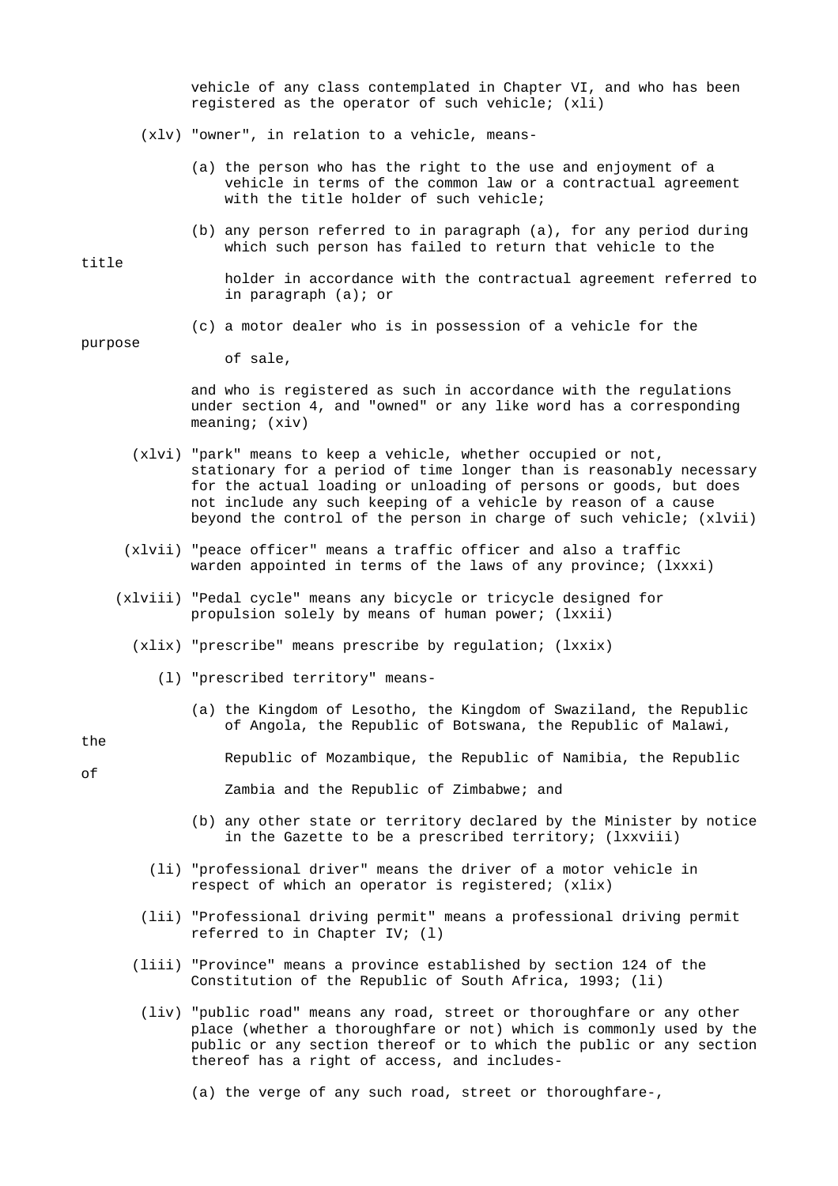vehicle of any class contemplated in Chapter VI, and who has been registered as the operator of such vehicle; (xli)

(xlv) "owner", in relation to a vehicle, means-

(a) the person who has the right to the use and enjoyment of a vehicle in terms of the common law or a contractual agreement with the title holder of such vehicle;

(b) any person referred to in paragraph (a), for any period during which such person has failed to return that vehicle to the title holder in accordance with the contractual agreement referred to in paragraph (a); or

(c) a motor dealer who is in possession of a vehicle for the purpose of sale,

and who is registered as such in accordance with the regulations under section 4, and "owned" or any like word has a corresponding meaning; (xiv)

(xlvi) "park" means to keep a vehicle, whether occupied or not, stationary for a period of time longer than is reasonably necessary for the actual loading or unloading of persons or goods, but does not include any such keeping of a vehicle by reason of a cause beyond the control of the person in charge of such vehicle; (xlvii)

(xlvii) "peace officer" means a traffic officer and also a traffic warden appointed in terms of the laws of any province; (lxxxi)

(xlviii) "Pedal cycle" means any bicycle or tricycle designed for propulsion solely by means of human power; (lxxii)

(xlix) "prescribe" means prescribe by regulation; (lxxix)

(l) "prescribed territory" means-

(a) the Kingdom of Lesotho, the Kingdom of Swaziland, the Republic of Angola, the Republic of Botswana, the Republic of Malawi, the Republic of Mozambique, the Republic of Namibia, the Republic of Zambia and the Republic of Zimbabwe; and

(b) any other state or territory declared by the Minister by notice in the Gazette to be a prescribed territory; (lxxviii)

(li) "professional driver" means the driver of a motor vehicle in respect of which an operator is registered; (xlix)

(lii) "Professional driving permit" means a professional driving permit referred to in Chapter IV; (l)

(liii) "Province" means a province established by section 124 of the Constitution of the Republic of South Africa, 1993; (li)

(liv) "public road" means any road, street or thoroughfare or any other place (whether a thoroughfare or not) which is commonly used by the public or any section thereof or to which the public or any section thereof has a right of access, and includes-

(a) the verge of any such road, street or thoroughfare-,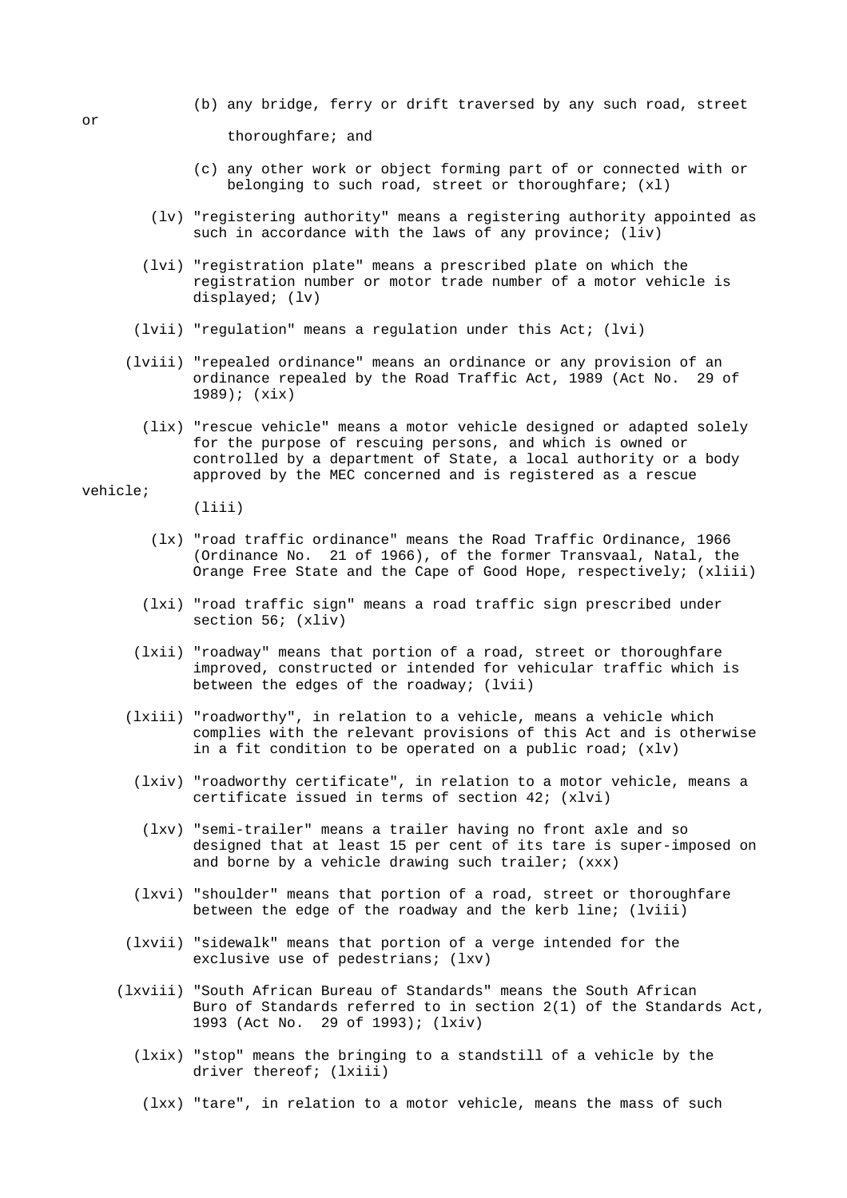(b) any bridge, ferry or drift traversed by any such road, street or thoroughfare; and

(c) any other work or object forming part of or connected with or belonging to such road, street or thoroughfare; (xl)

(lv) "registering authority" means a registering authority appointed as such in accordance with the laws of any province; (liv)

(lvi) "registration plate" means a prescribed plate on which the registration number or motor trade number of a motor vehicle is displayed; (lv)

(lvii) "regulation" means a regulation under this Act; (lvi)

(lviii) "repealed ordinance" means an ordinance or any provision of an ordinance repealed by the Road Traffic Act, 1989 (Act No. 29 of 1989); (xix)

(lix) "rescue vehicle" means a motor vehicle designed or adapted solely for the purpose of rescuing persons, and which is owned or controlled by a department of State, a local authority or a body approved by the MEC concerned and is registered as a rescue vehicle; (liii)

(lx) "road traffic ordinance" means the Road Traffic Ordinance, 1966 (Ordinance No. 21 of 1966), of the former Transvaal, Natal, the Orange Free State and the Cape of Good Hope, respectively; (xliii)

(lxi) "road traffic sign" means a road traffic sign prescribed under section 56; (xliv)

(lxii) "roadway" means that portion of a road, street or thoroughfare improved, constructed or intended for vehicular traffic which is between the edges of the roadway; (lvii)

(lxiii) "roadworthy", in relation to a vehicle, means a vehicle which complies with the relevant provisions of this Act and is otherwise in a fit condition to be operated on a public road; (xlv)

(lxiv) "roadworthy certificate", in relation to a motor vehicle, means a certificate issued in terms of section 42; (xlvi)

(lxv) "semi-trailer" means a trailer having no front axle and so designed that at least 15 per cent of its tare is super-imposed on and borne by a vehicle drawing such trailer; (xxx)

(lxvi) "shoulder" means that portion of a road, street or thoroughfare between the edge of the roadway and the kerb line; (lviii)

(lxvii) "sidewalk" means that portion of a verge intended for the exclusive use of pedestrians; (lxv)

(lxviii) "South African Bureau of Standards" means the South African Buro of Standards referred to in section 2(1) of the Standards Act, 1993 (Act No. 29 of 1993); (lxiv)

(lxix) "stop" means the bringing to a standstill of a vehicle by the driver thereof; (lxiii)

(lxx) "tare", in relation to a motor vehicle, means the mass of such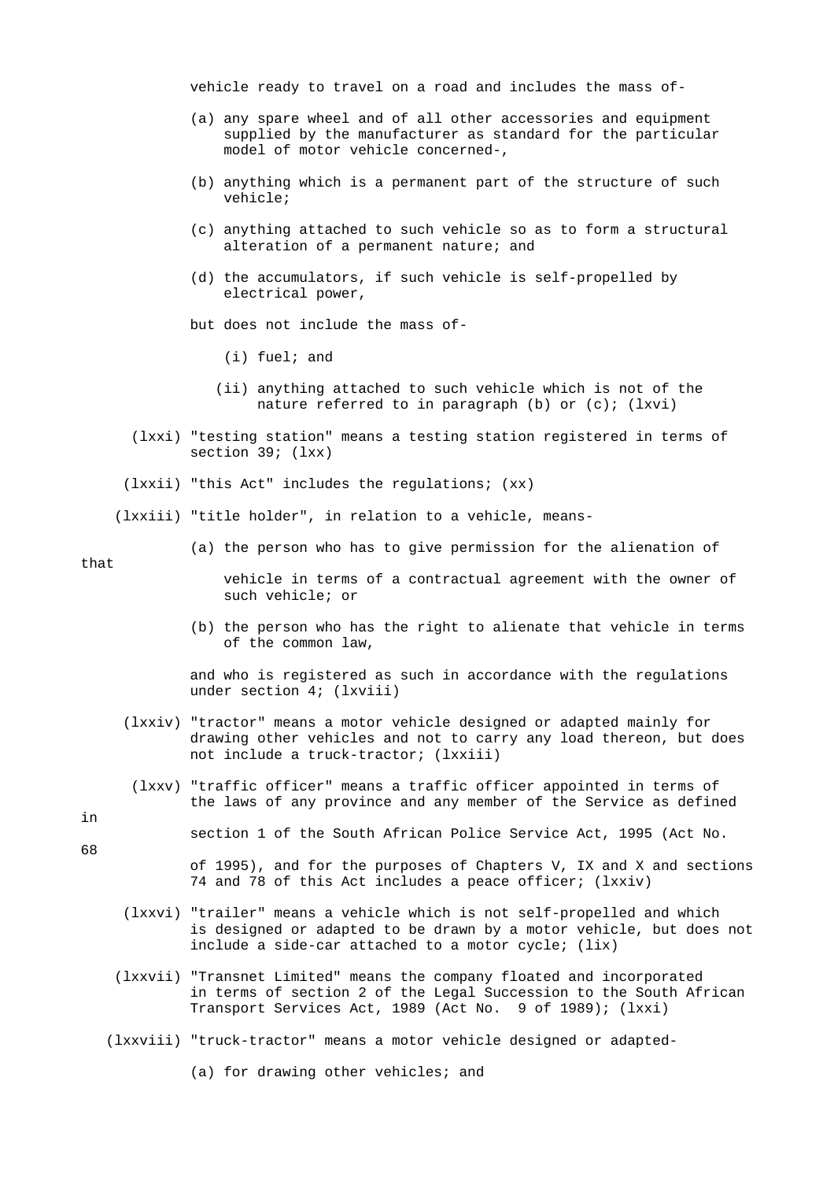vehicle ready to travel on a road and includes the mass of-

(a) any spare wheel and of all other accessories and equipment supplied by the manufacturer as standard for the particular model of motor vehicle concerned-,

(b) anything which is a permanent part of the structure of such vehicle;

(c) anything attached to such vehicle so as to form a structural alteration of a permanent nature; and

(d) the accumulators, if such vehicle is self-propelled by electrical power,

but does not include the mass of-

(i) fuel; and

(ii) anything attached to such vehicle which is not of the nature referred to in paragraph (b) or (c); (lxvi)

(lxxi) "testing station" means a testing station registered in terms of section 39; (lxx)

(lxxii) "this Act" includes the regulations; (xx)

(lxxiii) "title holder", in relation to a vehicle, means-

(a) the person who has to give permission for the alienation of that vehicle in terms of a contractual agreement with the owner of such vehicle; or

(b) the person who has the right to alienate that vehicle in terms of the common law,

and who is registered as such in accordance with the regulations under section 4; (lxviii)

(lxxiv) "tractor" means a motor vehicle designed or adapted mainly for drawing other vehicles and not to carry any load thereon, but does not include a truck-tractor; (lxxiii)

(lxxv) "traffic officer" means a traffic officer appointed in terms of the laws of any province and any member of the Service as defined in section 1 of the South African Police Service Act, 1995 (Act No. 68 of 1995), and for the purposes of Chapters V, IX and X and sections 74 and 78 of this Act includes a peace officer; (lxxiv)

(lxxvi) "trailer" means a vehicle which is not self-propelled and which is designed or adapted to be drawn by a motor vehicle, but does not include a side-car attached to a motor cycle; (lix)

(lxxvii) "Transnet Limited" means the company floated and incorporated in terms of section 2 of the Legal Succession to the South African Transport Services Act, 1989 (Act No. 9 of 1989); (lxxi)

(lxxviii) "truck-tractor" means a motor vehicle designed or adapted-

(a) for drawing other vehicles; and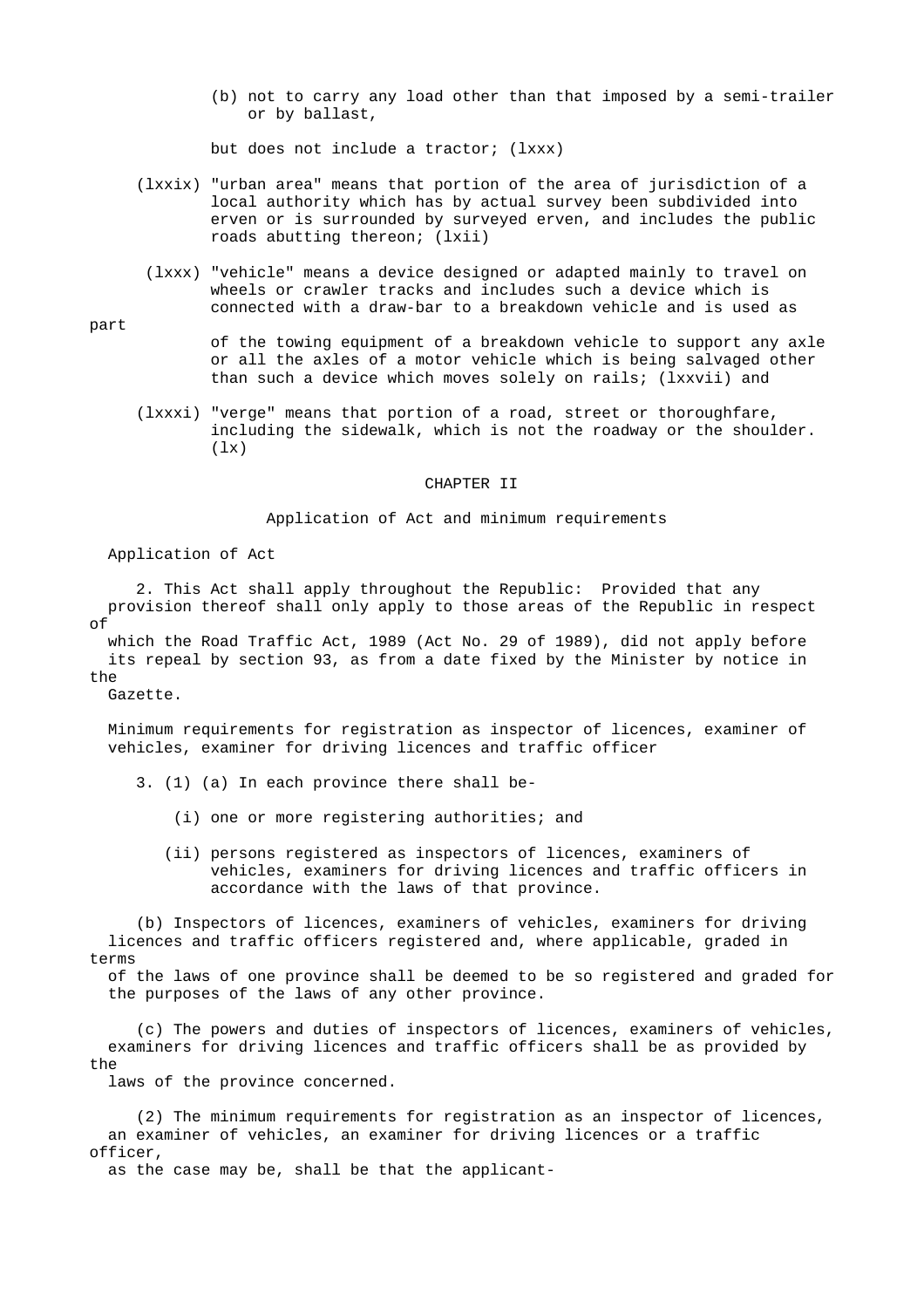(b) not to carry any load other than that imposed by a semi-trailer or by ballast,

but does not include a tractor; (lxxx)

(lxxix) "urban area" means that portion of the area of jurisdiction of a local authority which has by actual survey been subdivided into erven or is surrounded by surveyed erven, and includes the public roads abutting thereon; (lxii)

(lxxx) "vehicle" means a device designed or adapted mainly to travel on wheels or crawler tracks and includes such a device which is connected with a draw-bar to a breakdown vehicle and is used as part of the towing equipment of a breakdown vehicle to support any axle or all the axles of a motor vehicle which is being salvaged other than such a device which moves solely on rails; (lxxvii) and

(lxxxi) "verge" means that portion of a road, street or thoroughfare, including the sidewalk, which is not the roadway or the shoulder. (lx)

## CHAPTER II

### Application of Act and minimum requirements

#### Application of Act

2. This Act shall apply throughout the Republic: Provided that any provision thereof shall only apply to those areas of the Republic in respect of which the Road Traffic Act, 1989 (Act No. 29 of 1989), did not apply before its repeal by section 93, as from a date fixed by the Minister by notice in the Gazette.

#### Minimum requirements for registration as inspector of licences, examiner of vehicles, examiner for driving licences and traffic officer

3. (1) (a) In each province there shall be-

(i) one or more registering authorities; and

(ii) persons registered as inspectors of licences, examiners of vehicles, examiners for driving licences and traffic officers in accordance with the laws of that province.

(b) Inspectors of licences, examiners of vehicles, examiners for driving licences and traffic officers registered and, where applicable, graded in terms of the laws of one province shall be deemed to be so registered and graded for the purposes of the laws of any other province.

(c) The powers and duties of inspectors of licences, examiners of vehicles, examiners for driving licences and traffic officers shall be as provided by the laws of the province concerned.

(2) The minimum requirements for registration as an inspector of licences, an examiner of vehicles, an examiner for driving licences or a traffic officer, as the case may be, shall be that the applicant-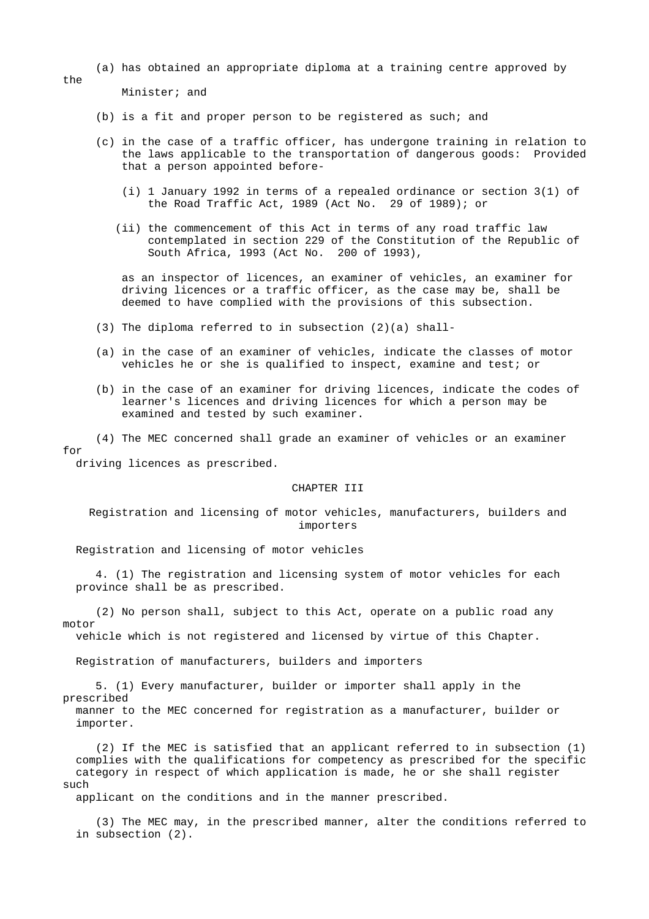(a) has obtained an appropriate diploma at a training centre approved by the Minister; and

(b) is a fit and proper person to be registered as such; and

(c) in the case of a traffic officer, has undergone training in relation to the laws applicable to the transportation of dangerous goods: Provided that a person appointed before-

(i) 1 January 1992 in terms of a repealed ordinance or section 3(1) of the Road Traffic Act, 1989 (Act No. 29 of 1989); or

(ii) the commencement of this Act in terms of any road traffic law contemplated in section 229 of the Constitution of the Republic of South Africa, 1993 (Act No. 200 of 1993),

as an inspector of licences, an examiner of vehicles, an examiner for driving licences or a traffic officer, as the case may be, shall be deemed to have complied with the provisions of this subsection.

(3) The diploma referred to in subsection (2)(a) shall-

(a) in the case of an examiner of vehicles, indicate the classes of motor vehicles he or she is qualified to inspect, examine and test; or

(b) in the case of an examiner for driving licences, indicate the codes of learner's licences and driving licences for which a person may be examined and tested by such examiner.

(4) The MEC concerned shall grade an examiner of vehicles or an examiner for driving licences as prescribed.

## CHAPTER III

## Registration and licensing of motor vehicles, manufacturers, builders and importers

### Registration and licensing of motor vehicles

4. (1) The registration and licensing system of motor vehicles for each province shall be as prescribed.

(2) No person shall, subject to this Act, operate on a public road any motor vehicle which is not registered and licensed by virtue of this Chapter.

### Registration of manufacturers, builders and importers

5. (1) Every manufacturer, builder or importer shall apply in the prescribed manner to the MEC concerned for registration as a manufacturer, builder or importer.

(2) If the MEC is satisfied that an applicant referred to in subsection (1) complies with the qualifications for competency as prescribed for the specific category in respect of which application is made, he or she shall register such applicant on the conditions and in the manner prescribed.

(3) The MEC may, in the prescribed manner, alter the conditions referred to in subsection (2).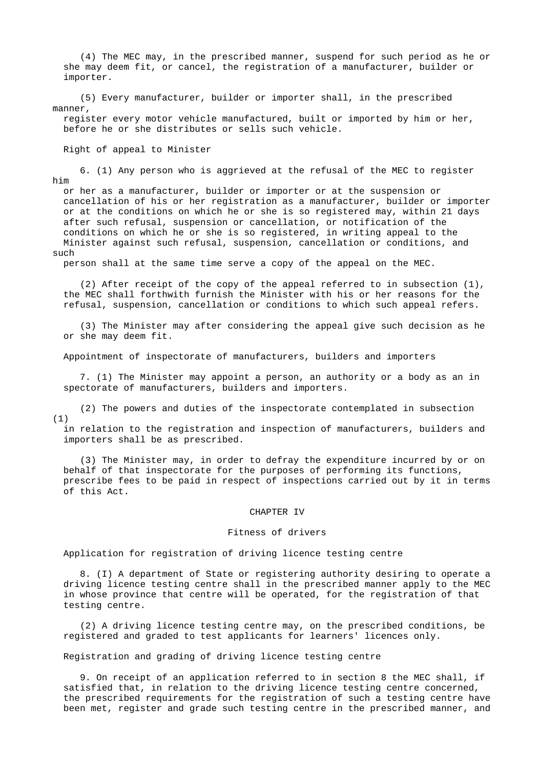(4) The MEC may, in the prescribed manner, suspend for such period as he or she may deem fit, or cancel, the registration of a manufacturer, builder or importer.

(5) Every manufacturer, builder or importer shall, in the prescribed manner, register every motor vehicle manufactured, built or imported by him or her, before he or she distributes or sells such vehicle.

Right of appeal to Minister

6. (1) Any person who is aggrieved at the refusal of the MEC to register him or her as a manufacturer, builder or importer or at the suspension or cancellation of his or her registration as a manufacturer, builder or importer or at the conditions on which he or she is so registered may, within 21 days after such refusal, suspension or cancellation, or notification of the conditions on which he or she is so registered, in writing appeal to the Minister against such refusal, suspension, cancellation or conditions, and such person shall at the same time serve a copy of the appeal on the MEC.

(2) After receipt of the copy of the appeal referred to in subsection (1), the MEC shall forthwith furnish the Minister with his or her reasons for the refusal, suspension, cancellation or conditions to which such appeal refers.

(3) The Minister may after considering the appeal give such decision as he or she may deem fit.

Appointment of inspectorate of manufacturers, builders and importers

7. (1) The Minister may appoint a person, an authority or a body as an in spectorate of manufacturers, builders and importers.

(2) The powers and duties of the inspectorate contemplated in subsection (1) in relation to the registration and inspection of manufacturers, builders and importers shall be as prescribed.

(3) The Minister may, in order to defray the expenditure incurred by or on behalf of that inspectorate for the purposes of performing its functions, prescribe fees to be paid in respect of inspections carried out by it in terms of this Act.

## CHAPTER IV

## Fitness of drivers

Application for registration of driving licence testing centre

8. (I) A department of State or registering authority desiring to operate a driving licence testing centre shall in the prescribed manner apply to the MEC in whose province that centre will be operated, for the registration of that testing centre.

(2) A driving licence testing centre may, on the prescribed conditions, be registered and graded to test applicants for learners' licences only.

Registration and grading of driving licence testing centre

9. On receipt of an application referred to in section 8 the MEC shall, if satisfied that, in relation to the driving licence testing centre concerned, the prescribed requirements for the registration of such a testing centre have been met, register and grade such testing centre in the prescribed manner, and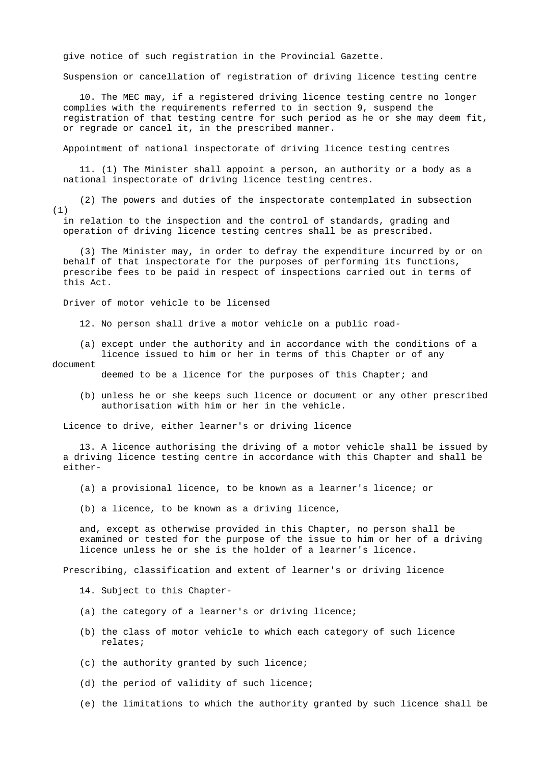give notice of such registration in the Provincial Gazette.

### Suspension or cancellation of registration of driving licence testing centre

10. The MEC may, if a registered driving licence testing centre no longer complies with the requirements referred to in section 9, suspend the registration of that testing centre for such period as he or she may deem fit, or regrade or cancel it, in the prescribed manner.

### Appointment of national inspectorate of driving licence testing centres

11. (1) The Minister shall appoint a person, an authority or a body as a national inspectorate of driving licence testing centres.

(2) The powers and duties of the inspectorate contemplated in subsection (1) in relation to the inspection and the control of standards, grading and operation of driving licence testing centres shall be as prescribed.

(3) The Minister may, in order to defray the expenditure incurred by or on behalf of that inspectorate for the purposes of performing its functions, prescribe fees to be paid in respect of inspections carried out in terms of this Act.

### Driver of motor vehicle to be licensed

12. No person shall drive a motor vehicle on a public road-

(a) except under the authority and in accordance with the conditions of a licence issued to him or her in terms of this Chapter or of any document deemed to be a licence for the purposes of this Chapter; and

(b) unless he or she keeps such licence or document or any other prescribed authorisation with him or her in the vehicle.

### Licence to drive, either learner's or driving licence

13. A licence authorising the driving of a motor vehicle shall be issued by a driving licence testing centre in accordance with this Chapter and shall be either-

(a) a provisional licence, to be known as a learner's licence; or

(b) a licence, to be known as a driving licence,

and, except as otherwise provided in this Chapter, no person shall be examined or tested for the purpose of the issue to him or her of a driving licence unless he or she is the holder of a learner's licence.

### Prescribing, classification and extent of learner's or driving licence

14. Subject to this Chapter-

(a) the category of a learner's or driving licence;

(b) the class of motor vehicle to which each category of such licence relates;

(c) the authority granted by such licence;

(d) the period of validity of such licence;

(e) the limitations to which the authority granted by such licence shall be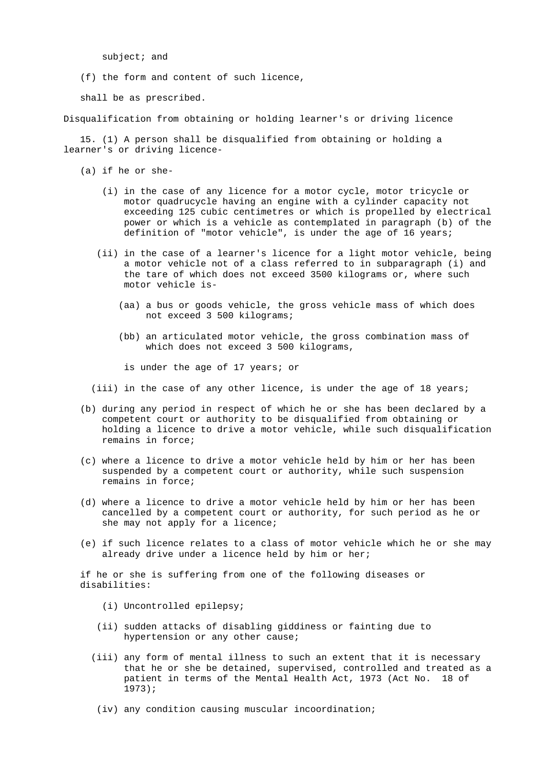subject; and

(f) the form and content of such licence,

shall be as prescribed.

**Disqualification from obtaining or holding learner's or driving licence**

15. (1) A person shall be disqualified from obtaining or holding a learner's or driving licence-

(a) if he or she-

(i) in the case of any licence for a motor cycle, motor tricycle or motor quadrucycle having an engine with a cylinder capacity not exceeding 125 cubic centimetres or which is propelled by electrical power or which is a vehicle as contemplated in paragraph (b) of the definition of "motor vehicle", is under the age of 16 years;

(ii) in the case of a learner's licence for a light motor vehicle, being a motor vehicle not of a class referred to in subparagraph (i) and the tare of which does not exceed 3500 kilograms or, where such motor vehicle is-

(aa) a bus or goods vehicle, the gross vehicle mass of which does not exceed 3 500 kilograms;

(bb) an articulated motor vehicle, the gross combination mass of which does not exceed 3 500 kilograms,

is under the age of 17 years; or

(iii) in the case of any other licence, is under the age of 18 years;

(b) during any period in respect of which he or she has been declared by a competent court or authority to be disqualified from obtaining or holding a licence to drive a motor vehicle, while such disqualification remains in force;

(c) where a licence to drive a motor vehicle held by him or her has been suspended by a competent court or authority, while such suspension remains in force;

(d) where a licence to drive a motor vehicle held by him or her has been cancelled by a competent court or authority, for such period as he or she may not apply for a licence;

(e) if such licence relates to a class of motor vehicle which he or she may already drive under a licence held by him or her;

if he or she is suffering from one of the following diseases or disabilities:

(i) Uncontrolled epilepsy;

(ii) sudden attacks of disabling giddiness or fainting due to hypertension or any other cause;

(iii) any form of mental illness to such an extent that it is necessary that he or she be detained, supervised, controlled and treated as a patient in terms of the Mental Health Act, 1973 (Act No. 18 of 1973);

(iv) any condition causing muscular incoordination;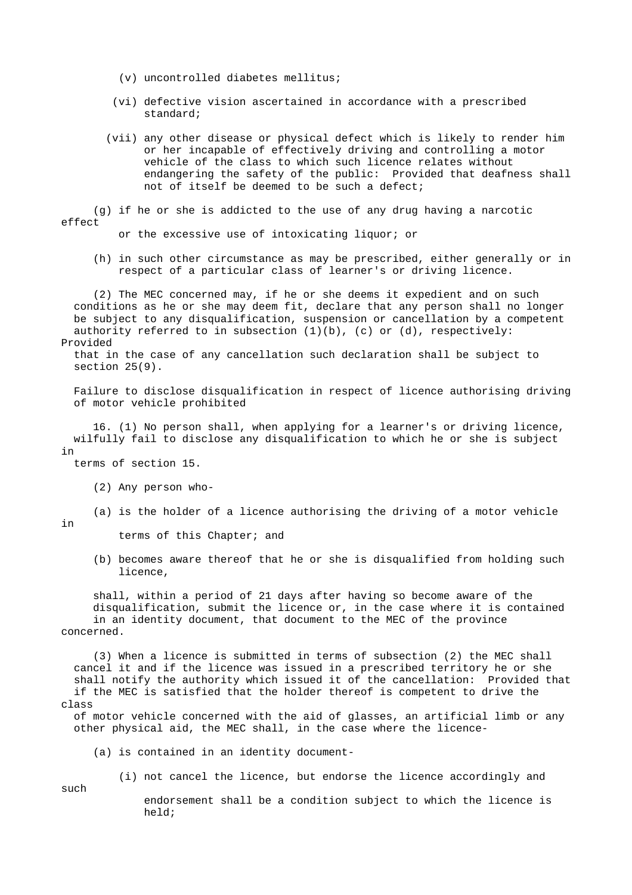(v) uncontrolled diabetes mellitus;

(vi) defective vision ascertained in accordance with a prescribed standard;

(vii) any other disease or physical defect which is likely to render him or her incapable of effectively driving and controlling a motor vehicle of the class to which such licence relates without endangering the safety of the public: Provided that deafness shall not of itself be deemed to be such a defect;

(g) if he or she is addicted to the use of any drug having a narcotic effect or the excessive use of intoxicating liquor; or

(h) in such other circumstance as may be prescribed, either generally or in respect of a particular class of learner's or driving licence.

(2) The MEC concerned may, if he or she deems it expedient and on such conditions as he or she may deem fit, declare that any person shall no longer be subject to any disqualification, suspension or cancellation by a competent authority referred to in subsection (1)(b), (c) or (d), respectively: Provided that in the case of any cancellation such declaration shall be subject to section 25(9).

**Failure to disclose disqualification in respect of licence authorising driving of motor vehicle prohibited**

16. (1) No person shall, when applying for a learner's or driving licence, wilfully fail to disclose any disqualification to which he or she is subject in terms of section 15.

(2) Any person who-

(a) is the holder of a licence authorising the driving of a motor vehicle in terms of this Chapter; and

(b) becomes aware thereof that he or she is disqualified from holding such licence,

shall, within a period of 21 days after having so become aware of the disqualification, submit the licence or, in the case where it is contained in an identity document, that document to the MEC of the province concerned.

(3) When a licence is submitted in terms of subsection (2) the MEC shall cancel it and if the licence was issued in a prescribed territory he or she shall notify the authority which issued it of the cancellation: Provided that if the MEC is satisfied that the holder thereof is competent to drive the class of motor vehicle concerned with the aid of glasses, an artificial limb or any other physical aid, the MEC shall, in the case where the licence-

(a) is contained in an identity document-

(i) not cancel the licence, but endorse the licence accordingly and such endorsement shall be a condition subject to which the licence is held;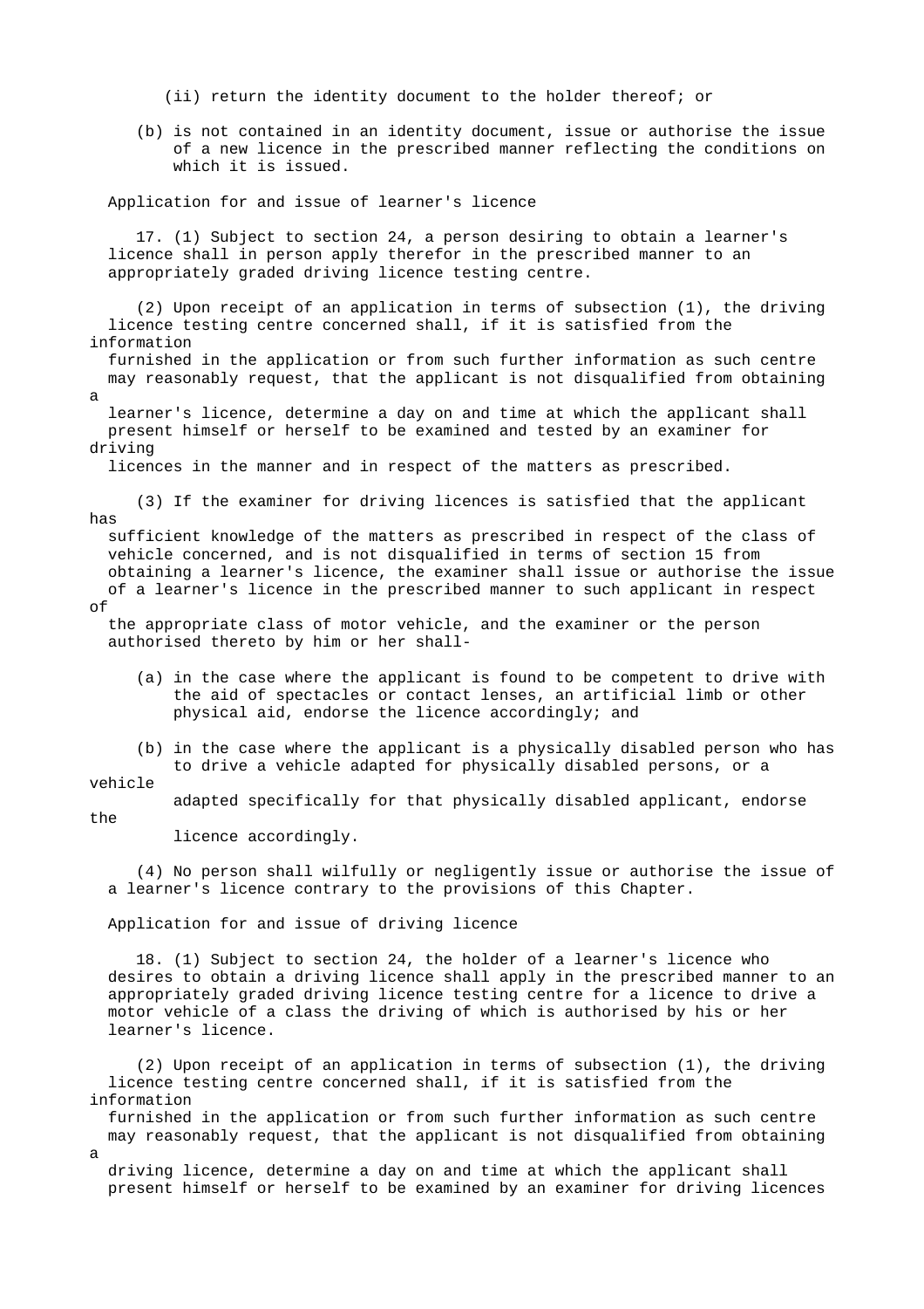(ii) return the identity document to the holder thereof; or

(b) is not contained in an identity document, issue or authorise the issue of a new licence in the prescribed manner reflecting the conditions on which it is issued.

### Application for and issue of learner's licence

17. (1) Subject to section 24, a person desiring to obtain a learner's licence shall in person apply therefor in the prescribed manner to an appropriately graded driving licence testing centre.

(2) Upon receipt of an application in terms of subsection (1), the driving licence testing centre concerned shall, if it is satisfied from the information furnished in the application or from such further information as such centre may reasonably request, that the applicant is not disqualified from obtaining a learner's licence, determine a day on and time at which the applicant shall present himself or herself to be examined and tested by an examiner for driving licences in the manner and in respect of the matters as prescribed.

(3) If the examiner for driving licences is satisfied that the applicant has sufficient knowledge of the matters as prescribed in respect of the class of vehicle concerned, and is not disqualified in terms of section 15 from obtaining a learner's licence, the examiner shall issue or authorise the issue of a learner's licence in the prescribed manner to such applicant in respect of the appropriate class of motor vehicle, and the examiner or the person authorised thereto by him or her shall-

(a) in the case where the applicant is found to be competent to drive with the aid of spectacles or contact lenses, an artificial limb or other physical aid, endorse the licence accordingly; and

(b) in the case where the applicant is a physically disabled person who has to drive a vehicle adapted for physically disabled persons, or a vehicle adapted specifically for that physically disabled applicant, endorse the licence accordingly.

(4) No person shall wilfully or negligently issue or authorise the issue of a learner's licence contrary to the provisions of this Chapter.

### Application for and issue of driving licence

18. (1) Subject to section 24, the holder of a learner's licence who desires to obtain a driving licence shall apply in the prescribed manner to an appropriately graded driving licence testing centre for a licence to drive a motor vehicle of a class the driving of which is authorised by his or her learner's licence.

(2) Upon receipt of an application in terms of subsection (1), the driving licence testing centre concerned shall, if it is satisfied from the information furnished in the application or from such further information as such centre may reasonably request, that the applicant is not disqualified from obtaining a driving licence, determine a day on and time at which the applicant shall present himself or herself to be examined by an examiner for driving licences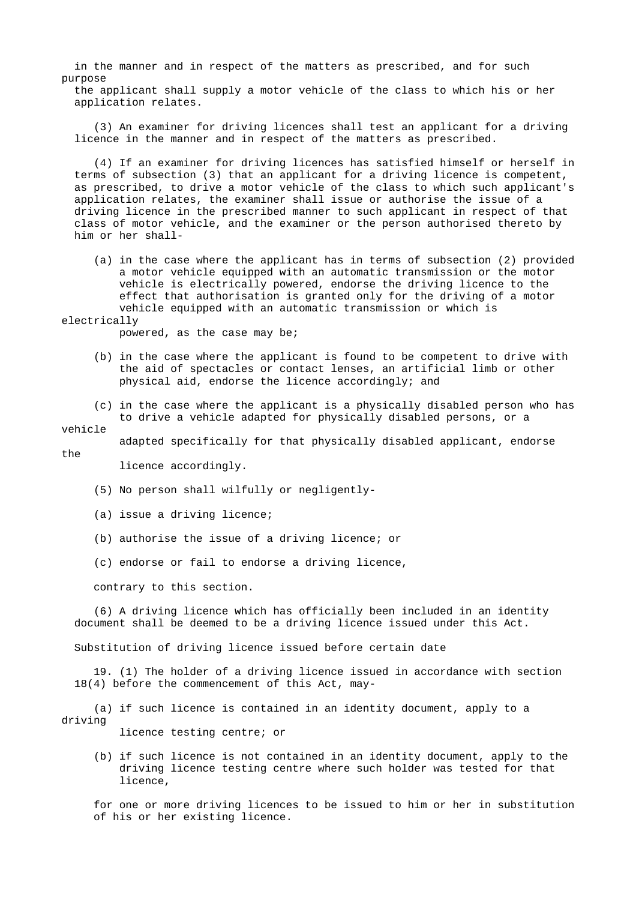in the manner and in respect of the matters as prescribed, and for such purpose the applicant shall supply a motor vehicle of the class to which his or her application relates.

(3) An examiner for driving licences shall test an applicant for a driving licence in the manner and in respect of the matters as prescribed.

(4) If an examiner for driving licences has satisfied himself or herself in terms of subsection (3) that an applicant for a driving licence is competent, as prescribed, to drive a motor vehicle of the class to which such applicant's application relates, the examiner shall issue or authorise the issue of a driving licence in the prescribed manner to such applicant in respect of that class of motor vehicle, and the examiner or the person authorised thereto by him or her shall-

(a) in the case where the applicant has in terms of subsection (2) provided a motor vehicle equipped with an automatic transmission or the motor vehicle is electrically powered, endorse the driving licence to the effect that authorisation is granted only for the driving of a motor vehicle equipped with an automatic transmission or which is electrically powered, as the case may be;

(b) in the case where the applicant is found to be competent to drive with the aid of spectacles or contact lenses, an artificial limb or other physical aid, endorse the licence accordingly; and

(c) in the case where the applicant is a physically disabled person who has to drive a vehicle adapted for physically disabled persons, or a vehicle adapted specifically for that physically disabled applicant, endorse the licence accordingly.

(5) No person shall wilfully or negligently-

(a) issue a driving licence;

(b) authorise the issue of a driving licence; or

(c) endorse or fail to endorse a driving licence,

contrary to this section.

(6) A driving licence which has officially been included in an identity document shall be deemed to be a driving licence issued under this Act.

Substitution of driving licence issued before certain date

19. (1) The holder of a driving licence issued in accordance with section 18(4) before the commencement of this Act, may-

(a) if such licence is contained in an identity document, apply to a driving licence testing centre; or

(b) if such licence is not contained in an identity document, apply to the driving licence testing centre where such holder was tested for that licence,

for one or more driving licences to be issued to him or her in substitution of his or her existing licence.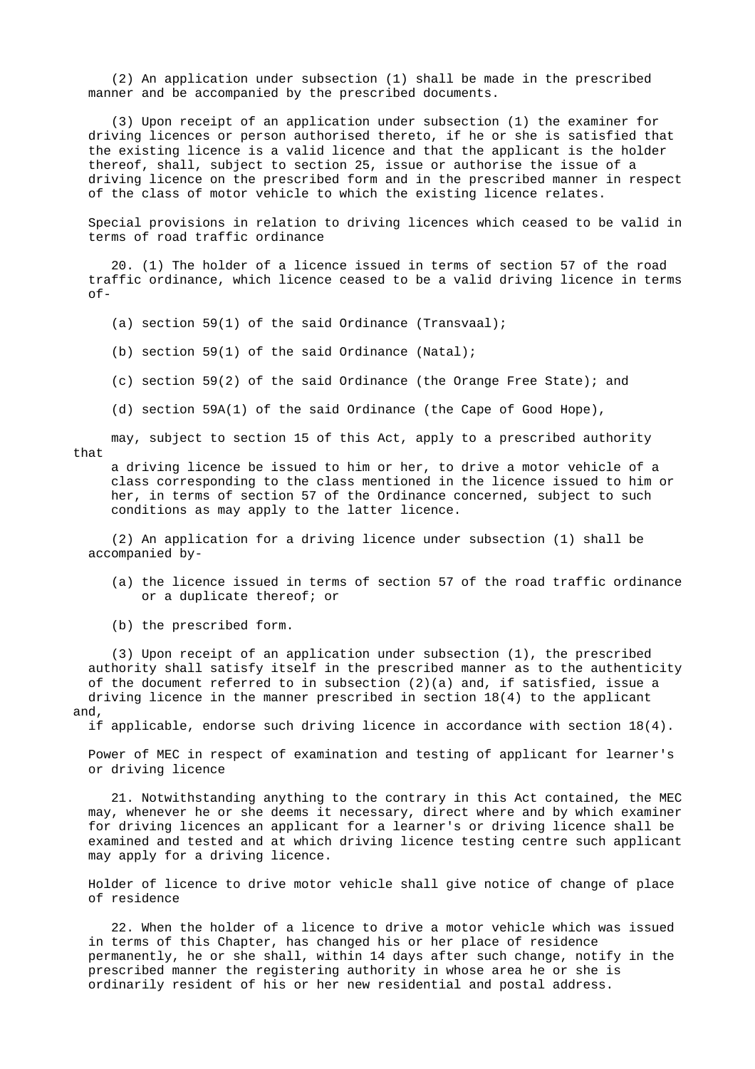(2) An application under subsection (1) shall be made in the prescribed manner and be accompanied by the prescribed documents.

(3) Upon receipt of an application under subsection (1) the examiner for driving licences or person authorised thereto, if he or she is satisfied that the existing licence is a valid licence and that the applicant is the holder thereof, shall, subject to section 25, issue or authorise the issue of a driving licence on the prescribed form and in the prescribed manner in respect of the class of motor vehicle to which the existing licence relates.

### Special provisions in relation to driving licences which ceased to be valid in terms of road traffic ordinance

20. (1) The holder of a licence issued in terms of section 57 of the road traffic ordinance, which licence ceased to be a valid driving licence in terms of-

(a) section 59(1) of the said Ordinance (Transvaal);

(b) section 59(1) of the said Ordinance (Natal);

(c) section 59(2) of the said Ordinance (the Orange Free State); and

(d) section 59A(1) of the said Ordinance (the Cape of Good Hope),

may, subject to section 15 of this Act, apply to a prescribed authority that a driving licence be issued to him or her, to drive a motor vehicle of a class corresponding to the class mentioned in the licence issued to him or her, in terms of section 57 of the Ordinance concerned, subject to such conditions as may apply to the latter licence.

(2) An application for a driving licence under subsection (1) shall be accompanied by-

(a) the licence issued in terms of section 57 of the road traffic ordinance or a duplicate thereof; or

(b) the prescribed form.

(3) Upon receipt of an application under subsection (1), the prescribed authority shall satisfy itself in the prescribed manner as to the authenticity of the document referred to in subsection (2)(a) and, if satisfied, issue a driving licence in the manner prescribed in section 18(4) to the applicant and, if applicable, endorse such driving licence in accordance with section 18(4).

### Power of MEC in respect of examination and testing of applicant for learner's or driving licence

21. Notwithstanding anything to the contrary in this Act contained, the MEC may, whenever he or she deems it necessary, direct where and by which examiner for driving licences an applicant for a learner's or driving licence shall be examined and tested and at which driving licence testing centre such applicant may apply for a driving licence.

### Holder of licence to drive motor vehicle shall give notice of change of place of residence

22. When the holder of a licence to drive a motor vehicle which was issued in terms of this Chapter, has changed his or her place of residence permanently, he or she shall, within 14 days after such change, notify in the prescribed manner the registering authority in whose area he or she is ordinarily resident of his or her new residential and postal address.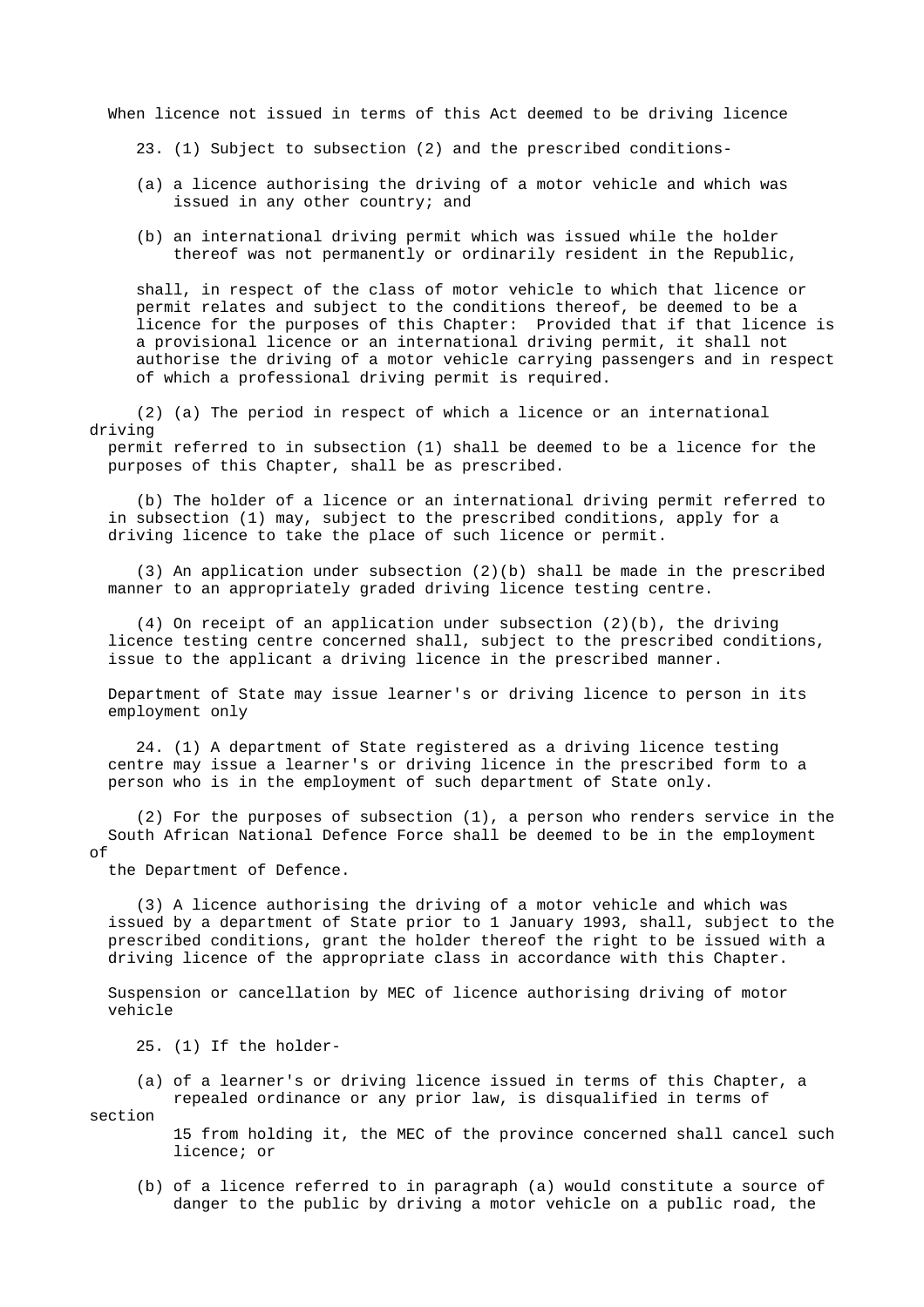When licence not issued in terms of this Act deemed to be driving licence

23. (1) Subject to subsection (2) and the prescribed conditions-

(a) a licence authorising the driving of a motor vehicle and which was issued in any other country; and

(b) an international driving permit which was issued while the holder thereof was not permanently or ordinarily resident in the Republic,

shall, in respect of the class of motor vehicle to which that licence or permit relates and subject to the conditions thereof, be deemed to be a licence for the purposes of this Chapter: Provided that if that licence is a provisional licence or an international driving permit, it shall not authorise the driving of a motor vehicle carrying passengers and in respect of which a professional driving permit is required.

(2) (a) The period in respect of which a licence or an international driving permit referred to in subsection (1) shall be deemed to be a licence for the purposes of this Chapter, shall be as prescribed.

(b) The holder of a licence or an international driving permit referred to in subsection (1) may, subject to the prescribed conditions, apply for a driving licence to take the place of such licence or permit.

(3) An application under subsection (2)(b) shall be made in the prescribed manner to an appropriately graded driving licence testing centre.

(4) On receipt of an application under subsection (2)(b), the driving licence testing centre concerned shall, subject to the prescribed conditions, issue to the applicant a driving licence in the prescribed manner.

Department of State may issue learner's or driving licence to person in its employment only

24. (1) A department of State registered as a driving licence testing centre may issue a learner's or driving licence in the prescribed form to a person who is in the employment of such department of State only.

(2) For the purposes of subsection (1), a person who renders service in the South African National Defence Force shall be deemed to be in the employment of the Department of Defence.

(3) A licence authorising the driving of a motor vehicle and which was issued by a department of State prior to 1 January 1993, shall, subject to the prescribed conditions, grant the holder thereof the right to be issued with a driving licence of the appropriate class in accordance with this Chapter.

Suspension or cancellation by MEC of licence authorising driving of motor vehicle

25. (1) If the holder-

(a) of a learner's or driving licence issued in terms of this Chapter, a repealed ordinance or any prior law, is disqualified in terms of section 15 from holding it, the MEC of the province concerned shall cancel such licence; or

(b) of a licence referred to in paragraph (a) would constitute a source of danger to the public by driving a motor vehicle on a public road, the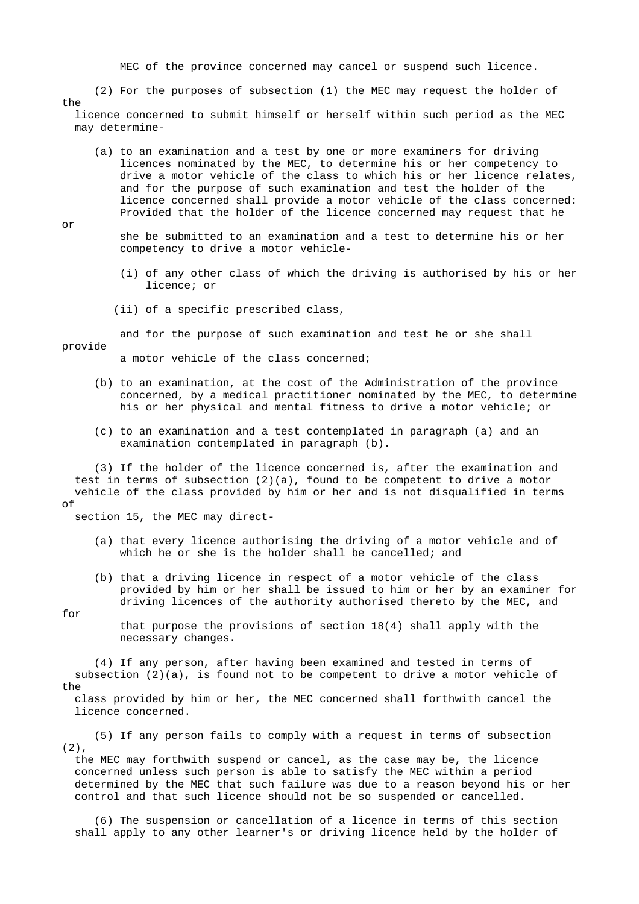MEC of the province concerned may cancel or suspend such licence.

(2) For the purposes of subsection (1) the MEC may request the holder of the licence concerned to submit himself or herself within such period as the MEC may determine-

(a) to an examination and a test by one or more examiners for driving licences nominated by the MEC, to determine his or her competency to drive a motor vehicle of the class to which his or her licence relates, and for the purpose of such examination and test the holder of the licence concerned shall provide a motor vehicle of the class concerned: Provided that the holder of the licence concerned may request that he or she be submitted to an examination and a test to determine his or her competency to drive a motor vehicle-

(i) of any other class of which the driving is authorised by his or her licence; or

(ii) of a specific prescribed class,

and for the purpose of such examination and test he or she shall provide a motor vehicle of the class concerned;

(b) to an examination, at the cost of the Administration of the province concerned, by a medical practitioner nominated by the MEC, to determine his or her physical and mental fitness to drive a motor vehicle; or

(c) to an examination and a test contemplated in paragraph (a) and an examination contemplated in paragraph (b).

(3) If the holder of the licence concerned is, after the examination and test in terms of subsection (2)(a), found to be competent to drive a motor vehicle of the class provided by him or her and is not disqualified in terms of section 15, the MEC may direct-

(a) that every licence authorising the driving of a motor vehicle and of which he or she is the holder shall be cancelled; and

(b) that a driving licence in respect of a motor vehicle of the class provided by him or her shall be issued to him or her by an examiner for driving licences of the authority authorised thereto by the MEC, and for that purpose the provisions of section 18(4) shall apply with the necessary changes.

(4) If any person, after having been examined and tested in terms of subsection (2)(a), is found not to be competent to drive a motor vehicle of the class provided by him or her, the MEC concerned shall forthwith cancel the licence concerned.

(5) If any person fails to comply with a request in terms of subsection (2), the MEC may forthwith suspend or cancel, as the case may be, the licence concerned unless such person is able to satisfy the MEC within a period determined by the MEC that such failure was due to a reason beyond his or her control and that such licence should not be so suspended or cancelled.

(6) The suspension or cancellation of a licence in terms of this section shall apply to any other learner's or driving licence held by the holder of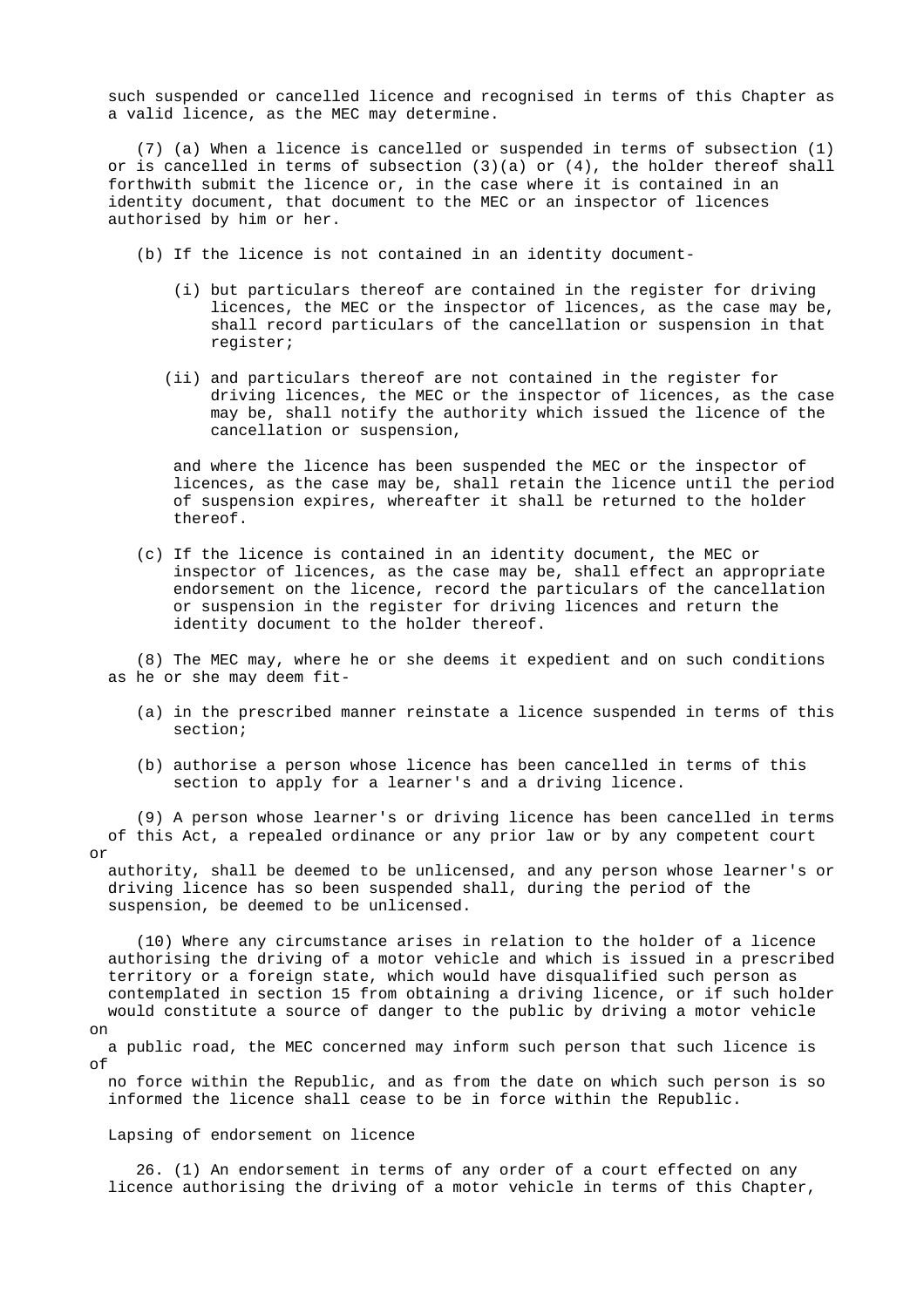such suspended or cancelled licence and recognised in terms of this Chapter as a valid licence, as the MEC may determine.

(7) (a) When a licence is cancelled or suspended in terms of subsection (1) or is cancelled in terms of subsection (3)(a) or (4), the holder thereof shall forthwith submit the licence or, in the case where it is contained in an identity document, that document to the MEC or an inspector of licences authorised by him or her.

(b) If the licence is not contained in an identity document-

(i) but particulars thereof are contained in the register for driving licences, the MEC or the inspector of licences, as the case may be, shall record particulars of the cancellation or suspension in that register;

(ii) and particulars thereof are not contained in the register for driving licences, the MEC or the inspector of licences, as the case may be, shall notify the authority which issued the licence of the cancellation or suspension,

and where the licence has been suspended the MEC or the inspector of licences, as the case may be, shall retain the licence until the period of suspension expires, whereafter it shall be returned to the holder thereof.

(c) If the licence is contained in an identity document, the MEC or inspector of licences, as the case may be, shall effect an appropriate endorsement on the licence, record the particulars of the cancellation or suspension in the register for driving licences and return the identity document to the holder thereof.

(8) The MEC may, where he or she deems it expedient and on such conditions as he or she may deem fit-

(a) in the prescribed manner reinstate a licence suspended in terms of this section;

(b) authorise a person whose licence has been cancelled in terms of this section to apply for a learner's and a driving licence.

(9) A person whose learner's or driving licence has been cancelled in terms of this Act, a repealed ordinance or any prior law or by any competent court or authority, shall be deemed to be unlicensed, and any person whose learner's or driving licence has so been suspended shall, during the period of the suspension, be deemed to be unlicensed.

(10) Where any circumstance arises in relation to the holder of a licence authorising the driving of a motor vehicle and which is issued in a prescribed territory or a foreign state, which would have disqualified such person as contemplated in section 15 from obtaining a driving licence, or if such holder would constitute a source of danger to the public by driving a motor vehicle on a public road, the MEC concerned may inform such person that such licence is of no force within the Republic, and as from the date on which such person is so informed the licence shall cease to be in force within the Republic.

Lapsing of endorsement on licence

26. (1) An endorsement in terms of any order of a court effected on any licence authorising the driving of a motor vehicle in terms of this Chapter,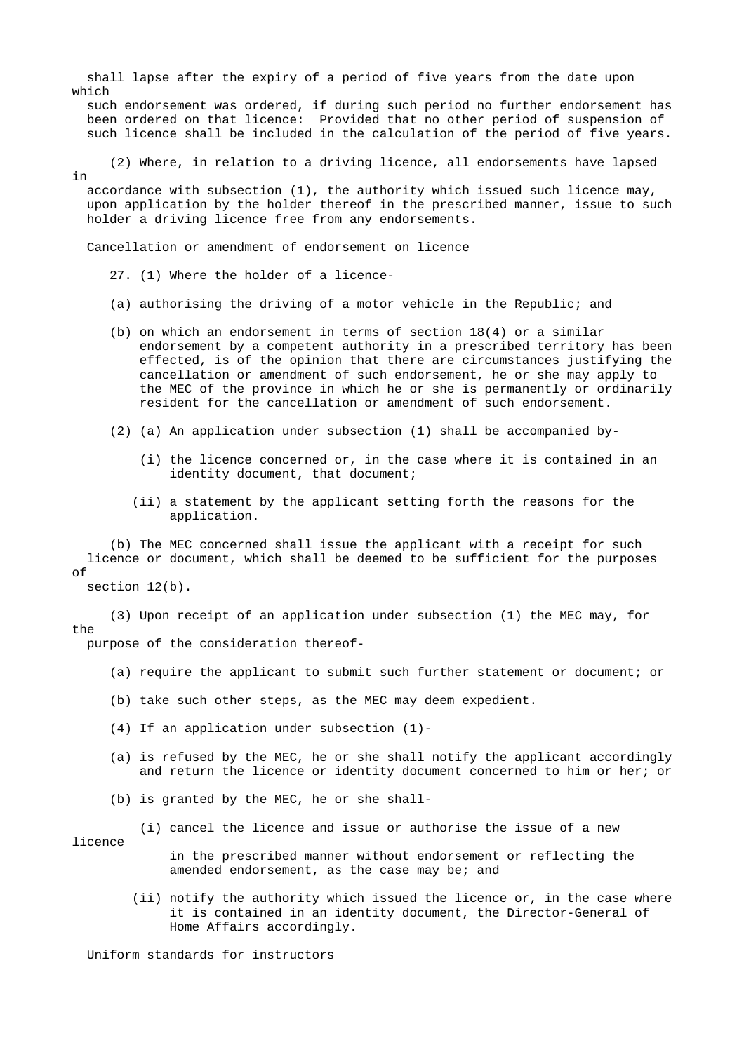shall lapse after the expiry of a period of five years from the date upon which such endorsement was ordered, if during such period no further endorsement has been ordered on that licence: Provided that no other period of suspension of such licence shall be included in the calculation of the period of five years.

(2) Where, in relation to a driving licence, all endorsements have lapsed in accordance with subsection (1), the authority which issued such licence may, upon application by the holder thereof in the prescribed manner, issue to such holder a driving licence free from any endorsements.

### Cancellation or amendment of endorsement on licence

27. (1) Where the holder of a licence-

(a) authorising the driving of a motor vehicle in the Republic; and

(b) on which an endorsement in terms of section 18(4) or a similar endorsement by a competent authority in a prescribed territory has been effected, is of the opinion that there are circumstances justifying the cancellation or amendment of such endorsement, he or she may apply to the MEC of the province in which he or she is permanently or ordinarily resident for the cancellation or amendment of such endorsement.

(2) (a) An application under subsection (1) shall be accompanied by-

(i) the licence concerned or, in the case where it is contained in an identity document, that document;

(ii) a statement by the applicant setting forth the reasons for the application.

(b) The MEC concerned shall issue the applicant with a receipt for such licence or document, which shall be deemed to be sufficient for the purposes of section 12(b).

(3) Upon receipt of an application under subsection (1) the MEC may, for the purpose of the consideration thereof-

(a) require the applicant to submit such further statement or document; or

(b) take such other steps, as the MEC may deem expedient.

(4) If an application under subsection (1)-

(a) is refused by the MEC, he or she shall notify the applicant accordingly and return the licence or identity document concerned to him or her; or

(b) is granted by the MEC, he or she shall-

(i) cancel the licence and issue or authorise the issue of a new licence in the prescribed manner without endorsement or reflecting the amended endorsement, as the case may be; and

(ii) notify the authority which issued the licence or, in the case where it is contained in an identity document, the Director-General of Home Affairs accordingly.

### Uniform standards for instructors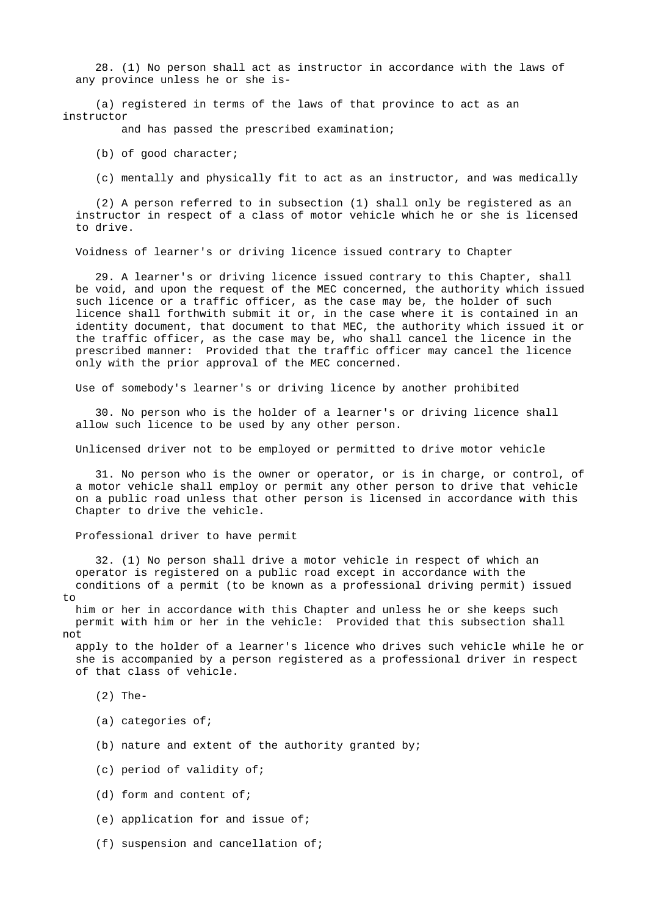28. (1) No person shall act as instructor in accordance with the laws of any province unless he or she is-

(a) registered in terms of the laws of that province to act as an instructor and has passed the prescribed examination;

(b) of good character;

(c) mentally and physically fit to act as an instructor, and was medically

(2) A person referred to in subsection (1) shall only be registered as an instructor in respect of a class of motor vehicle which he or she is licensed to drive.

Voidness of learner's or driving licence issued contrary to Chapter

29. A learner's or driving licence issued contrary to this Chapter, shall be void, and upon the request of the MEC concerned, the authority which issued such licence or a traffic officer, as the case may be, the holder of such licence shall forthwith submit it or, in the case where it is contained in an identity document, that document to that MEC, the authority which issued it or the traffic officer, as the case may be, who shall cancel the licence in the prescribed manner: Provided that the traffic officer may cancel the licence only with the prior approval of the MEC concerned.

Use of somebody's learner's or driving licence by another prohibited

30. No person who is the holder of a learner's or driving licence shall allow such licence to be used by any other person.

Unlicensed driver not to be employed or permitted to drive motor vehicle

31. No person who is the owner or operator, or is in charge, or control, of a motor vehicle shall employ or permit any other person to drive that vehicle on a public road unless that other person is licensed in accordance with this Chapter to drive the vehicle.

Professional driver to have permit

32. (1) No person shall drive a motor vehicle in respect of which an operator is registered on a public road except in accordance with the conditions of a permit (to be known as a professional driving permit) issued to him or her in accordance with this Chapter and unless he or she keeps such permit with him or her in the vehicle: Provided that this subsection shall not apply to the holder of a learner's licence who drives such vehicle while he or she is accompanied by a person registered as a professional driver in respect of that class of vehicle.

(2) The-

(a) categories of;

(b) nature and extent of the authority granted by;

(c) period of validity of;

(d) form and content of;

(e) application for and issue of;

(f) suspension and cancellation of;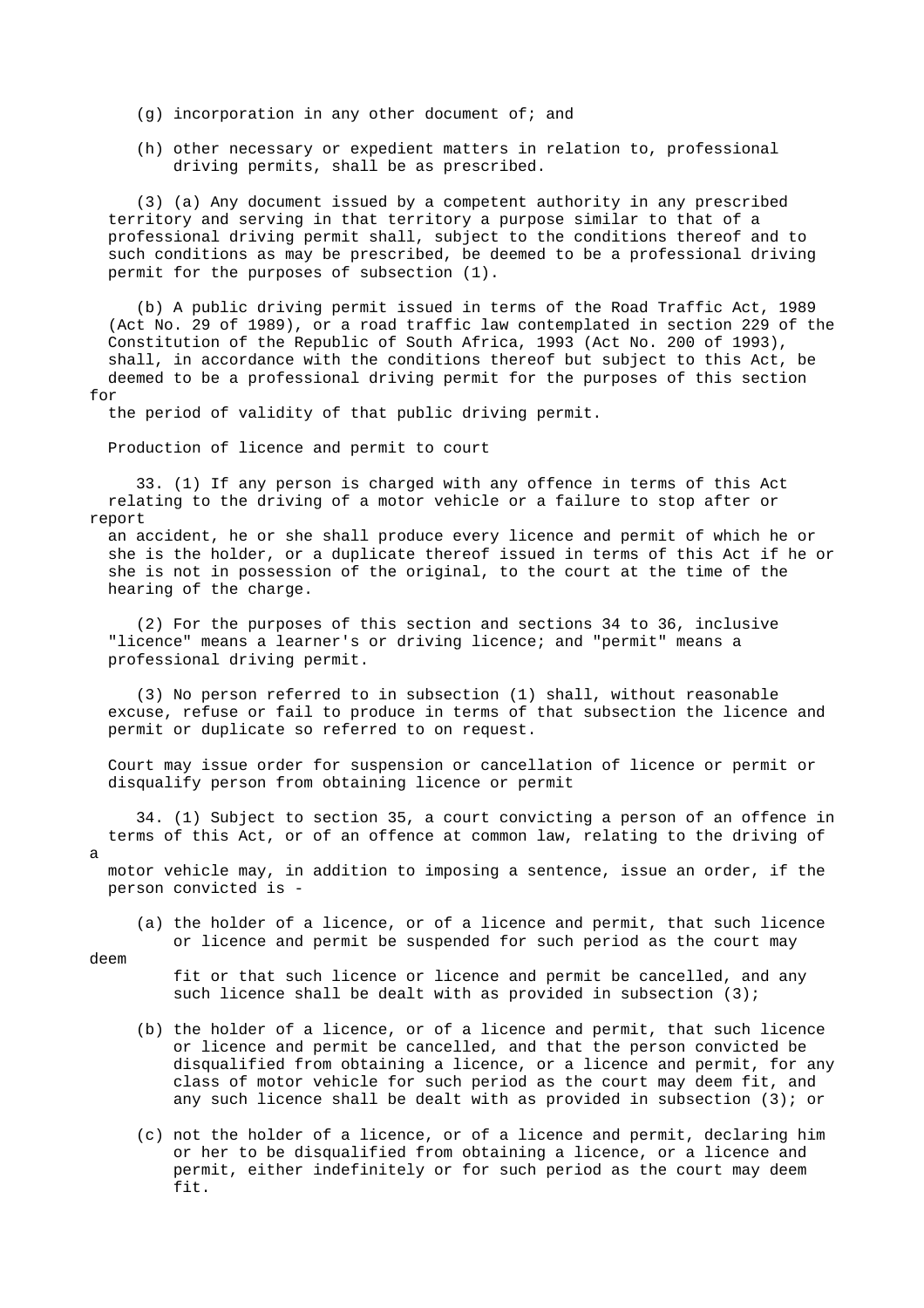(g) incorporation in any other document of; and

(h) other necessary or expedient matters in relation to, professional driving permits, shall be as prescribed.

(3) (a) Any document issued by a competent authority in any prescribed territory and serving in that territory a purpose similar to that of a professional driving permit shall, subject to the conditions thereof and to such conditions as may be prescribed, be deemed to be a professional driving permit for the purposes of subsection (1).

(b) A public driving permit issued in terms of the Road Traffic Act, 1989 (Act No. 29 of 1989), or a road traffic law contemplated in section 229 of the Constitution of the Republic of South Africa, 1993 (Act No. 200 of 1993), shall, in accordance with the conditions thereof but subject to this Act, be deemed to be a professional driving permit for the purposes of this section for the period of validity of that public driving permit.

Production of licence and permit to court

33. (1) If any person is charged with any offence in terms of this Act relating to the driving of a motor vehicle or a failure to stop after or report an accident, he or she shall produce every licence and permit of which he or she is the holder, or a duplicate thereof issued in terms of this Act if he or she is not in possession of the original, to the court at the time of the hearing of the charge.

(2) For the purposes of this section and sections 34 to 36, inclusive "licence" means a learner's or driving licence; and "permit" means a professional driving permit.

(3) No person referred to in subsection (1) shall, without reasonable excuse, refuse or fail to produce in terms of that subsection the licence and permit or duplicate so referred to on request.

Court may issue order for suspension or cancellation of licence or permit or disqualify person from obtaining licence or permit

34. (1) Subject to section 35, a court convicting a person of an offence in terms of this Act, or of an offence at common law, relating to the driving of a motor vehicle may, in addition to imposing a sentence, issue an order, if the person convicted is -

(a) the holder of a licence, or of a licence and permit, that such licence or licence and permit be suspended for such period as the court may deem fit or that such licence or licence and permit be cancelled, and any such licence shall be dealt with as provided in subsection (3);

(b) the holder of a licence, or of a licence and permit, that such licence or licence and permit be cancelled, and that the person convicted be disqualified from obtaining a licence, or a licence and permit, for any class of motor vehicle for such period as the court may deem fit, and any such licence shall be dealt with as provided in subsection (3); or

(c) not the holder of a licence, or of a licence and permit, declaring him or her to be disqualified from obtaining a licence, or a licence and permit, either indefinitely or for such period as the court may deem fit.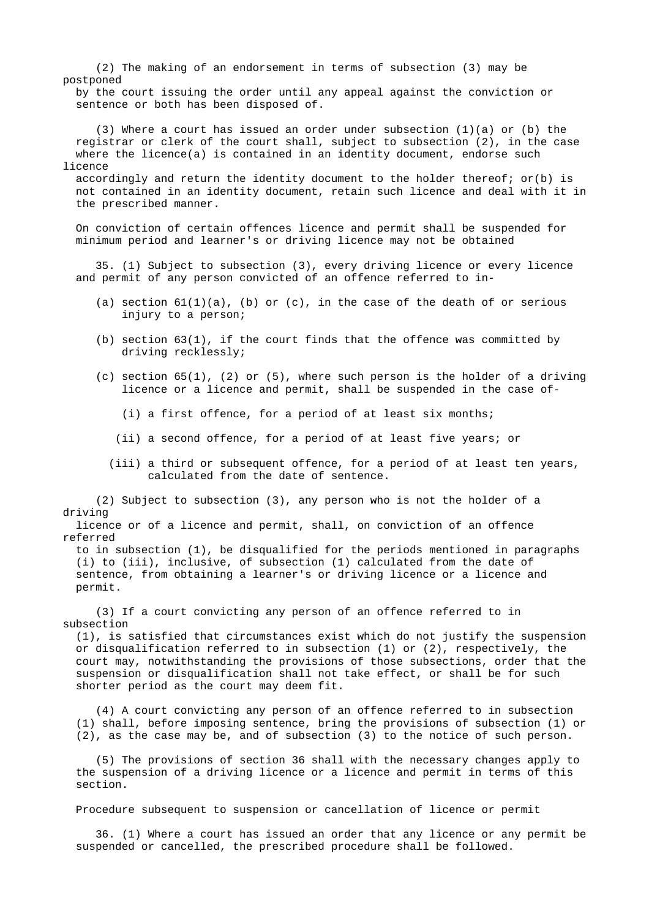(2) The making of an endorsement in terms of subsection (3) may be postponed by the court issuing the order until any appeal against the conviction or sentence or both has been disposed of.

(3) Where a court has issued an order under subsection (1)(a) or (b) the registrar or clerk of the court shall, subject to subsection (2), in the case where the licence(a) is contained in an identity document, endorse such licence accordingly and return the identity document to the holder thereof; or(b) is not contained in an identity document, retain such licence and deal with it in the prescribed manner.

On conviction of certain offences licence and permit shall be suspended for minimum period and learner's or driving licence may not be obtained

35. (1) Subject to subsection (3), every driving licence or every licence and permit of any person convicted of an offence referred to in-

(a) section 61(1)(a), (b) or (c), in the case of the death of or serious injury to a person;

(b) section 63(1), if the court finds that the offence was committed by driving recklessly;

(c) section 65(1), (2) or (5), where such person is the holder of a driving licence or a licence and permit, shall be suspended in the case of-

(i) a first offence, for a period of at least six months;

(ii) a second offence, for a period of at least five years; or

(iii) a third or subsequent offence, for a period of at least ten years, calculated from the date of sentence.

(2) Subject to subsection (3), any person who is not the holder of a driving licence or of a licence and permit, shall, on conviction of an offence referred to in subsection (1), be disqualified for the periods mentioned in paragraphs (i) to (iii), inclusive, of subsection (1) calculated from the date of sentence, from obtaining a learner's or driving licence or a licence and permit.

(3) If a court convicting any person of an offence referred to in subsection (1), is satisfied that circumstances exist which do not justify the suspension or disqualification referred to in subsection (1) or (2), respectively, the court may, notwithstanding the provisions of those subsections, order that the suspension or disqualification shall not take effect, or shall be for such shorter period as the court may deem fit.

(4) A court convicting any person of an offence referred to in subsection (1) shall, before imposing sentence, bring the provisions of subsection (1) or (2), as the case may be, and of subsection (3) to the notice of such person.

(5) The provisions of section 36 shall with the necessary changes apply to the suspension of a driving licence or a licence and permit in terms of this section.

Procedure subsequent to suspension or cancellation of licence or permit

36. (1) Where a court has issued an order that any licence or any permit be suspended or cancelled, the prescribed procedure shall be followed.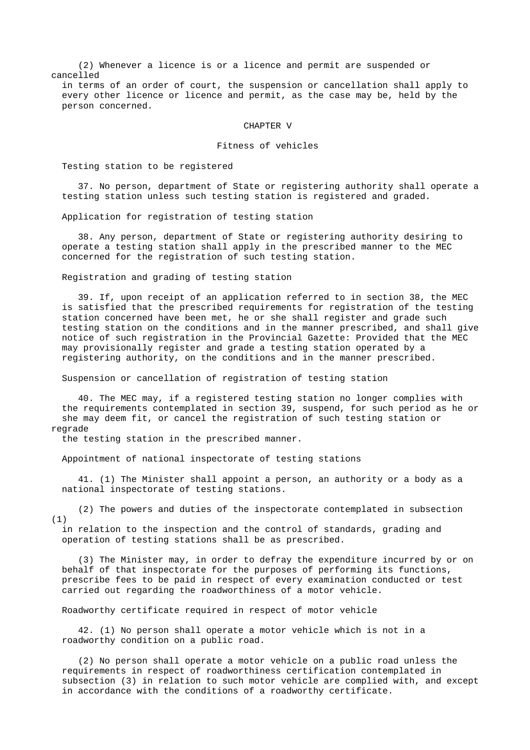(2) Whenever a licence is or a licence and permit are suspended or cancelled in terms of an order of court, the suspension or cancellation shall apply to every other licence or licence and permit, as the case may be, held by the person concerned.

## CHAPTER V

## Fitness of vehicles

### Testing station to be registered

37. No person, department of State or registering authority shall operate a testing station unless such testing station is registered and graded.

### Application for registration of testing station

38. Any person, department of State or registering authority desiring to operate a testing station shall apply in the prescribed manner to the MEC concerned for the registration of such testing station.

### Registration and grading of testing station

39. If, upon receipt of an application referred to in section 38, the MEC is satisfied that the prescribed requirements for registration of the testing station concerned have been met, he or she shall register and grade such testing station on the conditions and in the manner prescribed, and shall give notice of such registration in the Provincial Gazette: Provided that the MEC may provisionally register and grade a testing station operated by a registering authority, on the conditions and in the manner prescribed.

### Suspension or cancellation of registration of testing station

40. The MEC may, if a registered testing station no longer complies with the requirements contemplated in section 39, suspend, for such period as he or she may deem fit, or cancel the registration of such testing station or regrade the testing station in the prescribed manner.

### Appointment of national inspectorate of testing stations

41. (1) The Minister shall appoint a person, an authority or a body as a national inspectorate of testing stations.

(2) The powers and duties of the inspectorate contemplated in subsection (1) in relation to the inspection and the control of standards, grading and operation of testing stations shall be as prescribed.

(3) The Minister may, in order to defray the expenditure incurred by or on behalf of that inspectorate for the purposes of performing its functions, prescribe fees to be paid in respect of every examination conducted or test carried out regarding the roadworthiness of a motor vehicle.

### Roadworthy certificate required in respect of motor vehicle

42. (1) No person shall operate a motor vehicle which is not in a roadworthy condition on a public road.

(2) No person shall operate a motor vehicle on a public road unless the requirements in respect of roadworthiness certification contemplated in subsection (3) in relation to such motor vehicle are complied with, and except in accordance with the conditions of a roadworthy certificate.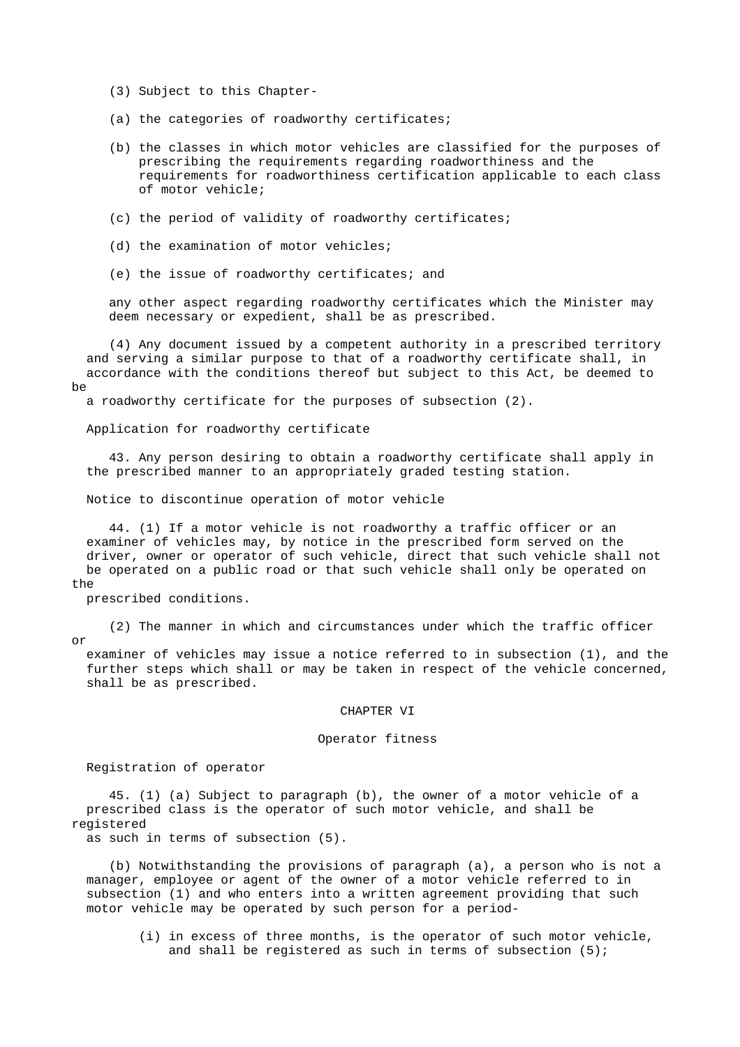(3) Subject to this Chapter-

(a) the categories of roadworthy certificates;

(b) the classes in which motor vehicles are classified for the purposes of prescribing the requirements regarding roadworthiness and the requirements for roadworthiness certification applicable to each class of motor vehicle;

(c) the period of validity of roadworthy certificates;

(d) the examination of motor vehicles;

(e) the issue of roadworthy certificates; and

any other aspect regarding roadworthy certificates which the Minister may deem necessary or expedient, shall be as prescribed.

(4) Any document issued by a competent authority in a prescribed territory and serving a similar purpose to that of a roadworthy certificate shall, in accordance with the conditions thereof but subject to this Act, be deemed to be a roadworthy certificate for the purposes of subsection (2).

Application for roadworthy certificate

43. Any person desiring to obtain a roadworthy certificate shall apply in the prescribed manner to an appropriately graded testing station.

Notice to discontinue operation of motor vehicle

44. (1) If a motor vehicle is not roadworthy a traffic officer or an examiner of vehicles may, by notice in the prescribed form served on the driver, owner or operator of such vehicle, direct that such vehicle shall not be operated on a public road or that such vehicle shall only be operated on the prescribed conditions.

(2) The manner in which and circumstances under which the traffic officer or examiner of vehicles may issue a notice referred to in subsection (1), and the further steps which shall or may be taken in respect of the vehicle concerned, shall be as prescribed.

## CHAPTER VI

## Operator fitness

Registration of operator

45. (1) (a) Subject to paragraph (b), the owner of a motor vehicle of a prescribed class is the operator of such motor vehicle, and shall be registered as such in terms of subsection (5).

(b) Notwithstanding the provisions of paragraph (a), a person who is not a manager, employee or agent of the owner of a motor vehicle referred to in subsection (1) and who enters into a written agreement providing that such motor vehicle may be operated by such person for a period-

(i) in excess of three months, is the operator of such motor vehicle, and shall be registered as such in terms of subsection (5);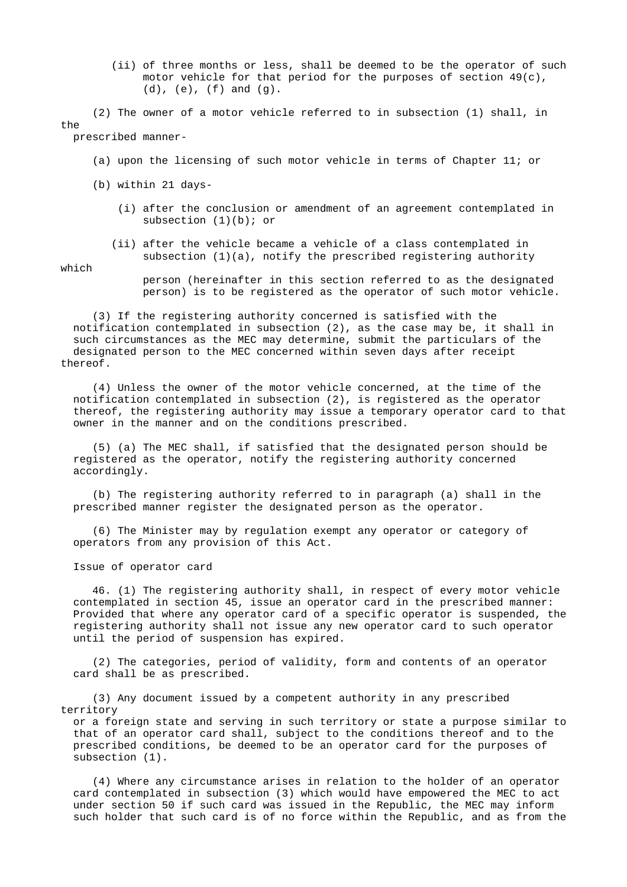(ii) of three months or less, shall be deemed to be the operator of such motor vehicle for that period for the purposes of section 49(c), (d), (e), (f) and (g).

(2) The owner of a motor vehicle referred to in subsection (1) shall, in the prescribed manner-

(a) upon the licensing of such motor vehicle in terms of Chapter 11; or

(b) within 21 days-

(i) after the conclusion or amendment of an agreement contemplated in subsection (1)(b); or

(ii) after the vehicle became a vehicle of a class contemplated in subsection (1)(a), notify the prescribed registering authority which person (hereinafter in this section referred to as the designated person) is to be registered as the operator of such motor vehicle.

(3) If the registering authority concerned is satisfied with the notification contemplated in subsection (2), as the case may be, it shall in such circumstances as the MEC may determine, submit the particulars of the designated person to the MEC concerned within seven days after receipt thereof.

(4) Unless the owner of the motor vehicle concerned, at the time of the notification contemplated in subsection (2), is registered as the operator thereof, the registering authority may issue a temporary operator card to that owner in the manner and on the conditions prescribed.

(5) (a) The MEC shall, if satisfied that the designated person should be registered as the operator, notify the registering authority concerned accordingly.

(b) The registering authority referred to in paragraph (a) shall in the prescribed manner register the designated person as the operator.

(6) The Minister may by regulation exempt any operator or category of operators from any provision of this Act.

Issue of operator card

46. (1) The registering authority shall, in respect of every motor vehicle contemplated in section 45, issue an operator card in the prescribed manner: Provided that where any operator card of a specific operator is suspended, the registering authority shall not issue any new operator card to such operator until the period of suspension has expired.

(2) The categories, period of validity, form and contents of an operator card shall be as prescribed.

(3) Any document issued by a competent authority in any prescribed territory or a foreign state and serving in such territory or state a purpose similar to that of an operator card shall, subject to the conditions thereof and to the prescribed conditions, be deemed to be an operator card for the purposes of subsection (1).

(4) Where any circumstance arises in relation to the holder of an operator card contemplated in subsection (3) which would have empowered the MEC to act under section 50 if such card was issued in the Republic, the MEC may inform such holder that such card is of no force within the Republic, and as from the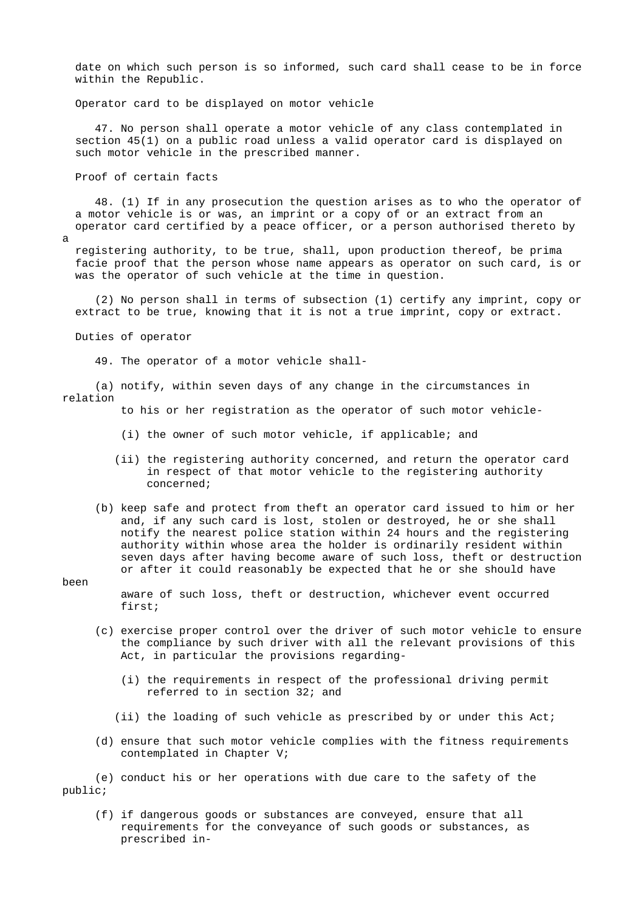date on which such person is so informed, such card shall cease to be in force within the Republic.

### Operator card to be displayed on motor vehicle

47. No person shall operate a motor vehicle of any class contemplated in section 45(1) on a public road unless a valid operator card is displayed on such motor vehicle in the prescribed manner.

### Proof of certain facts

48. (1) If in any prosecution the question arises as to who the operator of a motor vehicle is or was, an imprint or a copy of or an extract from an operator card certified by a peace officer, or a person authorised thereto by a registering authority, to be true, shall, upon production thereof, be prima facie proof that the person whose name appears as operator on such card, is or was the operator of such vehicle at the time in question.

(2) No person shall in terms of subsection (1) certify any imprint, copy or extract to be true, knowing that it is not a true imprint, copy or extract.

### Duties of operator

49. The operator of a motor vehicle shall-

(a) notify, within seven days of any change in the circumstances in relation to his or her registration as the operator of such motor vehicle-

(i) the owner of such motor vehicle, if applicable; and

(ii) the registering authority concerned, and return the operator card in respect of that motor vehicle to the registering authority concerned;

(b) keep safe and protect from theft an operator card issued to him or her and, if any such card is lost, stolen or destroyed, he or she shall notify the nearest police station within 24 hours and the registering authority within whose area the holder is ordinarily resident within seven days after having become aware of such loss, theft or destruction or after it could reasonably be expected that he or she should have been aware of such loss, theft or destruction, whichever event occurred first;

(c) exercise proper control over the driver of such motor vehicle to ensure the compliance by such driver with all the relevant provisions of this Act, in particular the provisions regarding-

(i) the requirements in respect of the professional driving permit referred to in section 32; and

(ii) the loading of such vehicle as prescribed by or under this Act;

(d) ensure that such motor vehicle complies with the fitness requirements contemplated in Chapter V;

(e) conduct his or her operations with due care to the safety of the public;

(f) if dangerous goods or substances are conveyed, ensure that all requirements for the conveyance of such goods or substances, as prescribed in-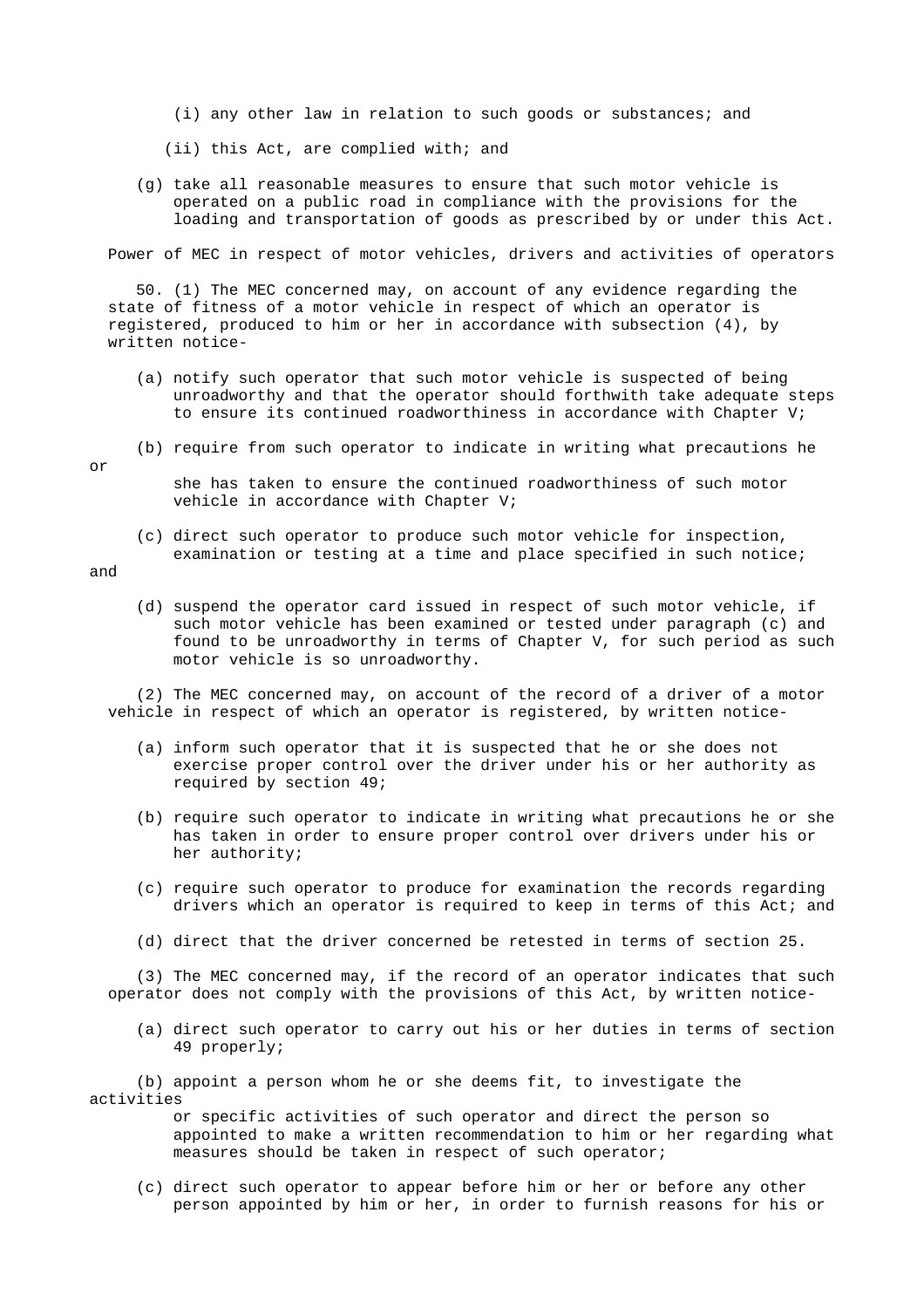(i) any other law in relation to such goods or substances; and

(ii) this Act, are complied with; and

(g) take all reasonable measures to ensure that such motor vehicle is operated on a public road in compliance with the provisions for the loading and transportation of goods as prescribed by or under this Act.

Power of MEC in respect of motor vehicles, drivers and activities of operators

50. (1) The MEC concerned may, on account of any evidence regarding the state of fitness of a motor vehicle in respect of which an operator is registered, produced to him or her in accordance with subsection (4), by written notice-

(a) notify such operator that such motor vehicle is suspected of being unroadworthy and that the operator should forthwith take adequate steps to ensure its continued roadworthiness in accordance with Chapter V;

(b) require from such operator to indicate in writing what precautions he or she has taken to ensure the continued roadworthiness of such motor vehicle in accordance with Chapter V;

(c) direct such operator to produce such motor vehicle for inspection, examination or testing at a time and place specified in such notice; and

(d) suspend the operator card issued in respect of such motor vehicle, if such motor vehicle has been examined or tested under paragraph (c) and found to be unroadworthy in terms of Chapter V, for such period as such motor vehicle is so unroadworthy.

(2) The MEC concerned may, on account of the record of a driver of a motor vehicle in respect of which an operator is registered, by written notice-

(a) inform such operator that it is suspected that he or she does not exercise proper control over the driver under his or her authority as required by section 49;

(b) require such operator to indicate in writing what precautions he or she has taken in order to ensure proper control over drivers under his or her authority;

(c) require such operator to produce for examination the records regarding drivers which an operator is required to keep in terms of this Act; and

(d) direct that the driver concerned be retested in terms of section 25.

(3) The MEC concerned may, if the record of an operator indicates that such operator does not comply with the provisions of this Act, by written notice-

(a) direct such operator to carry out his or her duties in terms of section 49 properly;

(b) appoint a person whom he or she deems fit, to investigate the activities or specific activities of such operator and direct the person so appointed to make a written recommendation to him or her regarding what measures should be taken in respect of such operator;

(c) direct such operator to appear before him or her or before any other person appointed by him or her, in order to furnish reasons for his or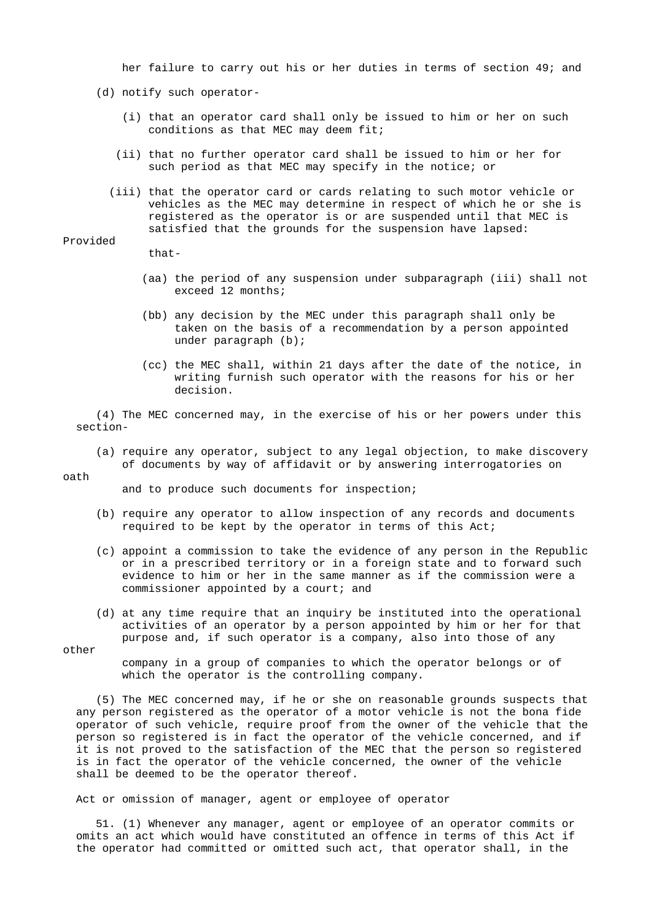her failure to carry out his or her duties in terms of section 49; and

(d) notify such operator-

(i) that an operator card shall only be issued to him or her on such conditions as that MEC may deem fit;

(ii) that no further operator card shall be issued to him or her for such period as that MEC may specify in the notice; or

(iii) that the operator card or cards relating to such motor vehicle or vehicles as the MEC may determine in respect of which he or she is registered as the operator is or are suspended until that MEC is satisfied that the grounds for the suspension have lapsed:

Provided that-

(aa) the period of any suspension under subparagraph (iii) shall not exceed 12 months;

(bb) any decision by the MEC under this paragraph shall only be taken on the basis of a recommendation by a person appointed under paragraph (b);

(cc) the MEC shall, within 21 days after the date of the notice, in writing furnish such operator with the reasons for his or her decision.

(4) The MEC concerned may, in the exercise of his or her powers under this section-

(a) require any operator, subject to any legal objection, to make discovery of documents by way of affidavit or by answering interrogatories on oath and to produce such documents for inspection;

(b) require any operator to allow inspection of any records and documents required to be kept by the operator in terms of this Act;

(c) appoint a commission to take the evidence of any person in the Republic or in a prescribed territory or in a foreign state and to forward such evidence to him or her in the same manner as if the commission were a commissioner appointed by a court; and

(d) at any time require that an inquiry be instituted into the operational activities of an operator by a person appointed by him or her for that purpose and, if such operator is a company, also into those of any other company in a group of companies to which the operator belongs or of which the operator is the controlling company.

(5) The MEC concerned may, if he or she on reasonable grounds suspects that any person registered as the operator of a motor vehicle is not the bona fide operator of such vehicle, require proof from the owner of the vehicle that the person so registered is in fact the operator of the vehicle concerned, and if it is not proved to the satisfaction of the MEC that the person so registered is in fact the operator of the vehicle concerned, the owner of the vehicle shall be deemed to be the operator thereof.

Act or omission of manager, agent or employee of operator

51. (1) Whenever any manager, agent or employee of an operator commits or omits an act which would have constituted an offence in terms of this Act if the operator had committed or omitted such act, that operator shall, in the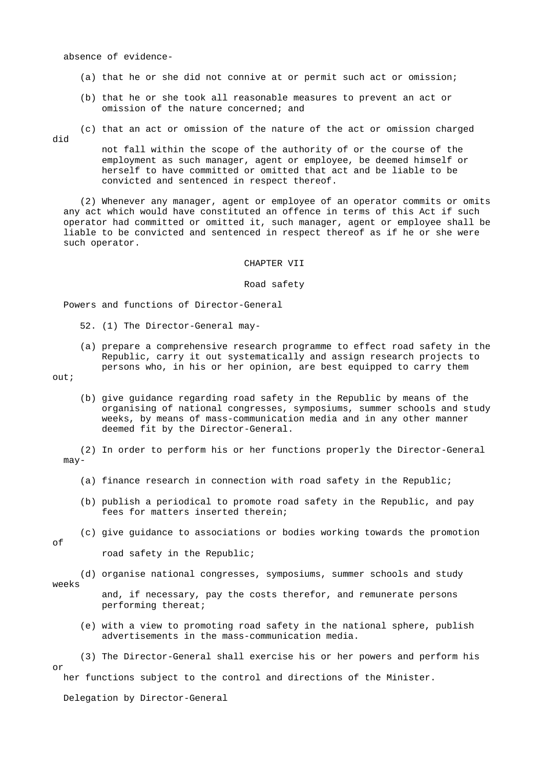absence of evidence-

(a) that he or she did not connive at or permit such act or omission;

(b) that he or she took all reasonable measures to prevent an act or omission of the nature concerned; and

(c) that an act or omission of the nature of the act or omission charged did not fall within the scope of the authority of or the course of the employment as such manager, agent or employee, be deemed himself or herself to have committed or omitted that act and be liable to be convicted and sentenced in respect thereof.

(2) Whenever any manager, agent or employee of an operator commits or omits any act which would have constituted an offence in terms of this Act if such operator had committed or omitted it, such manager, agent or employee shall be liable to be convicted and sentenced in respect thereof as if he or she were such operator.

## CHAPTER VII

## Road safety

### Powers and functions of Director-General

52. (1) The Director-General may-

(a) prepare a comprehensive research programme to effect road safety in the Republic, carry it out systematically and assign research projects to persons who, in his or her opinion, are best equipped to carry them out;

(b) give guidance regarding road safety in the Republic by means of the organising of national congresses, symposiums, summer schools and study weeks, by means of mass-communication media and in any other manner deemed fit by the Director-General.

(2) In order to perform his or her functions properly the Director-General may-

(a) finance research in connection with road safety in the Republic;

(b) publish a periodical to promote road safety in the Republic, and pay fees for matters inserted therein;

(c) give guidance to associations or bodies working towards the promotion of road safety in the Republic;

(d) organise national congresses, symposiums, summer schools and study weeks and, if necessary, pay the costs therefor, and remunerate persons performing thereat;

(e) with a view to promoting road safety in the national sphere, publish advertisements in the mass-communication media.

(3) The Director-General shall exercise his or her powers and perform his or her functions subject to the control and directions of the Minister.

### Delegation by Director-General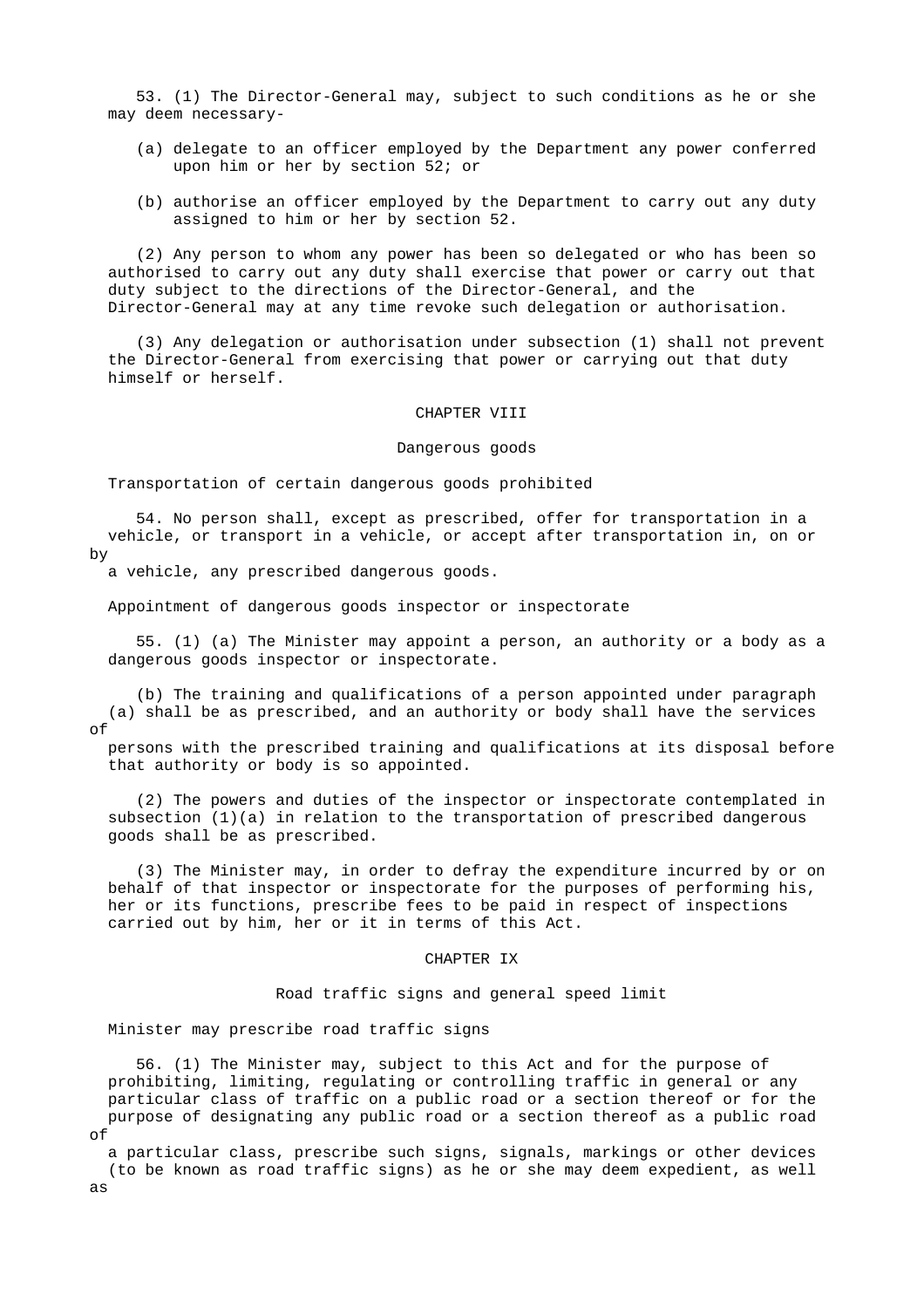53. (1) The Director-General may, subject to such conditions as he or she may deem necessary-

(a) delegate to an officer employed by the Department any power conferred upon him or her by section 52; or

(b) authorise an officer employed by the Department to carry out any duty assigned to him or her by section 52.

(2) Any person to whom any power has been so delegated or who has been so authorised to carry out any duty shall exercise that power or carry out that duty subject to the directions of the Director-General, and the Director-General may at any time revoke such delegation or authorisation.

(3) Any delegation or authorisation under subsection (1) shall not prevent the Director-General from exercising that power or carrying out that duty himself or herself.

## CHAPTER VIII

## Dangerous goods

### Transportation of certain dangerous goods prohibited

54. No person shall, except as prescribed, offer for transportation in a vehicle, or transport in a vehicle, or accept after transportation in, on or by a vehicle, any prescribed dangerous goods.

### Appointment of dangerous goods inspector or inspectorate

55. (1) (a) The Minister may appoint a person, an authority or a body as a dangerous goods inspector or inspectorate.

(b) The training and qualifications of a person appointed under paragraph (a) shall be as prescribed, and an authority or body shall have the services of persons with the prescribed training and qualifications at its disposal before that authority or body is so appointed.

(2) The powers and duties of the inspector or inspectorate contemplated in subsection (1)(a) in relation to the transportation of prescribed dangerous goods shall be as prescribed.

(3) The Minister may, in order to defray the expenditure incurred by or on behalf of that inspector or inspectorate for the purposes of performing his, her or its functions, prescribe fees to be paid in respect of inspections carried out by him, her or it in terms of this Act.

## CHAPTER IX

## Road traffic signs and general speed limit

### Minister may prescribe road traffic signs

56. (1) The Minister may, subject to this Act and for the purpose of prohibiting, limiting, regulating or controlling traffic in general or any particular class of traffic on a public road or a section thereof or for the purpose of designating any public road or a section thereof as a public road of a particular class, prescribe such signs, signals, markings or other devices (to be known as road traffic signs) as he or she may deem expedient, as well as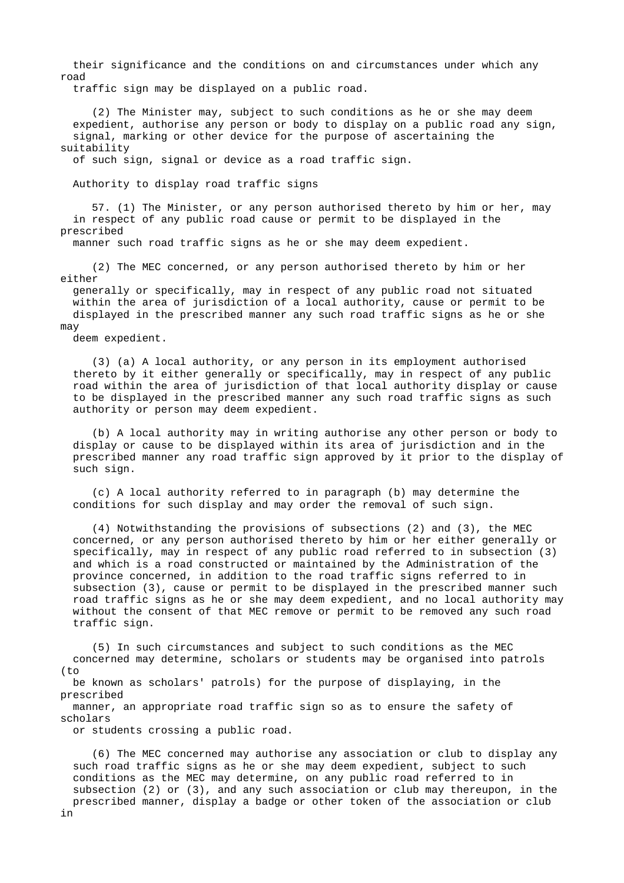their significance and the conditions on and circumstances under which any road traffic sign may be displayed on a public road.

(2) The Minister may, subject to such conditions as he or she may deem expedient, authorise any person or body to display on a public road any sign, signal, marking or other device for the purpose of ascertaining the suitability of such sign, signal or device as a road traffic sign.

## Authority to display road traffic signs

57. (1) The Minister, or any person authorised thereto by him or her, may in respect of any public road cause or permit to be displayed in the prescribed manner such road traffic signs as he or she may deem expedient.

(2) The MEC concerned, or any person authorised thereto by him or her either generally or specifically, may in respect of any public road not situated within the area of jurisdiction of a local authority, cause or permit to be displayed in the prescribed manner any such road traffic signs as he or she may deem expedient.

(3) (a) A local authority, or any person in its employment authorised thereto by it either generally or specifically, may in respect of any public road within the area of jurisdiction of that local authority display or cause to be displayed in the prescribed manner any such road traffic signs as such authority or person may deem expedient.

(b) A local authority may in writing authorise any other person or body to display or cause to be displayed within its area of jurisdiction and in the prescribed manner any road traffic sign approved by it prior to the display of such sign.

(c) A local authority referred to in paragraph (b) may determine the conditions for such display and may order the removal of such sign.

(4) Notwithstanding the provisions of subsections (2) and (3), the MEC concerned, or any person authorised thereto by him or her either generally or specifically, may in respect of any public road referred to in subsection (3) and which is a road constructed or maintained by the Administration of the province concerned, in addition to the road traffic signs referred to in subsection (3), cause or permit to be displayed in the prescribed manner such road traffic signs as he or she may deem expedient, and no local authority may without the consent of that MEC remove or permit to be removed any such road traffic sign.

(5) In such circumstances and subject to such conditions as the MEC concerned may determine, scholars or students may be organised into patrols (to be known as scholars' patrols) for the purpose of displaying, in the prescribed manner, an appropriate road traffic sign so as to ensure the safety of scholars or students crossing a public road.

(6) The MEC concerned may authorise any association or club to display any such road traffic signs as he or she may deem expedient, subject to such conditions as the MEC may determine, on any public road referred to in subsection (2) or (3), and any such association or club may thereupon, in the prescribed manner, display a badge or other token of the association or club in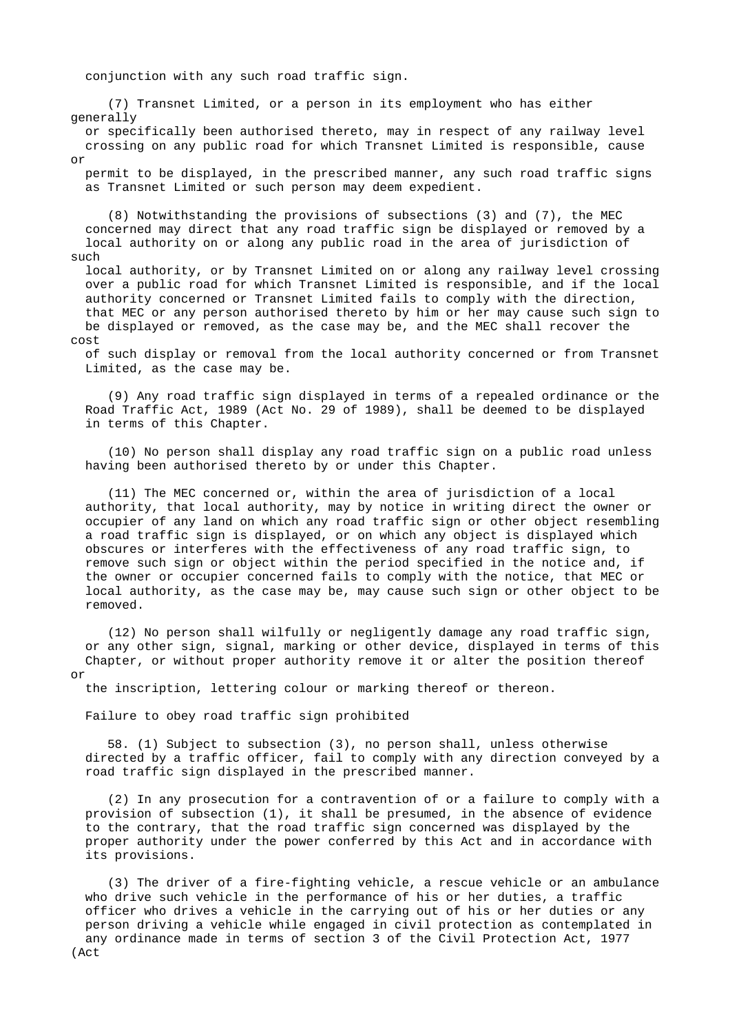conjunction with any such road traffic sign.

(7) Transnet Limited, or a person in its employment who has either generally or specifically been authorised thereto, may in respect of any railway level crossing on any public road for which Transnet Limited is responsible, cause or permit to be displayed, in the prescribed manner, any such road traffic signs as Transnet Limited or such person may deem expedient.

(8) Notwithstanding the provisions of subsections (3) and (7), the MEC concerned may direct that any road traffic sign be displayed or removed by a local authority on or along any public road in the area of jurisdiction of such local authority, or by Transnet Limited on or along any railway level crossing over a public road for which Transnet Limited is responsible, and if the local authority concerned or Transnet Limited fails to comply with the direction, that MEC or any person authorised thereto by him or her may cause such sign to be displayed or removed, as the case may be, and the MEC shall recover the cost of such display or removal from the local authority concerned or from Transnet Limited, as the case may be.

(9) Any road traffic sign displayed in terms of a repealed ordinance or the Road Traffic Act, 1989 (Act No. 29 of 1989), shall be deemed to be displayed in terms of this Chapter.

(10) No person shall display any road traffic sign on a public road unless having been authorised thereto by or under this Chapter.

(11) The MEC concerned or, within the area of jurisdiction of a local authority, that local authority, may by notice in writing direct the owner or occupier of any land on which any road traffic sign or other object resembling a road traffic sign is displayed, or on which any object is displayed which obscures or interferes with the effectiveness of any road traffic sign, to remove such sign or object within the period specified in the notice and, if the owner or occupier concerned fails to comply with the notice, that MEC or local authority, as the case may be, may cause such sign or other object to be removed.

(12) No person shall wilfully or negligently damage any road traffic sign, or any other sign, signal, marking or other device, displayed in terms of this Chapter, or without proper authority remove it or alter the position thereof or the inscription, lettering colour or marking thereof or thereon.

Failure to obey road traffic sign prohibited

58. (1) Subject to subsection (3), no person shall, unless otherwise directed by a traffic officer, fail to comply with any direction conveyed by a road traffic sign displayed in the prescribed manner.

(2) In any prosecution for a contravention of or a failure to comply with a provision of subsection (1), it shall be presumed, in the absence of evidence to the contrary, that the road traffic sign concerned was displayed by the proper authority under the power conferred by this Act and in accordance with its provisions.

(3) The driver of a fire-fighting vehicle, a rescue vehicle or an ambulance who drive such vehicle in the performance of his or her duties, a traffic officer who drives a vehicle in the carrying out of his or her duties or any person driving a vehicle while engaged in civil protection as contemplated in any ordinance made in terms of section 3 of the Civil Protection Act, 1977 (Act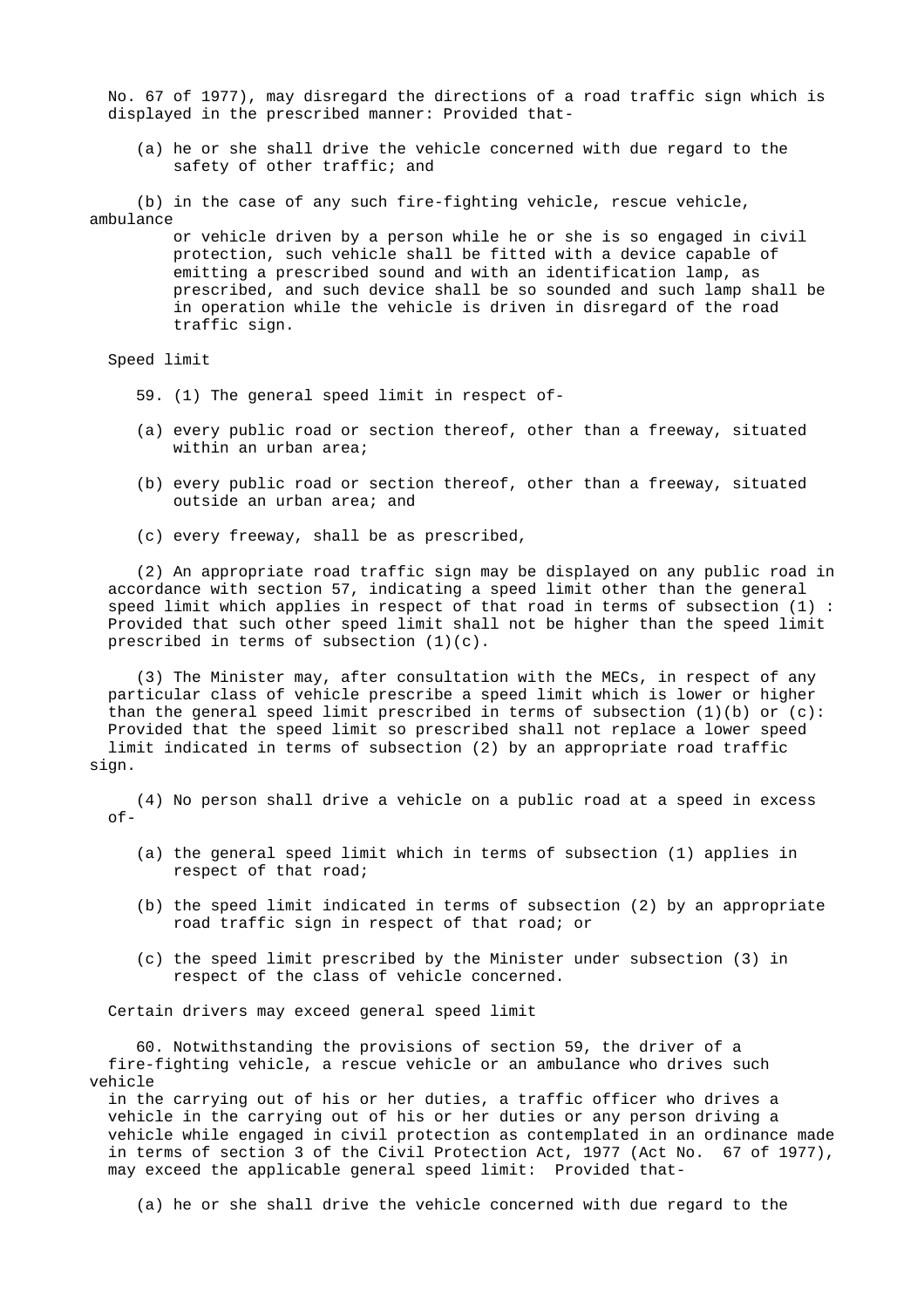No. 67 of 1977), may disregard the directions of a road traffic sign which is displayed in the prescribed manner: Provided that-

(a) he or she shall drive the vehicle concerned with due regard to the safety of other traffic; and

(b) in the case of any such fire-fighting vehicle, rescue vehicle, ambulance or vehicle driven by a person while he or she is so engaged in civil protection, such vehicle shall be fitted with a device capable of emitting a prescribed sound and with an identification lamp, as prescribed, and such device shall be so sounded and such lamp shall be in operation while the vehicle is driven in disregard of the road traffic sign.

### Speed limit

59. (1) The general speed limit in respect of-

(a) every public road or section thereof, other than a freeway, situated within an urban area;

(b) every public road or section thereof, other than a freeway, situated outside an urban area; and

(c) every freeway, shall be as prescribed,

(2) An appropriate road traffic sign may be displayed on any public road in accordance with section 57, indicating a speed limit other than the general speed limit which applies in respect of that road in terms of subsection (1) : Provided that such other speed limit shall not be higher than the speed limit prescribed in terms of subsection (1)(c).

(3) The Minister may, after consultation with the MECs, in respect of any particular class of vehicle prescribe a speed limit which is lower or higher than the general speed limit prescribed in terms of subsection (1)(b) or (c): Provided that the speed limit so prescribed shall not replace a lower speed limit indicated in terms of subsection (2) by an appropriate road traffic sign.

(4) No person shall drive a vehicle on a public road at a speed in excess of-

(a) the general speed limit which in terms of subsection (1) applies in respect of that road;

(b) the speed limit indicated in terms of subsection (2) by an appropriate road traffic sign in respect of that road; or

(c) the speed limit prescribed by the Minister under subsection (3) in respect of the class of vehicle concerned.

### Certain drivers may exceed general speed limit

60. Notwithstanding the provisions of section 59, the driver of a fire-fighting vehicle, a rescue vehicle or an ambulance who drives such vehicle in the carrying out of his or her duties, a traffic officer who drives a vehicle in the carrying out of his or her duties or any person driving a vehicle while engaged in civil protection as contemplated in an ordinance made in terms of section 3 of the Civil Protection Act, 1977 (Act No. 67 of 1977), may exceed the applicable general speed limit: Provided that-

(a) he or she shall drive the vehicle concerned with due regard to the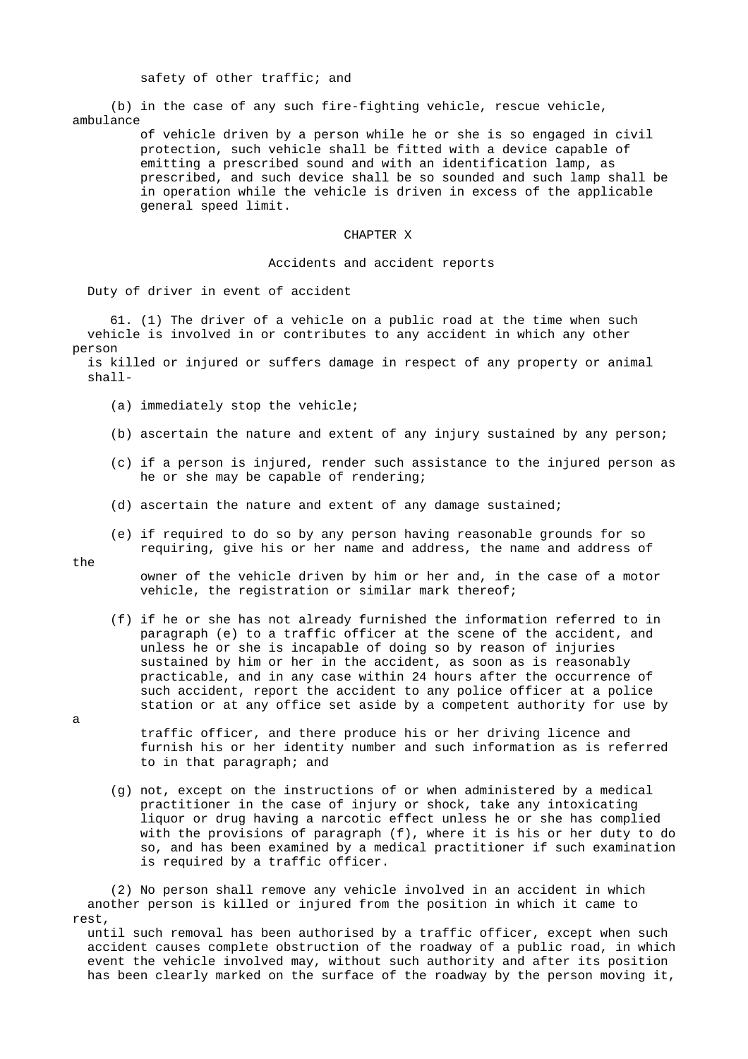safety of other traffic; and

(b) in the case of any such fire-fighting vehicle, rescue vehicle, ambulance of vehicle driven by a person while he or she is so engaged in civil protection, such vehicle shall be fitted with a device capable of emitting a prescribed sound and with an identification lamp, as prescribed, and such device shall be so sounded and such lamp shall be in operation while the vehicle is driven in excess of the applicable general speed limit.

## CHAPTER X

## Accidents and accident reports

### Duty of driver in event of accident

61. (1) The driver of a vehicle on a public road at the time when such vehicle is involved in or contributes to any accident in which any other person is killed or injured or suffers damage in respect of any property or animal shall-

(a) immediately stop the vehicle;

(b) ascertain the nature and extent of any injury sustained by any person;

(c) if a person is injured, render such assistance to the injured person as he or she may be capable of rendering;

(d) ascertain the nature and extent of any damage sustained;

(e) if required to do so by any person having reasonable grounds for so requiring, give his or her name and address, the name and address of the owner of the vehicle driven by him or her and, in the case of a motor vehicle, the registration or similar mark thereof;

(f) if he or she has not already furnished the information referred to in paragraph (e) to a traffic officer at the scene of the accident, and unless he or she is incapable of doing so by reason of injuries sustained by him or her in the accident, as soon as is reasonably practicable, and in any case within 24 hours after the occurrence of such accident, report the accident to any police officer at a police station or at any office set aside by a competent authority for use by a traffic officer, and there produce his or her driving licence and furnish his or her identity number and such information as is referred to in that paragraph; and

(g) not, except on the instructions of or when administered by a medical practitioner in the case of injury or shock, take any intoxicating liquor or drug having a narcotic effect unless he or she has complied with the provisions of paragraph (f), where it is his or her duty to do so, and has been examined by a medical practitioner if such examination is required by a traffic officer.

(2) No person shall remove any vehicle involved in an accident in which another person is killed or injured from the position in which it came to rest, until such removal has been authorised by a traffic officer, except when such accident causes complete obstruction of the roadway of a public road, in which event the vehicle involved may, without such authority and after its position has been clearly marked on the surface of the roadway by the person moving it,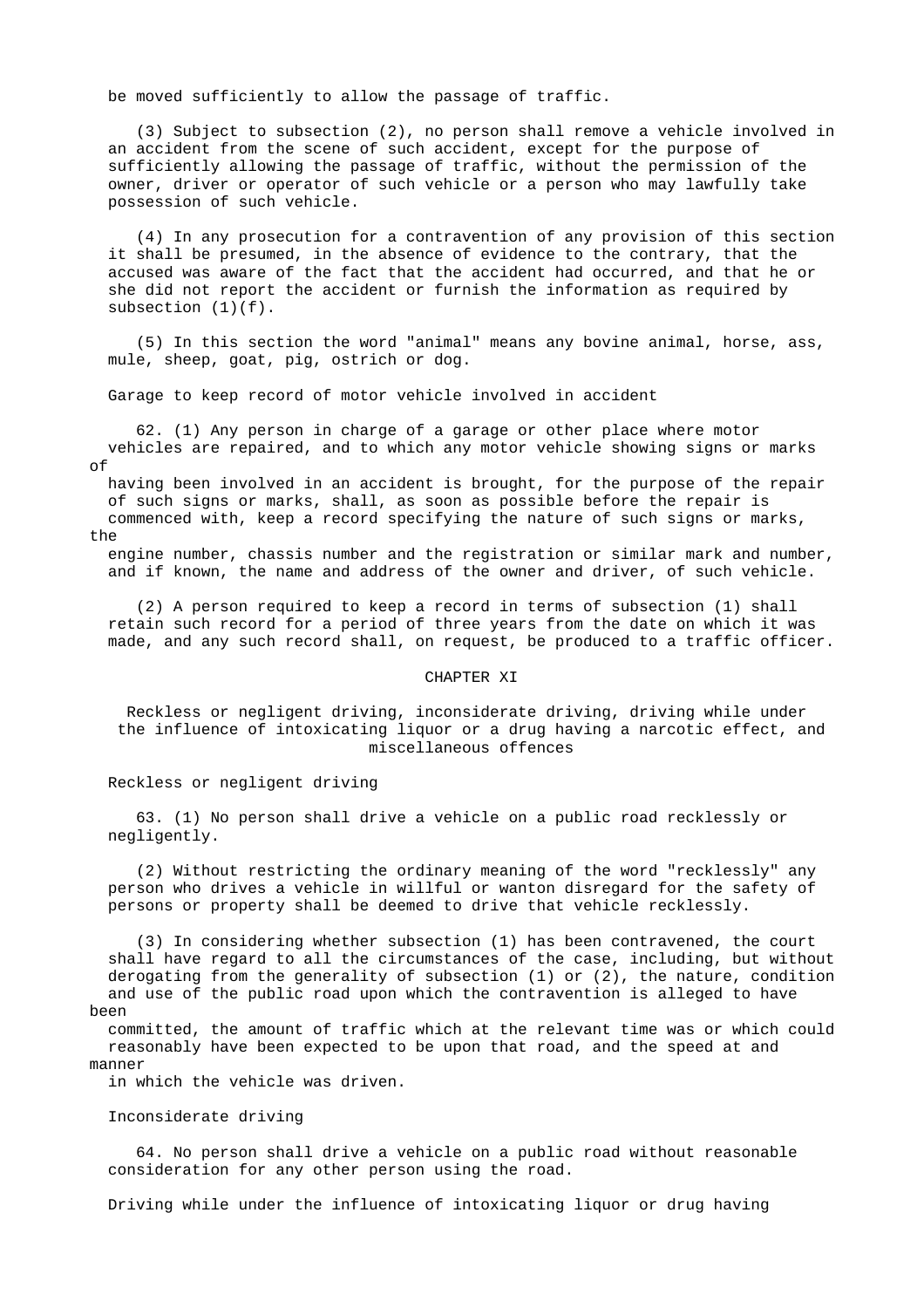be moved sufficiently to allow the passage of traffic.

(3) Subject to subsection (2), no person shall remove a vehicle involved in an accident from the scene of such accident, except for the purpose of sufficiently allowing the passage of traffic, without the permission of the owner, driver or operator of such vehicle or a person who may lawfully take possession of such vehicle.

(4) In any prosecution for a contravention of any provision of this section it shall be presumed, in the absence of evidence to the contrary, that the accused was aware of the fact that the accident had occurred, and that he or she did not report the accident or furnish the information as required by subsection (1)(f).

(5) In this section the word "animal" means any bovine animal, horse, ass, mule, sheep, goat, pig, ostrich or dog.

Garage to keep record of motor vehicle involved in accident

62. (1) Any person in charge of a garage or other place where motor vehicles are repaired, and to which any motor vehicle showing signs or marks of having been involved in an accident is brought, for the purpose of the repair of such signs or marks, shall, as soon as possible before the repair is commenced with, keep a record specifying the nature of such signs or marks, the engine number, chassis number and the registration or similar mark and number, and if known, the name and address of the owner and driver, of such vehicle.

(2) A person required to keep a record in terms of subsection (1) shall retain such record for a period of three years from the date on which it was made, and any such record shall, on request, be produced to a traffic officer.

## CHAPTER XI

### Reckless or negligent driving, inconsiderate driving, driving while under the influence of intoxicating liquor or a drug having a narcotic effect, and miscellaneous offences

Reckless or negligent driving

63. (1) No person shall drive a vehicle on a public road recklessly or negligently.

(2) Without restricting the ordinary meaning of the word "recklessly" any person who drives a vehicle in willful or wanton disregard for the safety of persons or property shall be deemed to drive that vehicle recklessly.

(3) In considering whether subsection (1) has been contravened, the court shall have regard to all the circumstances of the case, including, but without derogating from the generality of subsection (1) or (2), the nature, condition and use of the public road upon which the contravention is alleged to have been committed, the amount of traffic which at the relevant time was or which could reasonably have been expected to be upon that road, and the speed at and manner in which the vehicle was driven.

Inconsiderate driving

64. No person shall drive a vehicle on a public road without reasonable consideration for any other person using the road.

Driving while under the influence of intoxicating liquor or drug having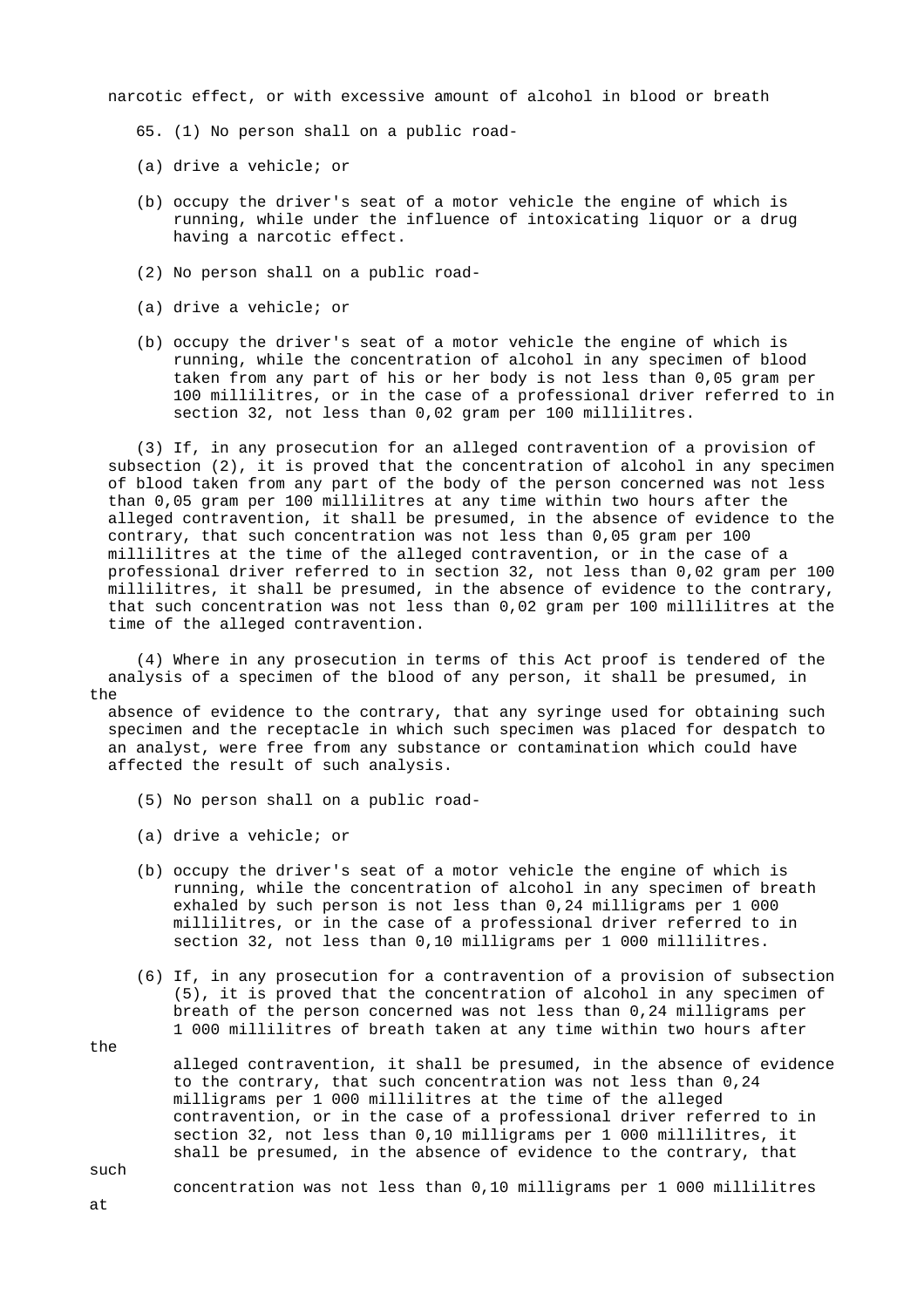narcotic effect, or with excessive amount of alcohol in blood or breath

65. (1) No person shall on a public road-

(a) drive a vehicle; or

(b) occupy the driver's seat of a motor vehicle the engine of which is running, while under the influence of intoxicating liquor or a drug having a narcotic effect.

(2) No person shall on a public road-

(a) drive a vehicle; or

(b) occupy the driver's seat of a motor vehicle the engine of which is running, while the concentration of alcohol in any specimen of blood taken from any part of his or her body is not less than 0,05 gram per 100 millilitres, or in the case of a professional driver referred to in section 32, not less than 0,02 gram per 100 millilitres.

(3) If, in any prosecution for an alleged contravention of a provision of subsection (2), it is proved that the concentration of alcohol in any specimen of blood taken from any part of the body of the person concerned was not less than 0,05 gram per 100 millilitres at any time within two hours after the alleged contravention, it shall be presumed, in the absence of evidence to the contrary, that such concentration was not less than 0,05 gram per 100 millilitres at the time of the alleged contravention, or in the case of a professional driver referred to in section 32, not less than 0,02 gram per 100 millilitres, it shall be presumed, in the absence of evidence to the contrary, that such concentration was not less than 0,02 gram per 100 millilitres at the time of the alleged contravention.

(4) Where in any prosecution in terms of this Act proof is tendered of the analysis of a specimen of the blood of any person, it shall be presumed, in the absence of evidence to the contrary, that any syringe used for obtaining such specimen and the receptacle in which such specimen was placed for despatch to an analyst, were free from any substance or contamination which could have affected the result of such analysis.

(5) No person shall on a public road-

(a) drive a vehicle; or

(b) occupy the driver's seat of a motor vehicle the engine of which is running, while the concentration of alcohol in any specimen of breath exhaled by such person is not less than 0,24 milligrams per 1 000 millilitres, or in the case of a professional driver referred to in section 32, not less than 0,10 milligrams per 1 000 millilitres.

(6) If, in any prosecution for a contravention of a provision of subsection (5), it is proved that the concentration of alcohol in any specimen of breath of the person concerned was not less than 0,24 milligrams per 1 000 millilitres of breath taken at any time within two hours after the alleged contravention, it shall be presumed, in the absence of evidence to the contrary, that such concentration was not less than 0,24 milligrams per 1 000 millilitres at the time of the alleged contravention, or in the case of a professional driver referred to in section 32, not less than 0,10 milligrams per 1 000 millilitres, it shall be presumed, in the absence of evidence to the contrary, that such concentration was not less than 0,10 milligrams per 1 000 millilitres at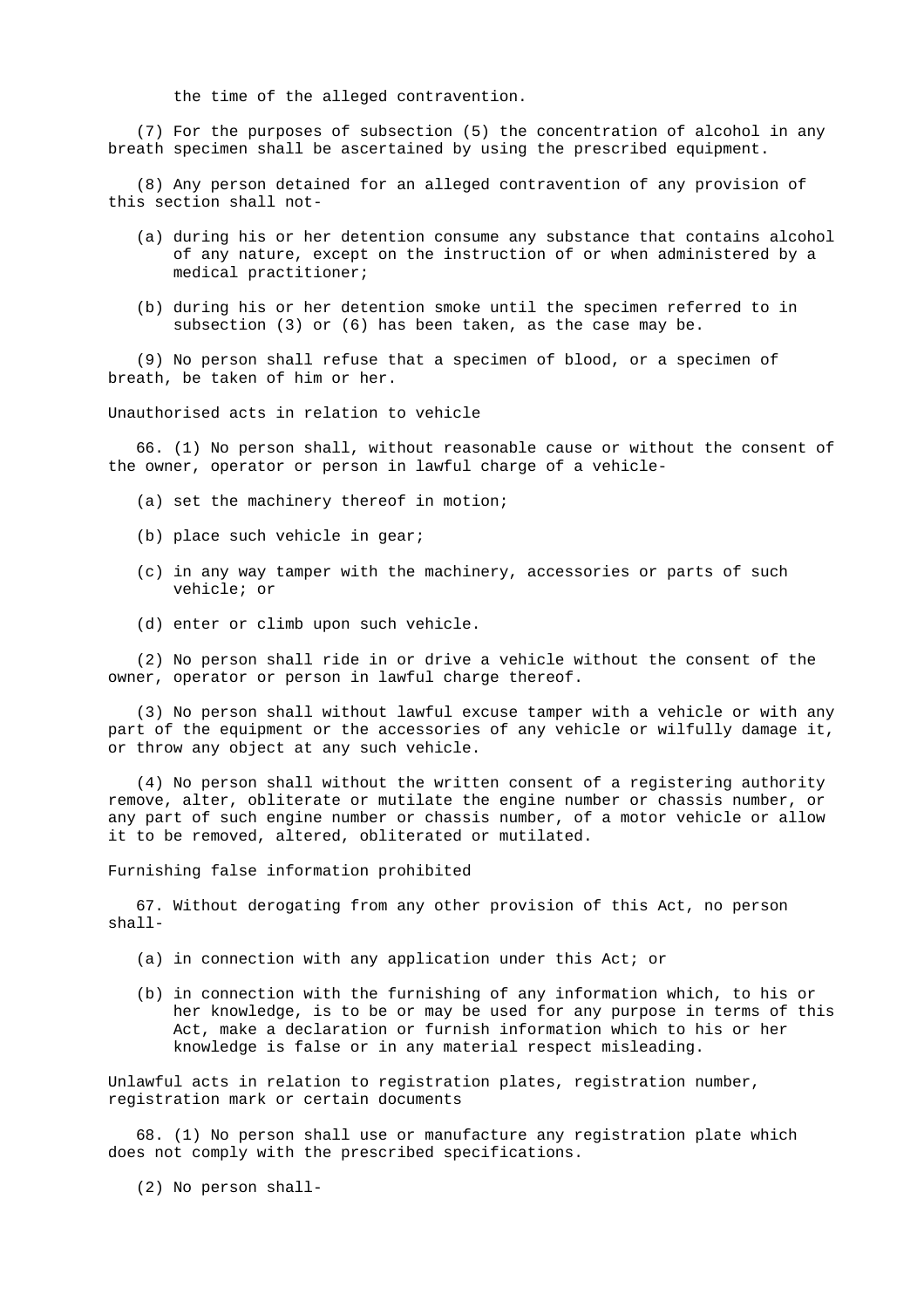the time of the alleged contravention.

(7) For the purposes of subsection (5) the concentration of alcohol in any breath specimen shall be ascertained by using the prescribed equipment.

(8) Any person detained for an alleged contravention of any provision of this section shall not-

- (a) during his or her detention consume any substance that contains alcohol of any nature, except on the instruction of or when administered by a medical practitioner;
- (b) during his or her detention smoke until the specimen referred to in subsection (3) or (6) has been taken, as the case may be.

(9) No person shall refuse that a specimen of blood, or a specimen of breath, be taken of him or her.

Unauthorised acts in relation to vehicle

66. (1) No person shall, without reasonable cause or without the consent of the owner, operator or person in lawful charge of a vehicle-

- (a) set the machinery thereof in motion;
- (b) place such vehicle in gear;
- (c) in any way tamper with the machinery, accessories or parts of such vehicle; or
- (d) enter or climb upon such vehicle.

(2) No person shall ride in or drive a vehicle without the consent of the owner, operator or person in lawful charge thereof.

(3) No person shall without lawful excuse tamper with a vehicle or with any part of the equipment or the accessories of any vehicle or wilfully damage it, or throw any object at any such vehicle.

(4) No person shall without the written consent of a registering authority remove, alter, obliterate or mutilate the engine number or chassis number, or any part of such engine number or chassis number, of a motor vehicle or allow it to be removed, altered, obliterated or mutilated.

Furnishing false information prohibited

67. Without derogating from any other provision of this Act, no person shall-

- (a) in connection with any application under this Act; or
- (b) in connection with the furnishing of any information which, to his or her knowledge, is to be or may be used for any purpose in terms of this Act, make a declaration or furnish information which to his or her knowledge is false or in any material respect misleading.

Unlawful acts in relation to registration plates, registration number, registration mark or certain documents

68. (1) No person shall use or manufacture any registration plate which does not comply with the prescribed specifications.

(2) No person shall-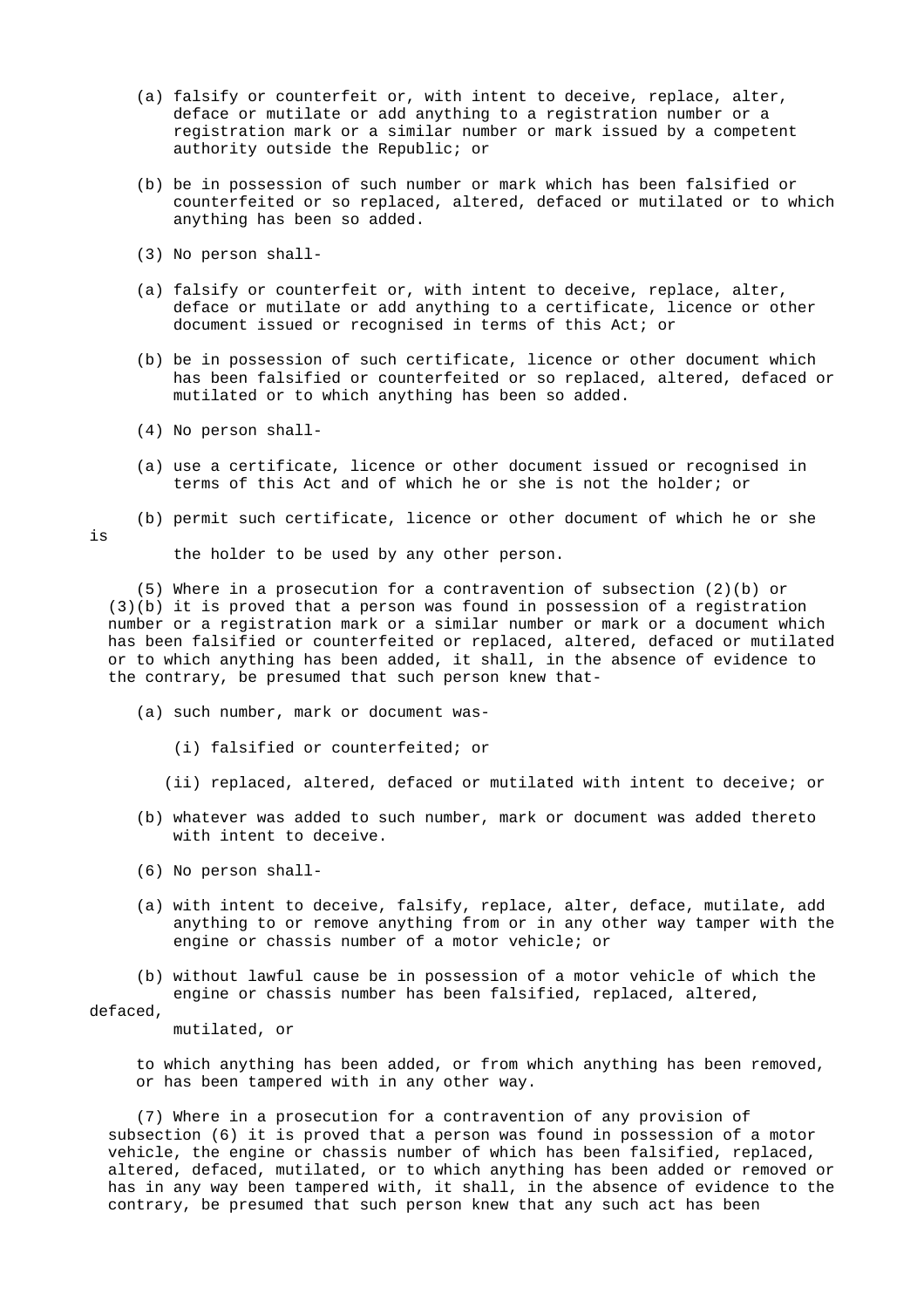(a) falsify or counterfeit or, with intent to deceive, replace, alter, deface or mutilate or add anything to a registration number or a registration mark or a similar number or mark issued by a competent authority outside the Republic; or

(b) be in possession of such number or mark which has been falsified or counterfeited or so replaced, altered, defaced or mutilated or to which anything has been so added.

(3) No person shall-

(a) falsify or counterfeit or, with intent to deceive, replace, alter, deface or mutilate or add anything to a certificate, licence or other document issued or recognised in terms of this Act; or

(b) be in possession of such certificate, licence or other document which has been falsified or counterfeited or so replaced, altered, defaced or mutilated or to which anything has been so added.

(4) No person shall-

(a) use a certificate, licence or other document issued or recognised in terms of this Act and of which he or she is not the holder; or

(b) permit such certificate, licence or other document of which he or she is the holder to be used by any other person.

(5) Where in a prosecution for a contravention of subsection (2)(b) or (3)(b) it is proved that a person was found in possession of a registration number or a registration mark or a similar number or mark or a document which has been falsified or counterfeited or replaced, altered, defaced or mutilated or to which anything has been added, it shall, in the absence of evidence to the contrary, be presumed that such person knew that-

(a) such number, mark or document was-

(i) falsified or counterfeited; or

(ii) replaced, altered, defaced or mutilated with intent to deceive; or

(b) whatever was added to such number, mark or document was added thereto with intent to deceive.

(6) No person shall-

(a) with intent to deceive, falsify, replace, alter, deface, mutilate, add anything to or remove anything from or in any other way tamper with the engine or chassis number of a motor vehicle; or

(b) without lawful cause be in possession of a motor vehicle of which the engine or chassis number has been falsified, replaced, altered, defaced, mutilated, or

to which anything has been added, or from which anything has been removed, or has been tampered with in any other way.

(7) Where in a prosecution for a contravention of any provision of subsection (6) it is proved that a person was found in possession of a motor vehicle, the engine or chassis number of which has been falsified, replaced, altered, defaced, mutilated, or to which anything has been added or removed or has in any way been tampered with, it shall, in the absence of evidence to the contrary, be presumed that such person knew that any such act has been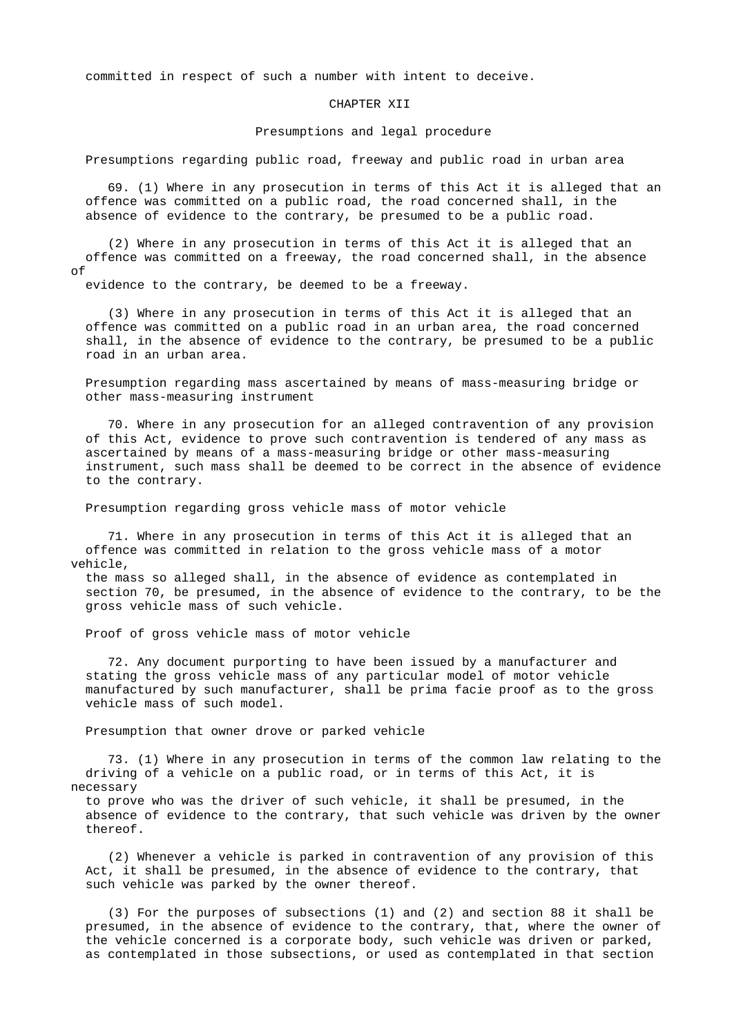committed in respect of such a number with intent to deceive.

## CHAPTER XII

## Presumptions and legal procedure

### Presumptions regarding public road, freeway and public road in urban area

69. (1) Where in any prosecution in terms of this Act it is alleged that an offence was committed on a public road, the road concerned shall, in the absence of evidence to the contrary, be presumed to be a public road.

(2) Where in any prosecution in terms of this Act it is alleged that an offence was committed on a freeway, the road concerned shall, in the absence of evidence to the contrary, be deemed to be a freeway.

(3) Where in any prosecution in terms of this Act it is alleged that an offence was committed on a public road in an urban area, the road concerned shall, in the absence of evidence to the contrary, be presumed to be a public road in an urban area.

### Presumption regarding mass ascertained by means of mass-measuring bridge or other mass-measuring instrument

70. Where in any prosecution for an alleged contravention of any provision of this Act, evidence to prove such contravention is tendered of any mass as ascertained by means of a mass-measuring bridge or other mass-measuring instrument, such mass shall be deemed to be correct in the absence of evidence to the contrary.

### Presumption regarding gross vehicle mass of motor vehicle

71. Where in any prosecution in terms of this Act it is alleged that an offence was committed in relation to the gross vehicle mass of a motor vehicle, the mass so alleged shall, in the absence of evidence as contemplated in section 70, be presumed, in the absence of evidence to the contrary, to be the gross vehicle mass of such vehicle.

### Proof of gross vehicle mass of motor vehicle

72. Any document purporting to have been issued by a manufacturer and stating the gross vehicle mass of any particular model of motor vehicle manufactured by such manufacturer, shall be prima facie proof as to the gross vehicle mass of such model.

### Presumption that owner drove or parked vehicle

73. (1) Where in any prosecution in terms of the common law relating to the driving of a vehicle on a public road, or in terms of this Act, it is necessary to prove who was the driver of such vehicle, it shall be presumed, in the absence of evidence to the contrary, that such vehicle was driven by the owner thereof.

(2) Whenever a vehicle is parked in contravention of any provision of this Act, it shall be presumed, in the absence of evidence to the contrary, that such vehicle was parked by the owner thereof.

(3) For the purposes of subsections (1) and (2) and section 88 it shall be presumed, in the absence of evidence to the contrary, that, where the owner of the vehicle concerned is a corporate body, such vehicle was driven or parked, as contemplated in those subsections, or used as contemplated in that section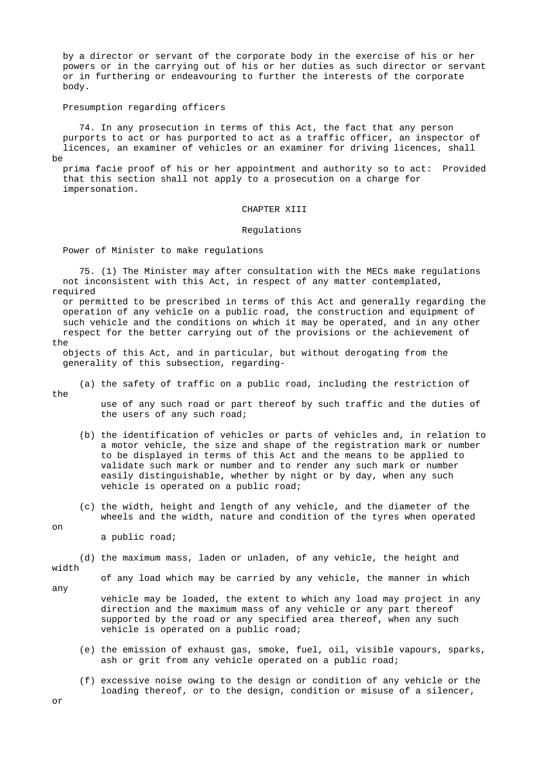by a director or servant of the corporate body in the exercise of his or her powers or in the carrying out of his or her duties as such director or servant or in furthering or endeavouring to further the interests of the corporate body.

Presumption regarding officers

74. In any prosecution in terms of this Act, the fact that any person purports to act or has purported to act as a traffic officer, an inspector of licences, an examiner of vehicles or an examiner for driving licences, shall be prima facie proof of his or her appointment and authority so to act: Provided that this section shall not apply to a prosecution on a charge for impersonation.

## CHAPTER XIII

## Regulations

Power of Minister to make regulations

75. (1) The Minister may after consultation with the MECs make regulations not inconsistent with this Act, in respect of any matter contemplated, required or permitted to be prescribed in terms of this Act and generally regarding the operation of any vehicle on a public road, the construction and equipment of such vehicle and the conditions on which it may be operated, and in any other respect for the better carrying out of the provisions or the achievement of the objects of this Act, and in particular, but without derogating from the generality of this subsection, regarding-

(a) the safety of traffic on a public road, including the restriction of the use of any such road or part thereof by such traffic and the duties of the users of any such road;

(b) the identification of vehicles or parts of vehicles and, in relation to a motor vehicle, the size and shape of the registration mark or number to be displayed in terms of this Act and the means to be applied to validate such mark or number and to render any such mark or number easily distinguishable, whether by night or by day, when any such vehicle is operated on a public road;

(c) the width, height and length of any vehicle, and the diameter of the wheels and the width, nature and condition of the tyres when operated on a public road;

(d) the maximum mass, laden or unladen, of any vehicle, the height and width of any load which may be carried by any vehicle, the manner in which any vehicle may be loaded, the extent to which any load may project in any direction and the maximum mass of any vehicle or any part thereof supported by the road or any specified area thereof, when any such vehicle is operated on a public road;

(e) the emission of exhaust gas, smoke, fuel, oil, visible vapours, sparks, ash or grit from any vehicle operated on a public road;

(f) excessive noise owing to the design or condition of any vehicle or the loading thereof, or to the design, condition or misuse of a silencer, or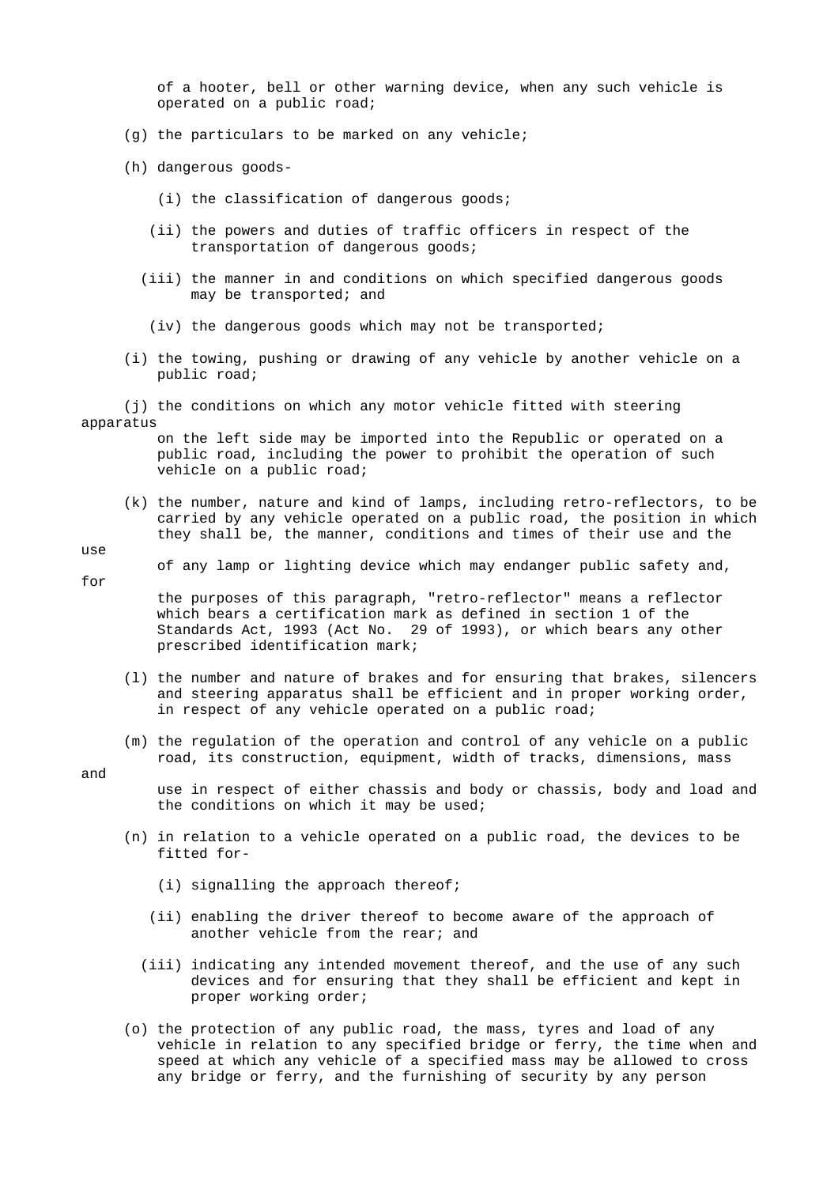of a hooter, bell or other warning device, when any such vehicle is operated on a public road;

(g) the particulars to be marked on any vehicle;

(h) dangerous goods-

(i) the classification of dangerous goods;

(ii) the powers and duties of traffic officers in respect of the transportation of dangerous goods;

(iii) the manner in and conditions on which specified dangerous goods may be transported; and

(iv) the dangerous goods which may not be transported;

(i) the towing, pushing or drawing of any vehicle by another vehicle on a public road;

(j) the conditions on which any motor vehicle fitted with steering apparatus on the left side may be imported into the Republic or operated on a public road, including the power to prohibit the operation of such vehicle on a public road;

(k) the number, nature and kind of lamps, including retro-reflectors, to be carried by any vehicle operated on a public road, the position in which they shall be, the manner, conditions and times of their use and the use of any lamp or lighting device which may endanger public safety and, for the purposes of this paragraph, "retro-reflector" means a reflector which bears a certification mark as defined in section 1 of the Standards Act, 1993 (Act No. 29 of 1993), or which bears any other prescribed identification mark;

(l) the number and nature of brakes and for ensuring that brakes, silencers and steering apparatus shall be efficient and in proper working order, in respect of any vehicle operated on a public road;

(m) the regulation of the operation and control of any vehicle on a public road, its construction, equipment, width of tracks, dimensions, mass and use in respect of either chassis and body or chassis, body and load and the conditions on which it may be used;

(n) in relation to a vehicle operated on a public road, the devices to be fitted for-

(i) signalling the approach thereof;

(ii) enabling the driver thereof to become aware of the approach of another vehicle from the rear; and

(iii) indicating any intended movement thereof, and the use of any such devices and for ensuring that they shall be efficient and kept in proper working order;

(o) the protection of any public road, the mass, tyres and load of any vehicle in relation to any specified bridge or ferry, the time when and speed at which any vehicle of a specified mass may be allowed to cross any bridge or ferry, and the furnishing of security by any person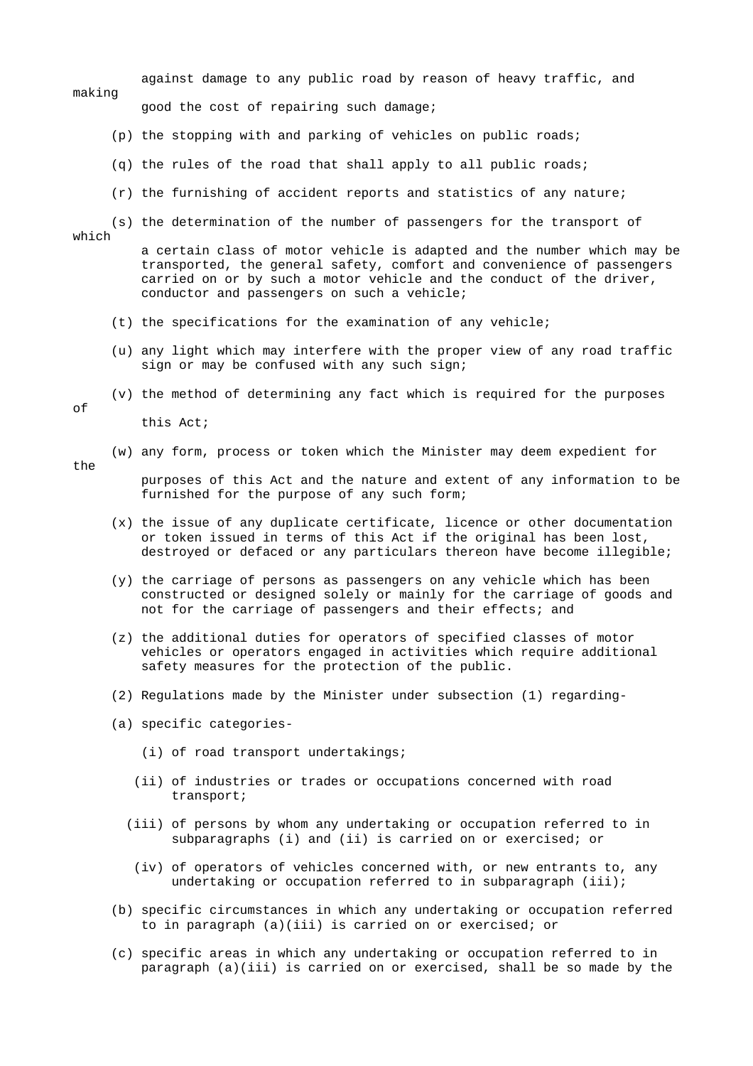against damage to any public road by reason of heavy traffic, and making good the cost of repairing such damage;

(p) the stopping with and parking of vehicles on public roads;

(q) the rules of the road that shall apply to all public roads;

(r) the furnishing of accident reports and statistics of any nature;

(s) the determination of the number of passengers for the transport of which a certain class of motor vehicle is adapted and the number which may be transported, the general safety, comfort and convenience of passengers carried on or by such a motor vehicle and the conduct of the driver, conductor and passengers on such a vehicle;

(t) the specifications for the examination of any vehicle;

(u) any light which may interfere with the proper view of any road traffic sign or may be confused with any such sign;

(v) the method of determining any fact which is required for the purposes of this Act;

(w) any form, process or token which the Minister may deem expedient for the purposes of this Act and the nature and extent of any information to be furnished for the purpose of any such form;

(x) the issue of any duplicate certificate, licence or other documentation or token issued in terms of this Act if the original has been lost, destroyed or defaced or any particulars thereon have become illegible;

(y) the carriage of persons as passengers on any vehicle which has been constructed or designed solely or mainly for the carriage of goods and not for the carriage of passengers and their effects; and

(z) the additional duties for operators of specified classes of motor vehicles or operators engaged in activities which require additional safety measures for the protection of the public.

(2) Regulations made by the Minister under subsection (1) regarding-

(a) specific categories-

(i) of road transport undertakings;

(ii) of industries or trades or occupations concerned with road transport;

(iii) of persons by whom any undertaking or occupation referred to in subparagraphs (i) and (ii) is carried on or exercised; or

(iv) of operators of vehicles concerned with, or new entrants to, any undertaking or occupation referred to in subparagraph (iii);

(b) specific circumstances in which any undertaking or occupation referred to in paragraph (a)(iii) is carried on or exercised; or

(c) specific areas in which any undertaking or occupation referred to in paragraph (a)(iii) is carried on or exercised, shall be so made by the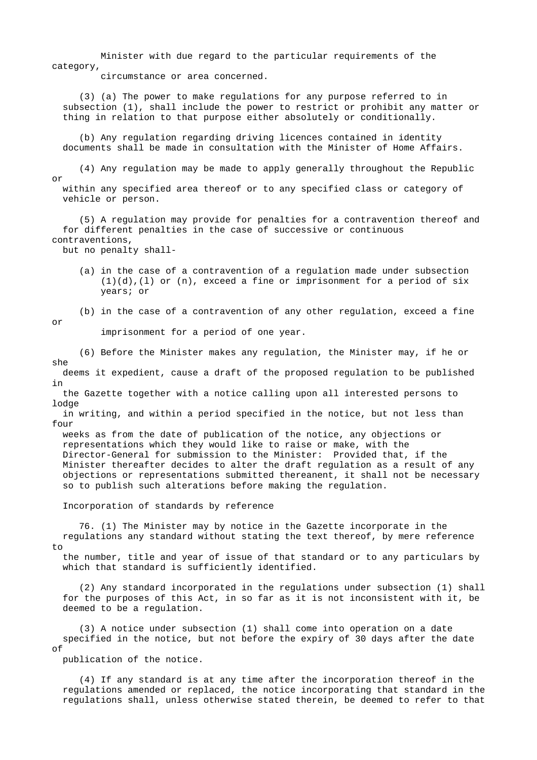Minister with due regard to the particular requirements of the category, circumstance or area concerned.

(3) (a) The power to make regulations for any purpose referred to in subsection (1), shall include the power to restrict or prohibit any matter or thing in relation to that purpose either absolutely or conditionally.

(b) Any regulation regarding driving licences contained in identity documents shall be made in consultation with the Minister of Home Affairs.

(4) Any regulation may be made to apply generally throughout the Republic or within any specified area thereof or to any specified class or category of vehicle or person.

(5) A regulation may provide for penalties for a contravention thereof and for different penalties in the case of successive or continuous contraventions, but no penalty shall-

(a) in the case of a contravention of a regulation made under subsection (1)(d),(l) or (n), exceed a fine or imprisonment for a period of six years; or

(b) in the case of a contravention of any other regulation, exceed a fine or imprisonment for a period of one year.

(6) Before the Minister makes any regulation, the Minister may, if he or she deems it expedient, cause a draft of the proposed regulation to be published in the Gazette together with a notice calling upon all interested persons to lodge in writing, and within a period specified in the notice, but not less than four weeks as from the date of publication of the notice, any objections or representations which they would like to raise or make, with the Director-General for submission to the Minister: Provided that, if the Minister thereafter decides to alter the draft regulation as a result of any objections or representations submitted thereanent, it shall not be necessary so to publish such alterations before making the regulation.

Incorporation of standards by reference

76. (1) The Minister may by notice in the Gazette incorporate in the regulations any standard without stating the text thereof, by mere reference to the number, title and year of issue of that standard or to any particulars by which that standard is sufficiently identified.

(2) Any standard incorporated in the regulations under subsection (1) shall for the purposes of this Act, in so far as it is not inconsistent with it, be deemed to be a regulation.

(3) A notice under subsection (1) shall come into operation on a date specified in the notice, but not before the expiry of 30 days after the date of publication of the notice.

(4) If any standard is at any time after the incorporation thereof in the regulations amended or replaced, the notice incorporating that standard in the regulations shall, unless otherwise stated therein, be deemed to refer to that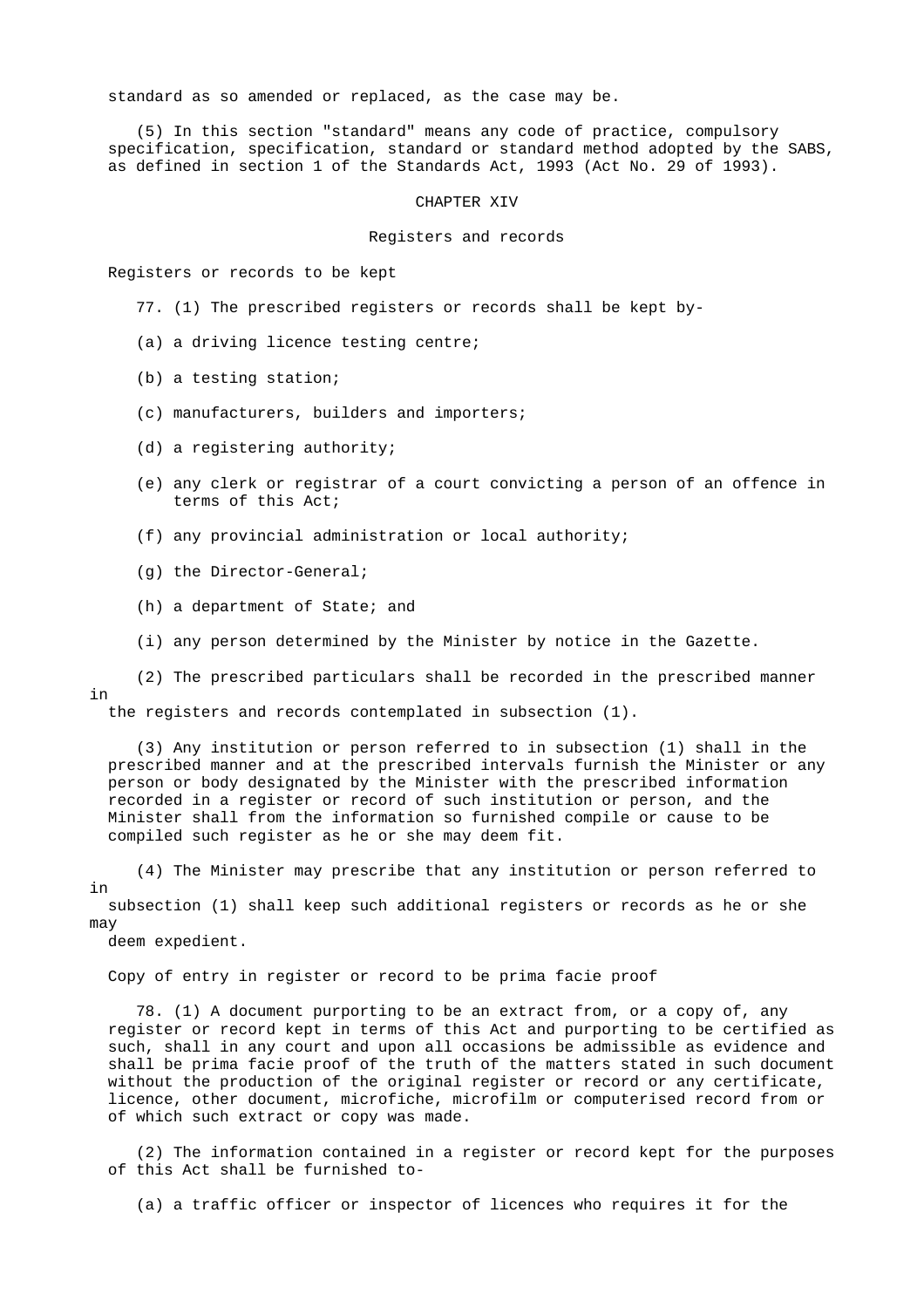standard as so amended or replaced, as the case may be.

(5) In this section "standard" means any code of practice, compulsory specification, specification, standard or standard method adopted by the SABS, as defined in section 1 of the Standards Act, 1993 (Act No. 29 of 1993).

## CHAPTER XIV

## Registers and records

### Registers or records to be kept

77. (1) The prescribed registers or records shall be kept by-

(a) a driving licence testing centre;

(b) a testing station;

(c) manufacturers, builders and importers;

(d) a registering authority;

(e) any clerk or registrar of a court convicting a person of an offence in terms of this Act;

(f) any provincial administration or local authority;

(g) the Director-General;

(h) a department of State; and

(i) any person determined by the Minister by notice in the Gazette.

(2) The prescribed particulars shall be recorded in the prescribed manner in the registers and records contemplated in subsection (1).

(3) Any institution or person referred to in subsection (1) shall in the prescribed manner and at the prescribed intervals furnish the Minister or any person or body designated by the Minister with the prescribed information recorded in a register or record of such institution or person, and the Minister shall from the information so furnished compile or cause to be compiled such register as he or she may deem fit.

(4) The Minister may prescribe that any institution or person referred to in subsection (1) shall keep such additional registers or records as he or she may deem expedient.

### Copy of entry in register or record to be prima facie proof

78. (1) A document purporting to be an extract from, or a copy of, any register or record kept in terms of this Act and purporting to be certified as such, shall in any court and upon all occasions be admissible as evidence and shall be prima facie proof of the truth of the matters stated in such document without the production of the original register or record or any certificate, licence, other document, microfiche, microfilm or computerised record from or of which such extract or copy was made.

(2) The information contained in a register or record kept for the purposes of this Act shall be furnished to-

(a) a traffic officer or inspector of licences who requires it for the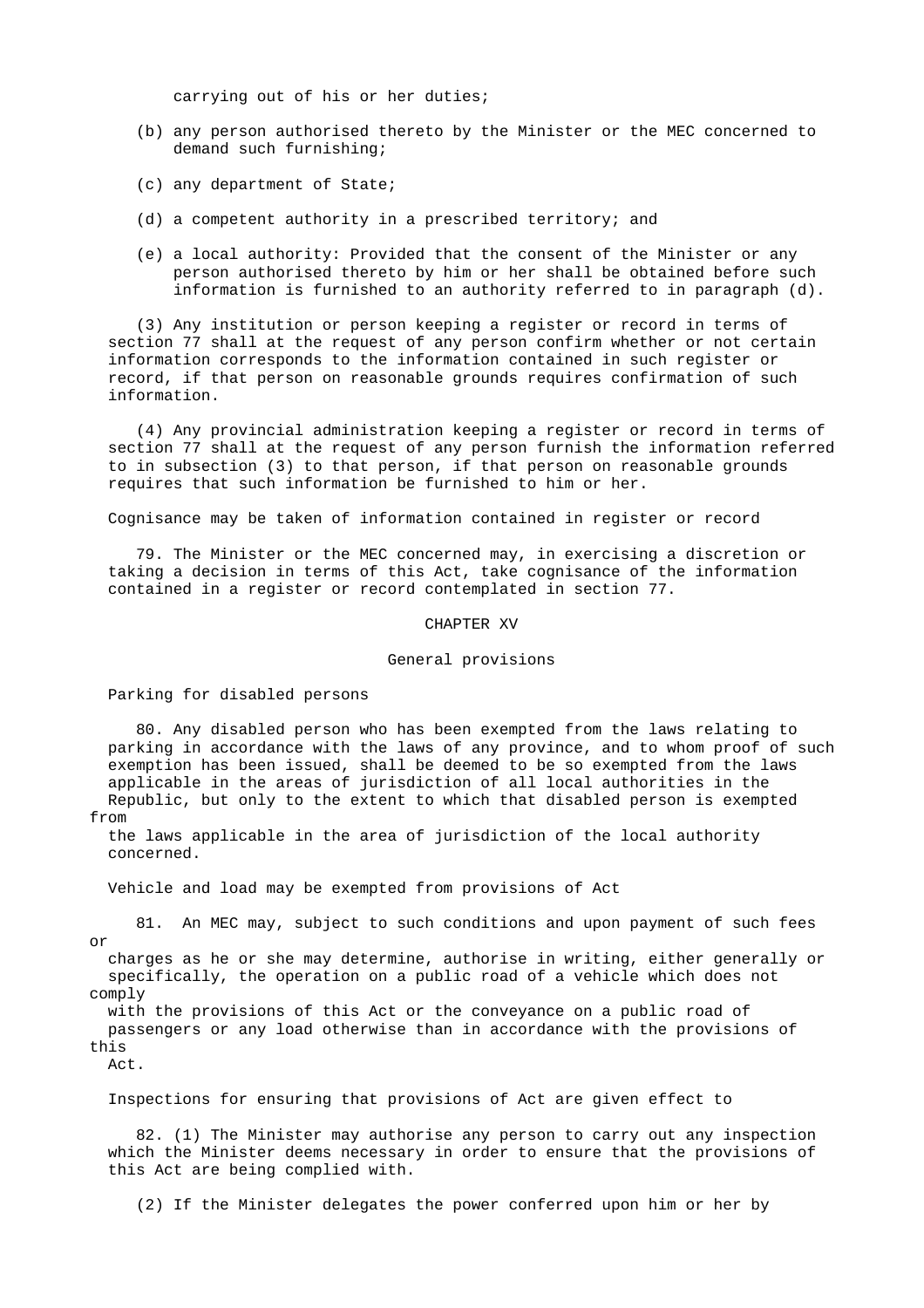carrying out of his or her duties;

(b) any person authorised thereto by the Minister or the MEC concerned to demand such furnishing;

(c) any department of State;

(d) a competent authority in a prescribed territory; and

(e) a local authority: Provided that the consent of the Minister or any person authorised thereto by him or her shall be obtained before such information is furnished to an authority referred to in paragraph (d).

(3) Any institution or person keeping a register or record in terms of section 77 shall at the request of any person confirm whether or not certain information corresponds to the information contained in such register or record, if that person on reasonable grounds requires confirmation of such information.

(4) Any provincial administration keeping a register or record in terms of section 77 shall at the request of any person furnish the information referred to in subsection (3) to that person, if that person on reasonable grounds requires that such information be furnished to him or her.

### Cognisance may be taken of information contained in register or record

79. The Minister or the MEC concerned may, in exercising a discretion or taking a decision in terms of this Act, take cognisance of the information contained in a register or record contemplated in section 77.

## CHAPTER XV

## General provisions

### Parking for disabled persons

80. Any disabled person who has been exempted from the laws relating to parking in accordance with the laws of any province, and to whom proof of such exemption has been issued, shall be deemed to be so exempted from the laws applicable in the areas of jurisdiction of all local authorities in the Republic, but only to the extent to which that disabled person is exempted from the laws applicable in the area of jurisdiction of the local authority concerned.

### Vehicle and load may be exempted from provisions of Act

81. An MEC may, subject to such conditions and upon payment of such fees or charges as he or she may determine, authorise in writing, either generally or specifically, the operation on a public road of a vehicle which does not comply with the provisions of this Act or the conveyance on a public road of passengers or any load otherwise than in accordance with the provisions of this Act.

### Inspections for ensuring that provisions of Act are given effect to

82. (1) The Minister may authorise any person to carry out any inspection which the Minister deems necessary in order to ensure that the provisions of this Act are being complied with.

(2) If the Minister delegates the power conferred upon him or her by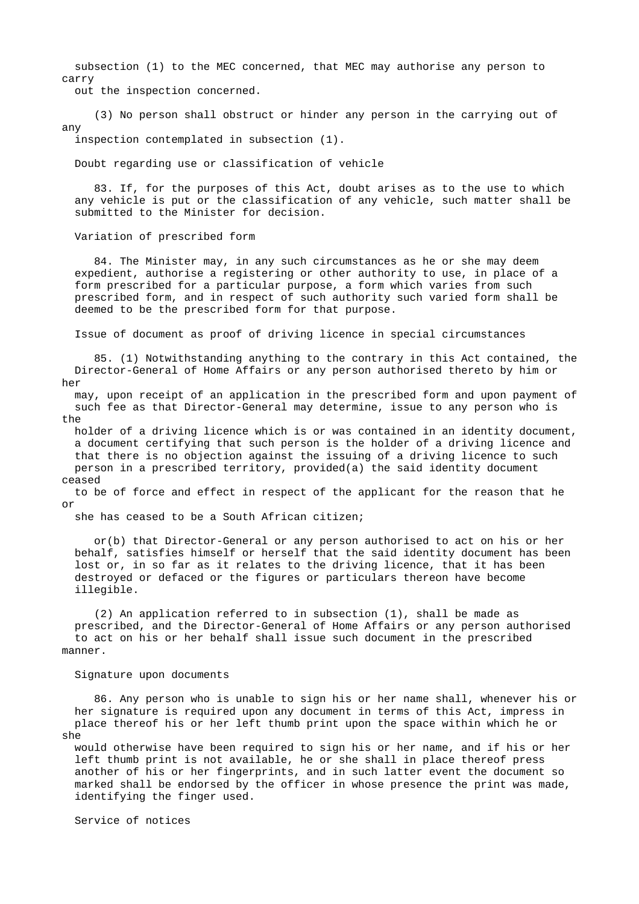subsection (1) to the MEC concerned, that MEC may authorise any person to carry out the inspection concerned.

(3) No person shall obstruct or hinder any person in the carrying out of any inspection contemplated in subsection (1).

### Doubt regarding use or classification of vehicle

83. If, for the purposes of this Act, doubt arises as to the use to which any vehicle is put or the classification of any vehicle, such matter shall be submitted to the Minister for decision.

### Variation of prescribed form

84. The Minister may, in any such circumstances as he or she may deem expedient, authorise a registering or other authority to use, in place of a form prescribed for a particular purpose, a form which varies from such prescribed form, and in respect of such authority such varied form shall be deemed to be the prescribed form for that purpose.

### Issue of document as proof of driving licence in special circumstances

85. (1) Notwithstanding anything to the contrary in this Act contained, the Director-General of Home Affairs or any person authorised thereto by him or her may, upon receipt of an application in the prescribed form and upon payment of such fee as that Director-General may determine, issue to any person who is the holder of a driving licence which is or was contained in an identity document, a document certifying that such person is the holder of a driving licence and that there is no objection against the issuing of a driving licence to such person in a prescribed territory, provided(a) the said identity document ceased to be of force and effect in respect of the applicant for the reason that he or she has ceased to be a South African citizen;

or(b) that Director-General or any person authorised to act on his or her behalf, satisfies himself or herself that the said identity document has been lost or, in so far as it relates to the driving licence, that it has been destroyed or defaced or the figures or particulars thereon have become illegible.

(2) An application referred to in subsection (1), shall be made as prescribed, and the Director-General of Home Affairs or any person authorised to act on his or her behalf shall issue such document in the prescribed manner.

### Signature upon documents

86. Any person who is unable to sign his or her name shall, whenever his or her signature is required upon any document in terms of this Act, impress in place thereof his or her left thumb print upon the space within which he or she would otherwise have been required to sign his or her name, and if his or her left thumb print is not available, he or she shall in place thereof press another of his or her fingerprints, and in such latter event the document so marked shall be endorsed by the officer in whose presence the print was made, identifying the finger used.

### Service of notices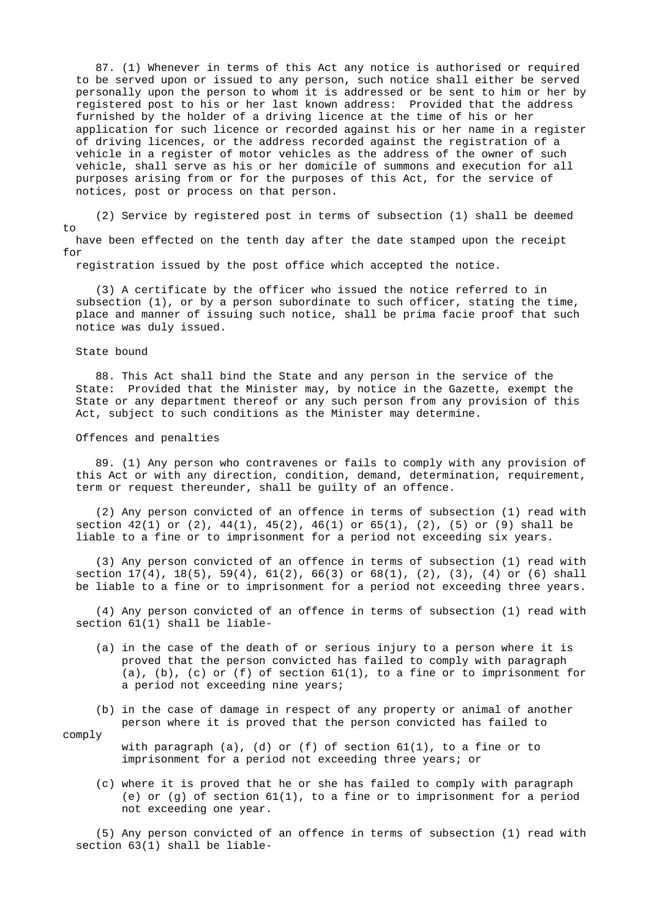87. (1) Whenever in terms of this Act any notice is authorised or required to be served upon or issued to any person, such notice shall either be served personally upon the person to whom it is addressed or be sent to him or her by registered post to his or her last known address: Provided that the address furnished by the holder of a driving licence at the time of his or her application for such licence or recorded against his or her name in a register of driving licences, or the address recorded against the registration of a vehicle in a register of motor vehicles as the address of the owner of such vehicle, shall serve as his or her domicile of summons and execution for all purposes arising from or for the purposes of this Act, for the service of notices, post or process on that person.

(2) Service by registered post in terms of subsection (1) shall be deemed to have been effected on the tenth day after the date stamped upon the receipt for registration issued by the post office which accepted the notice.

(3) A certificate by the officer who issued the notice referred to in subsection (1), or by a person subordinate to such officer, stating the time, place and manner of issuing such notice, shall be prima facie proof that such notice was duly issued.

State bound

88. This Act shall bind the State and any person in the service of the State: Provided that the Minister may, by notice in the Gazette, exempt the State or any department thereof or any such person from any provision of this Act, subject to such conditions as the Minister may determine.

Offences and penalties

89. (1) Any person who contravenes or fails to comply with any provision of this Act or with any direction, condition, demand, determination, requirement, term or request thereunder, shall be guilty of an offence.

(2) Any person convicted of an offence in terms of subsection (1) read with section 42(1) or (2), 44(1), 45(2), 46(1) or 65(1), (2), (5) or (9) shall be liable to a fine or to imprisonment for a period not exceeding six years.

(3) Any person convicted of an offence in terms of subsection (1) read with section 17(4), 18(5), 59(4), 61(2), 66(3) or 68(1), (2), (3), (4) or (6) shall be liable to a fine or to imprisonment for a period not exceeding three years.

(4) Any person convicted of an offence in terms of subsection (1) read with section 61(1) shall be liable-

(a) in the case of the death of or serious injury to a person where it is proved that the person convicted has failed to comply with paragraph (a), (b), (c) or (f) of section 61(1), to a fine or to imprisonment for a period not exceeding nine years;

(b) in the case of damage in respect of any property or animal of another person where it is proved that the person convicted has failed to comply with paragraph (a), (d) or (f) of section 61(1), to a fine or to imprisonment for a period not exceeding three years; or

(c) where it is proved that he or she has failed to comply with paragraph (e) or (g) of section 61(1), to a fine or to imprisonment for a period not exceeding one year.

(5) Any person convicted of an offence in terms of subsection (1) read with section 63(1) shall be liable-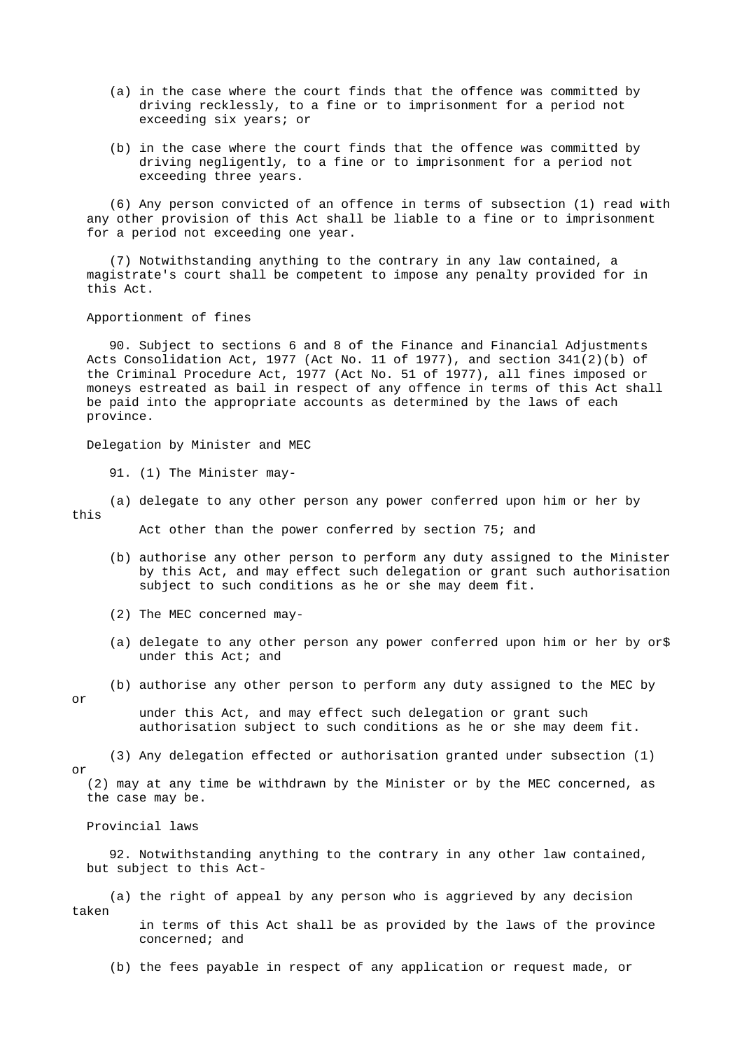(a) in the case where the court finds that the offence was committed by driving recklessly, to a fine or to imprisonment for a period not exceeding six years; or

(b) in the case where the court finds that the offence was committed by driving negligently, to a fine or to imprisonment for a period not exceeding three years.

(6) Any person convicted of an offence in terms of subsection (1) read with any other provision of this Act shall be liable to a fine or to imprisonment for a period not exceeding one year.

(7) Notwithstanding anything to the contrary in any law contained, a magistrate's court shall be competent to impose any penalty provided for in this Act.

Apportionment of fines

90. Subject to sections 6 and 8 of the Finance and Financial Adjustments Acts Consolidation Act, 1977 (Act No. 11 of 1977), and section 341(2)(b) of the Criminal Procedure Act, 1977 (Act No. 51 of 1977), all fines imposed or moneys estreated as bail in respect of any offence in terms of this Act shall be paid into the appropriate accounts as determined by the laws of each province.

Delegation by Minister and MEC

91. (1) The Minister may-

(a) delegate to any other person any power conferred upon him or her by this Act other than the power conferred by section 75; and

(b) authorise any other person to perform any duty assigned to the Minister by this Act, and may effect such delegation or grant such authorisation subject to such conditions as he or she may deem fit.

(2) The MEC concerned may-

(a) delegate to any other person any power conferred upon him or her by or$ under this Act; and

(b) authorise any other person to perform any duty assigned to the MEC by or under this Act, and may effect such delegation or grant such authorisation subject to such conditions as he or she may deem fit.

(3) Any delegation effected or authorisation granted under subsection (1) or (2) may at any time be withdrawn by the Minister or by the MEC concerned, as the case may be.

Provincial laws

92. Notwithstanding anything to the contrary in any other law contained, but subject to this Act-

(a) the right of appeal by any person who is aggrieved by any decision taken in terms of this Act shall be as provided by the laws of the province concerned; and

(b) the fees payable in respect of any application or request made, or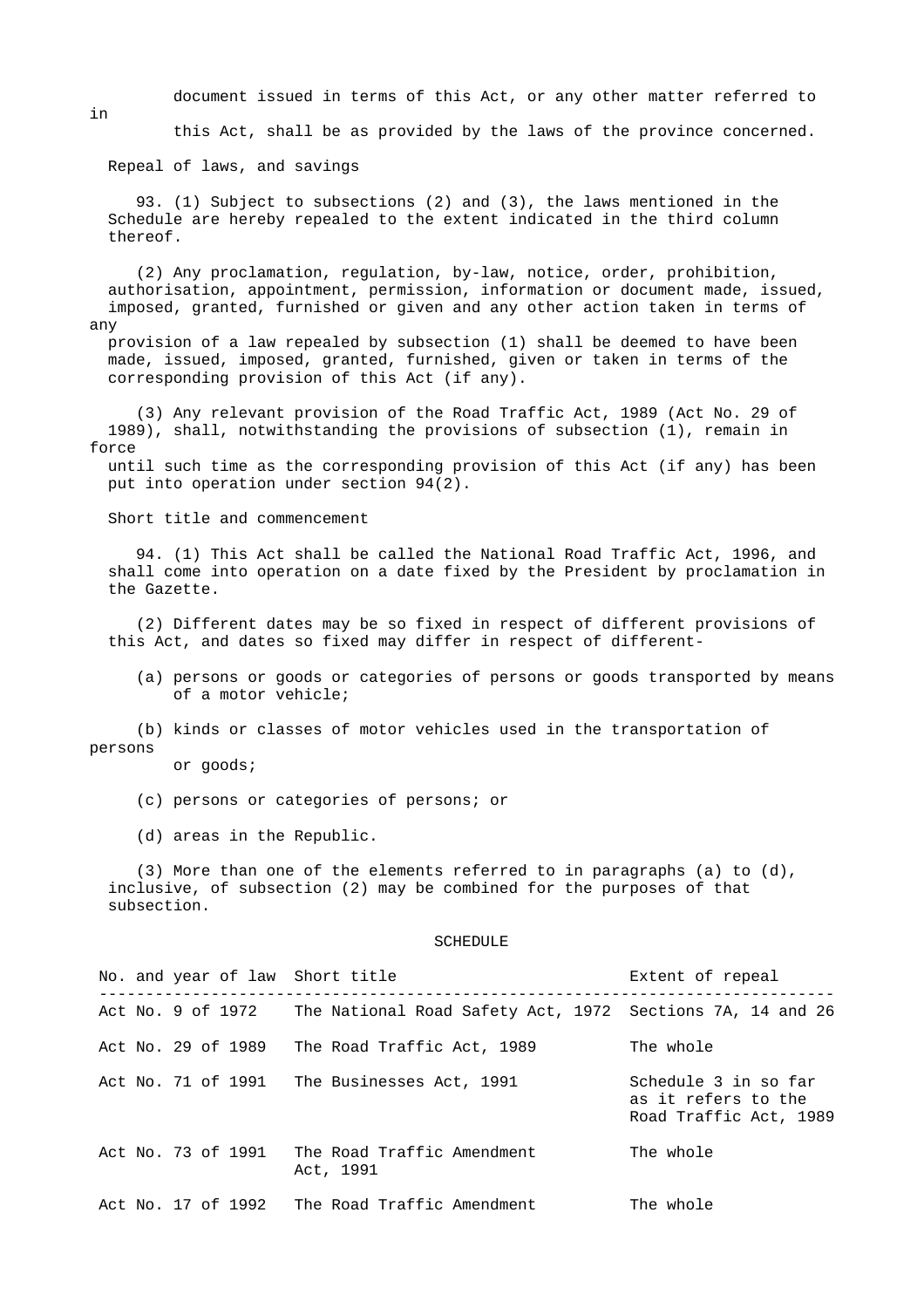document issued in terms of this Act, or any other matter referred to in this Act, shall be as provided by the laws of the province concerned.

Repeal of laws, and savings

93. (1) Subject to subsections (2) and (3), the laws mentioned in the Schedule are hereby repealed to the extent indicated in the third column thereof.

(2) Any proclamation, regulation, by-law, notice, order, prohibition, authorisation, appointment, permission, information or document made, issued, imposed, granted, furnished or given and any other action taken in terms of any provision of a law repealed by subsection (1) shall be deemed to have been made, issued, imposed, granted, furnished, given or taken in terms of the corresponding provision of this Act (if any).

(3) Any relevant provision of the Road Traffic Act, 1989 (Act No. 29 of 1989), shall, notwithstanding the provisions of subsection (1), remain in force until such time as the corresponding provision of this Act (if any) has been put into operation under section 94(2).

Short title and commencement

94. (1) This Act shall be called the National Road Traffic Act, 1996, and shall come into operation on a date fixed by the President by proclamation in the Gazette.

(2) Different dates may be so fixed in respect of different provisions of this Act, and dates so fixed may differ in respect of different-

(a) persons or goods or categories of persons or goods transported by means of a motor vehicle;

(b) kinds or classes of motor vehicles used in the transportation of persons or goods;

(c) persons or categories of persons; or

(d) areas in the Republic.

(3) More than one of the elements referred to in paragraphs (a) to (d), inclusive, of subsection (2) may be combined for the purposes of that subsection.

SCHEDULE

| No. and year of law | Short title | Extent of repeal |
|---|---|---|
| Act No. 9 of 1972 | The National Road Safety Act, 1972 | Sections 7A, 14 and 26 |
| Act No. 29 of 1989 | The Road Traffic Act, 1989 | The whole |
| Act No. 71 of 1991 | The Businesses Act, 1991 | Schedule 3 in so far as it refers to the Road Traffic Act, 1989 |
| Act No. 73 of 1991 | The Road Traffic Amendment Act, 1991 | The whole |
| Act No. 17 of 1992 | The Road Traffic Amendment | The whole |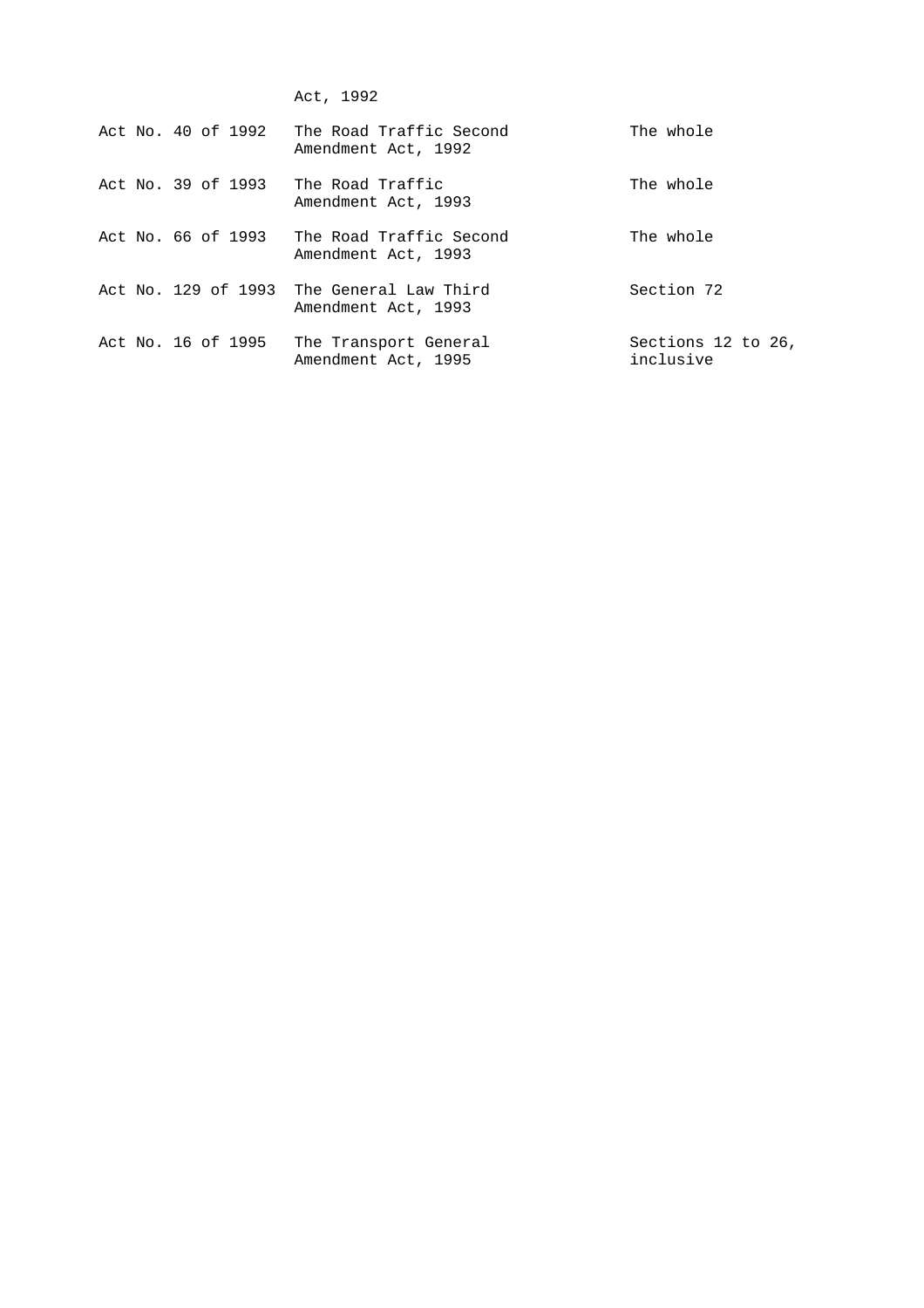| | | |
|---|---|---|
| | Act, 1992 | |
| Act No. 40 of 1992 | The Road Traffic Second Amendment Act, 1992 | The whole |
| Act No. 39 of 1993 | The Road Traffic Amendment Act, 1993 | The whole |
| Act No. 66 of 1993 | The Road Traffic Second Amendment Act, 1993 | The whole |
| Act No. 129 of 1993 | The General Law Third Amendment Act, 1993 | Section 72 |
| Act No. 16 of 1995 | The Transport General Amendment Act, 1995 | Sections 12 to 26, inclusive |